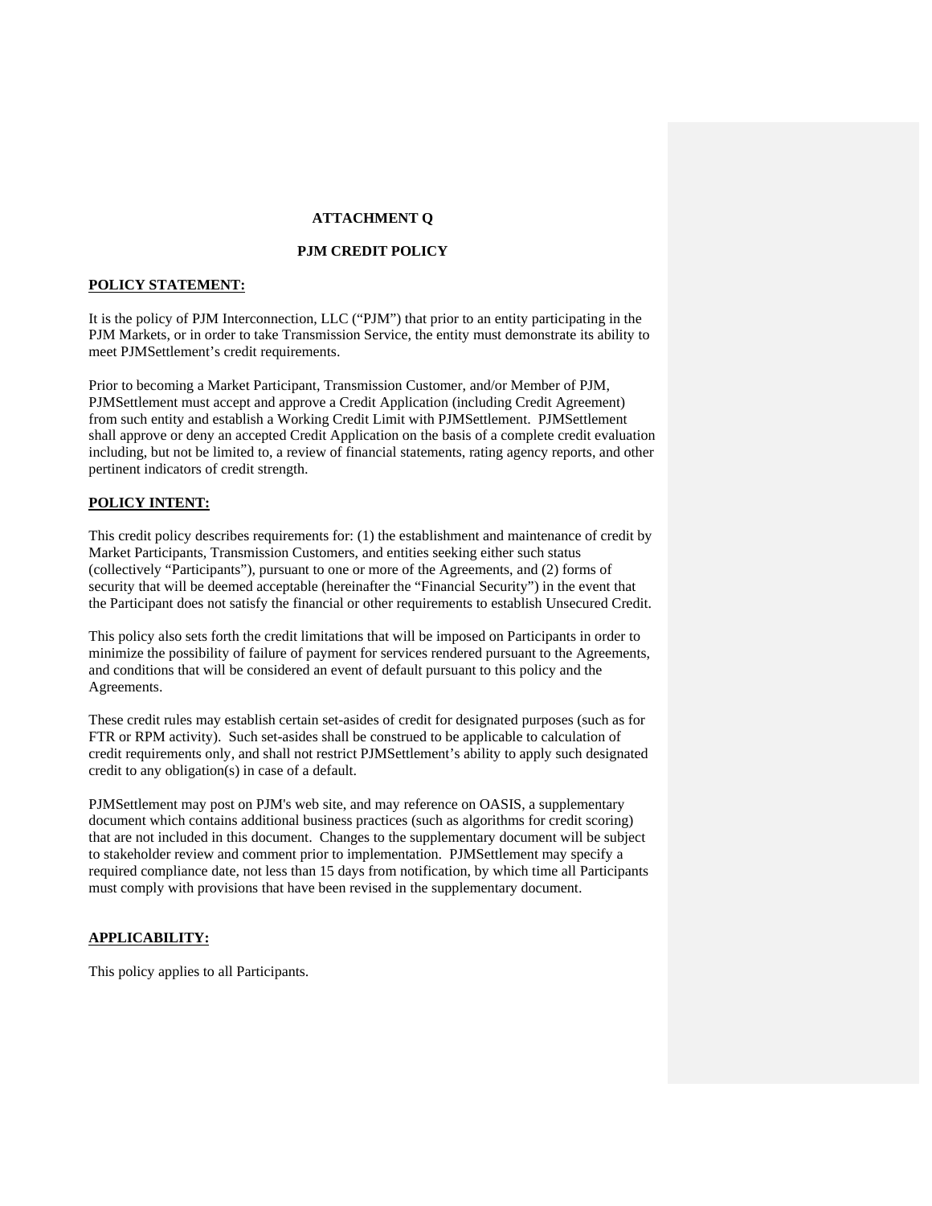# ATTACHMENT Q

## PJM CREDIT POLICY

**POLICY STATEMENT:**

It is the policy of PJM Interconnection, LLC ("PJM") that prior to an entity participating in the PJM Markets, or in order to take Transmission Service, the entity must demonstrate its ability to meet PJMSettlement's credit requirements.

Prior to becoming a Market Participant, Transmission Customer, and/or Member of PJM, PJMSettlement must accept and approve a Credit Application (including Credit Agreement) from such entity and establish a Working Credit Limit with PJMSettlement. PJMSettlement shall approve or deny an accepted Credit Application on the basis of a complete credit evaluation including, but not be limited to, a review of financial statements, rating agency reports, and other pertinent indicators of credit strength.

**POLICY INTENT:**

This credit policy describes requirements for: (1) the establishment and maintenance of credit by Market Participants, Transmission Customers, and entities seeking either such status (collectively "Participants"), pursuant to one or more of the Agreements, and (2) forms of security that will be deemed acceptable (hereinafter the "Financial Security") in the event that the Participant does not satisfy the financial or other requirements to establish Unsecured Credit.

This policy also sets forth the credit limitations that will be imposed on Participants in order to minimize the possibility of failure of payment for services rendered pursuant to the Agreements, and conditions that will be considered an event of default pursuant to this policy and the Agreements.

These credit rules may establish certain set-asides of credit for designated purposes (such as for FTR or RPM activity). Such set-asides shall be construed to be applicable to calculation of credit requirements only, and shall not restrict PJMSettlement's ability to apply such designated credit to any obligation(s) in case of a default.

PJMSettlement may post on PJM's web site, and may reference on OASIS, a supplementary document which contains additional business practices (such as algorithms for credit scoring) that are not included in this document. Changes to the supplementary document will be subject to stakeholder review and comment prior to implementation. PJMSettlement may specify a required compliance date, not less than 15 days from notification, by which time all Participants must comply with provisions that have been revised in the supplementary document.

**APPLICABILITY:**

This policy applies to all Participants.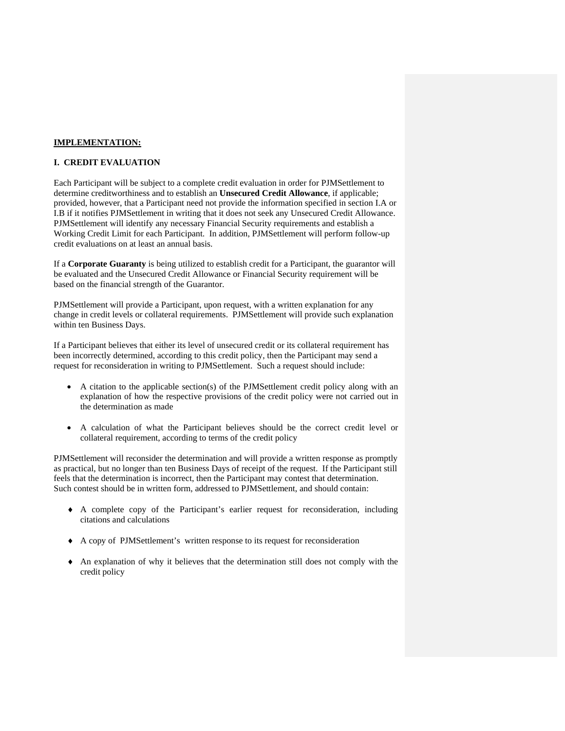**IMPLEMENTATION:**

**I. CREDIT EVALUATION**

Each Participant will be subject to a complete credit evaluation in order for PJMSettlement to determine creditworthiness and to establish an **Unsecured Credit Allowance**, if applicable; provided, however, that a Participant need not provide the information specified in section I.A or I.B if it notifies PJMSettlement in writing that it does not seek any Unsecured Credit Allowance. PJMSettlement will identify any necessary Financial Security requirements and establish a Working Credit Limit for each Participant. In addition, PJMSettlement will perform follow-up credit evaluations on at least an annual basis.

If a **Corporate Guaranty** is being utilized to establish credit for a Participant, the guarantor will be evaluated and the Unsecured Credit Allowance or Financial Security requirement will be based on the financial strength of the Guarantor.

PJMSettlement will provide a Participant, upon request, with a written explanation for any change in credit levels or collateral requirements. PJMSettlement will provide such explanation within ten Business Days.

If a Participant believes that either its level of unsecured credit or its collateral requirement has been incorrectly determined, according to this credit policy, then the Participant may send a request for reconsideration in writing to PJMSettlement. Such a request should include:

- A citation to the applicable section(s) of the PJMSettlement credit policy along with an explanation of how the respective provisions of the credit policy were not carried out in the determination as made
- A calculation of what the Participant believes should be the correct credit level or collateral requirement, according to terms of the credit policy

PJMSettlement will reconsider the determination and will provide a written response as promptly as practical, but no longer than ten Business Days of receipt of the request. If the Participant still feels that the determination is incorrect, then the Participant may contest that determination. Such contest should be in written form, addressed to PJMSettlement, and should contain:

- A complete copy of the Participant's earlier request for reconsideration, including citations and calculations
- A copy of PJMSettlement's written response to its request for reconsideration
- An explanation of why it believes that the determination still does not comply with the credit policy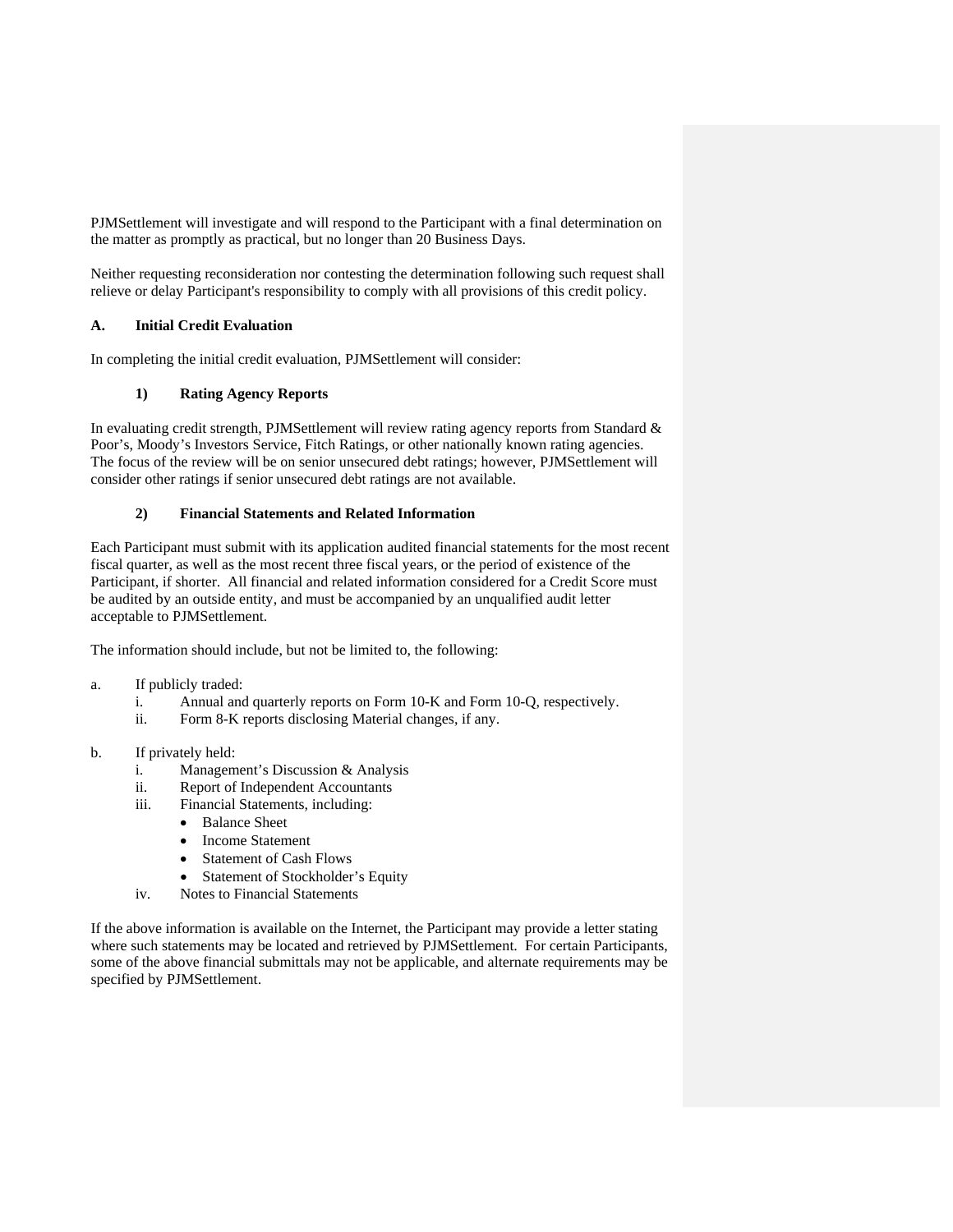PJMSettlement will investigate and will respond to the Participant with a final determination on the matter as promptly as practical, but no longer than 20 Business Days.

Neither requesting reconsideration nor contesting the determination following such request shall relieve or delay Participant's responsibility to comply with all provisions of this credit policy.

### A. Initial Credit Evaluation

In completing the initial credit evaluation, PJMSettlement will consider:

#### 1) Rating Agency Reports

In evaluating credit strength, PJMSettlement will review rating agency reports from Standard & Poor's, Moody's Investors Service, Fitch Ratings, or other nationally known rating agencies. The focus of the review will be on senior unsecured debt ratings; however, PJMSettlement will consider other ratings if senior unsecured debt ratings are not available.

#### 2) Financial Statements and Related Information

Each Participant must submit with its application audited financial statements for the most recent fiscal quarter, as well as the most recent three fiscal years, or the period of existence of the Participant, if shorter. All financial and related information considered for a Credit Score must be audited by an outside entity, and must be accompanied by an unqualified audit letter acceptable to PJMSettlement.

The information should include, but not be limited to, the following:

a. If publicly traded:
   - i. Annual and quarterly reports on Form 10-K and Form 10-Q, respectively.
   - ii. Form 8-K reports disclosing Material changes, if any.

b. If privately held:
   - i. Management's Discussion & Analysis
   - ii. Report of Independent Accountants
   - iii. Financial Statements, including:
     - Balance Sheet
     - Income Statement
     - Statement of Cash Flows
     - Statement of Stockholder's Equity
   - iv. Notes to Financial Statements

If the above information is available on the Internet, the Participant may provide a letter stating where such statements may be located and retrieved by PJMSettlement. For certain Participants, some of the above financial submittals may not be applicable, and alternate requirements may be specified by PJMSettlement.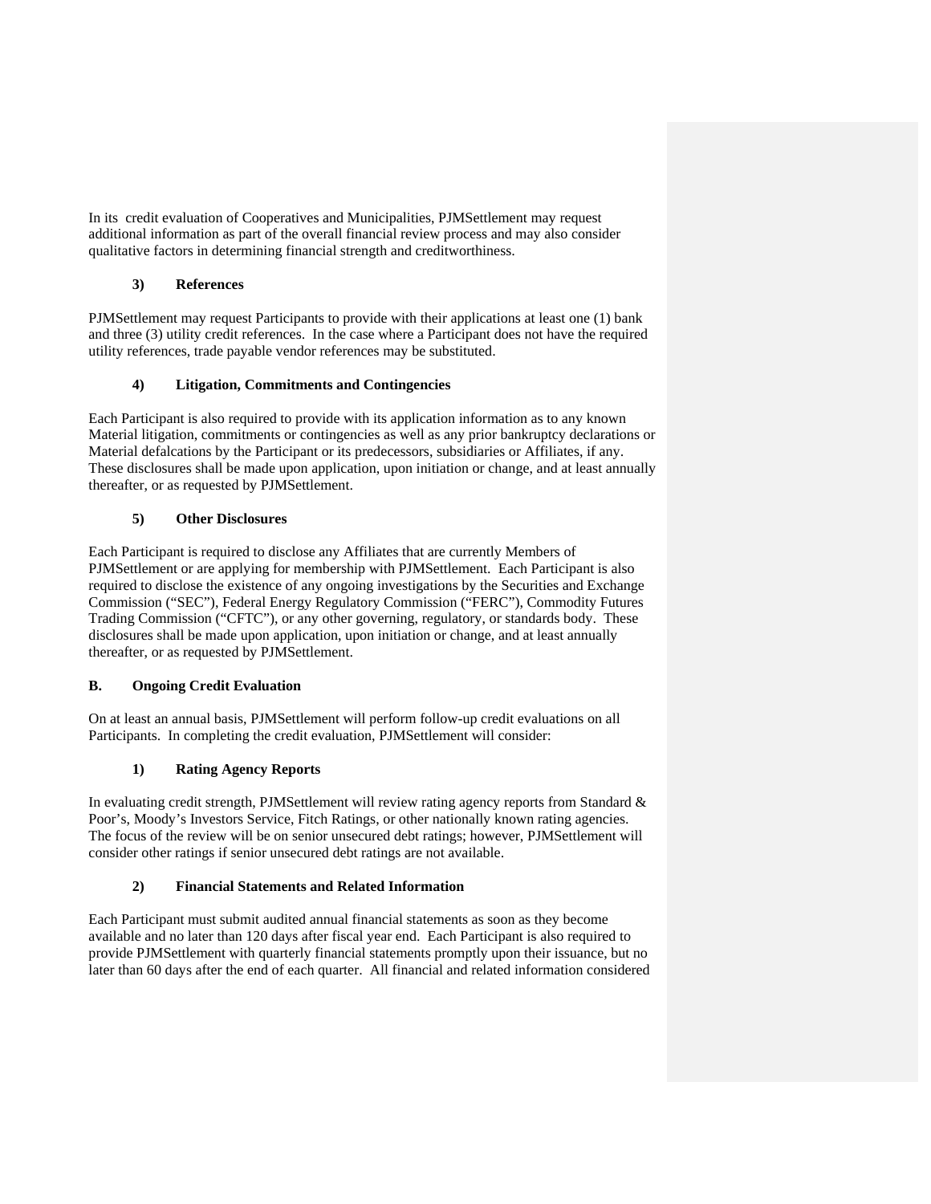In its credit evaluation of Cooperatives and Municipalities, PJMSettlement may request additional information as part of the overall financial review process and may also consider qualitative factors in determining financial strength and creditworthiness.

#### 3) References

PJMSettlement may request Participants to provide with their applications at least one (1) bank and three (3) utility credit references. In the case where a Participant does not have the required utility references, trade payable vendor references may be substituted.

#### 4) Litigation, Commitments and Contingencies

Each Participant is also required to provide with its application information as to any known Material litigation, commitments or contingencies as well as any prior bankruptcy declarations or Material defalcations by the Participant or its predecessors, subsidiaries or Affiliates, if any. These disclosures shall be made upon application, upon initiation or change, and at least annually thereafter, or as requested by PJMSettlement.

#### 5) Other Disclosures

Each Participant is required to disclose any Affiliates that are currently Members of PJMSettlement or are applying for membership with PJMSettlement. Each Participant is also required to disclose the existence of any ongoing investigations by the Securities and Exchange Commission ("SEC"), Federal Energy Regulatory Commission ("FERC"), Commodity Futures Trading Commission ("CFTC"), or any other governing, regulatory, or standards body. These disclosures shall be made upon application, upon initiation or change, and at least annually thereafter, or as requested by PJMSettlement.

### B. Ongoing Credit Evaluation

On at least an annual basis, PJMSettlement will perform follow-up credit evaluations on all Participants. In completing the credit evaluation, PJMSettlement will consider:

#### 1) Rating Agency Reports

In evaluating credit strength, PJMSettlement will review rating agency reports from Standard & Poor's, Moody's Investors Service, Fitch Ratings, or other nationally known rating agencies. The focus of the review will be on senior unsecured debt ratings; however, PJMSettlement will consider other ratings if senior unsecured debt ratings are not available.

#### 2) Financial Statements and Related Information

Each Participant must submit audited annual financial statements as soon as they become available and no later than 120 days after fiscal year end. Each Participant is also required to provide PJMSettlement with quarterly financial statements promptly upon their issuance, but no later than 60 days after the end of each quarter. All financial and related information considered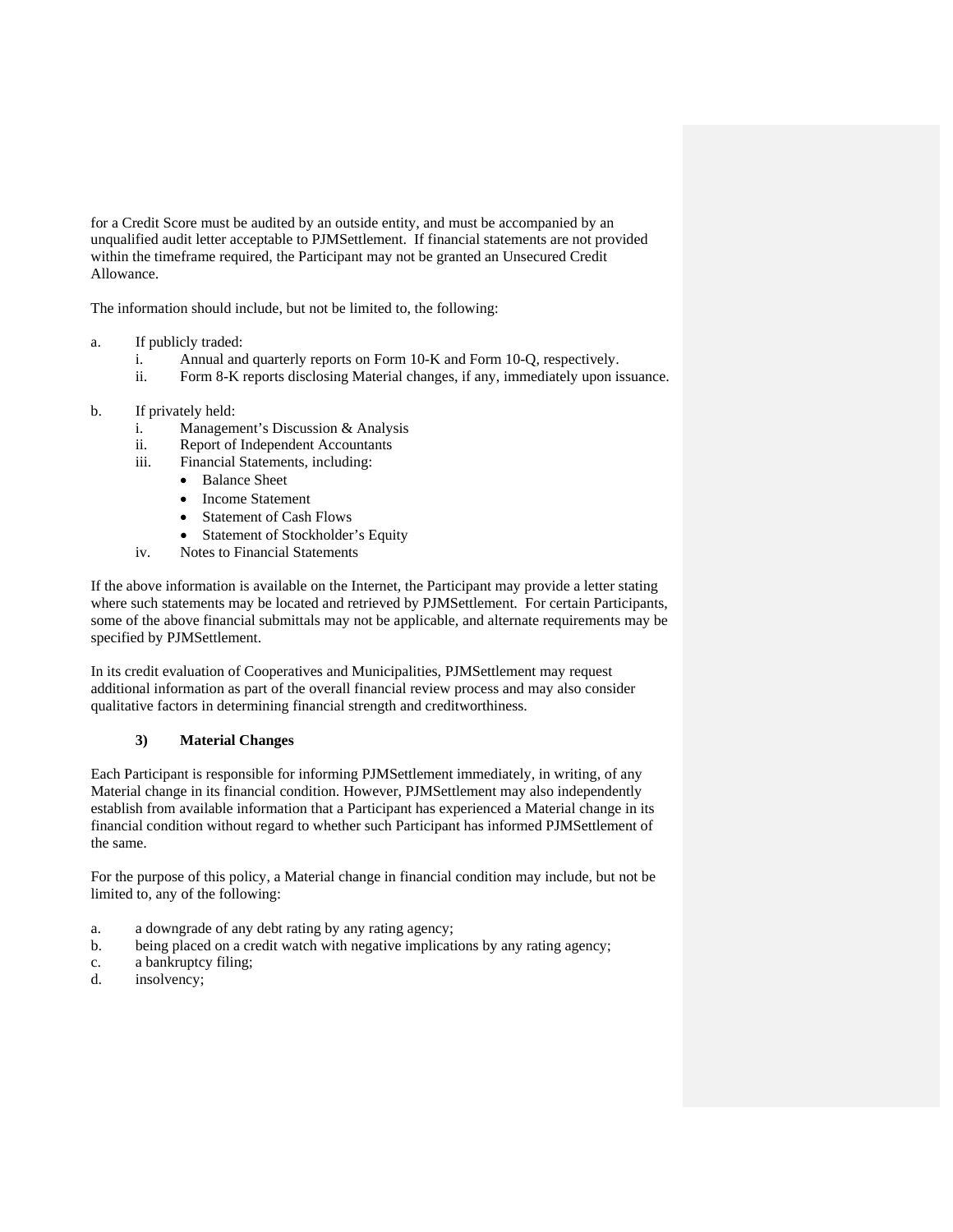for a Credit Score must be audited by an outside entity, and must be accompanied by an unqualified audit letter acceptable to PJMSettlement. If financial statements are not provided within the timeframe required, the Participant may not be granted an Unsecured Credit Allowance.

The information should include, but not be limited to, the following:

a. If publicly traded:
   i. Annual and quarterly reports on Form 10-K and Form 10-Q, respectively.
   ii. Form 8-K reports disclosing Material changes, if any, immediately upon issuance.

b. If privately held:
   i. Management's Discussion & Analysis
   ii. Report of Independent Accountants
   iii. Financial Statements, including:
      - Balance Sheet
      - Income Statement
      - Statement of Cash Flows
      - Statement of Stockholder's Equity
   iv. Notes to Financial Statements

If the above information is available on the Internet, the Participant may provide a letter stating where such statements may be located and retrieved by PJMSettlement. For certain Participants, some of the above financial submittals may not be applicable, and alternate requirements may be specified by PJMSettlement.

In its credit evaluation of Cooperatives and Municipalities, PJMSettlement may request additional information as part of the overall financial review process and may also consider qualitative factors in determining financial strength and creditworthiness.

### 3) Material Changes

Each Participant is responsible for informing PJMSettlement immediately, in writing, of any Material change in its financial condition. However, PJMSettlement may also independently establish from available information that a Participant has experienced a Material change in its financial condition without regard to whether such Participant has informed PJMSettlement of the same.

For the purpose of this policy, a Material change in financial condition may include, but not be limited to, any of the following:

a. a downgrade of any debt rating by any rating agency;
b. being placed on a credit watch with negative implications by any rating agency;
c. a bankruptcy filing;
d. insolvency;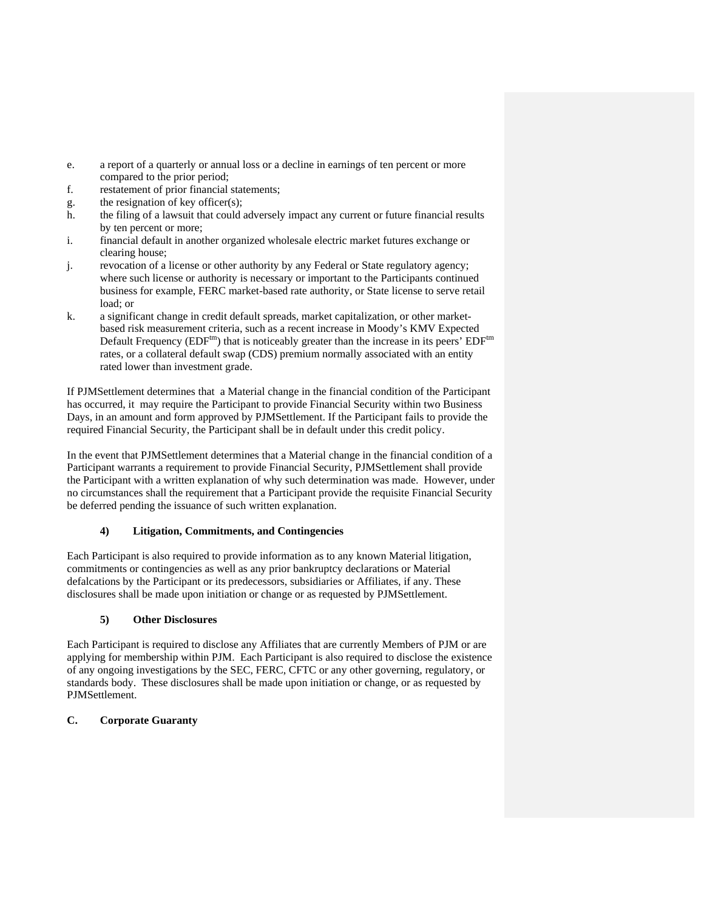e. a report of a quarterly or annual loss or a decline in earnings of ten percent or more compared to the prior period;
f. restatement of prior financial statements;
g. the resignation of key officer(s);
h. the filing of a lawsuit that could adversely impact any current or future financial results by ten percent or more;
i. financial default in another organized wholesale electric market futures exchange or clearing house;
j. revocation of a license or other authority by any Federal or State regulatory agency; where such license or authority is necessary or important to the Participants continued business for example, FERC market-based rate authority, or State license to serve retail load; or
k. a significant change in credit default spreads, market capitalization, or other market-based risk measurement criteria, such as a recent increase in Moody's KMV Expected Default Frequency (EDF$^{tm}$) that is noticeably greater than the increase in its peers' EDF$^{tm}$ rates, or a collateral default swap (CDS) premium normally associated with an entity rated lower than investment grade.

If PJMSettlement determines that a Material change in the financial condition of the Participant has occurred, it may require the Participant to provide Financial Security within two Business Days, in an amount and form approved by PJMSettlement. If the Participant fails to provide the required Financial Security, the Participant shall be in default under this credit policy.

In the event that PJMSettlement determines that a Material change in the financial condition of a Participant warrants a requirement to provide Financial Security, PJMSettlement shall provide the Participant with a written explanation of why such determination was made. However, under no circumstances shall the requirement that a Participant provide the requisite Financial Security be deferred pending the issuance of such written explanation.

#### 4) Litigation, Commitments, and Contingencies

Each Participant is also required to provide information as to any known Material litigation, commitments or contingencies as well as any prior bankruptcy declarations or Material defalcations by the Participant or its predecessors, subsidiaries or Affiliates, if any. These disclosures shall be made upon initiation or change or as requested by PJMSettlement.

#### 5) Other Disclosures

Each Participant is required to disclose any Affiliates that are currently Members of PJM or are applying for membership within PJM. Each Participant is also required to disclose the existence of any ongoing investigations by the SEC, FERC, CFTC or any other governing, regulatory, or standards body. These disclosures shall be made upon initiation or change, or as requested by PJMSettlement.

### C. Corporate Guaranty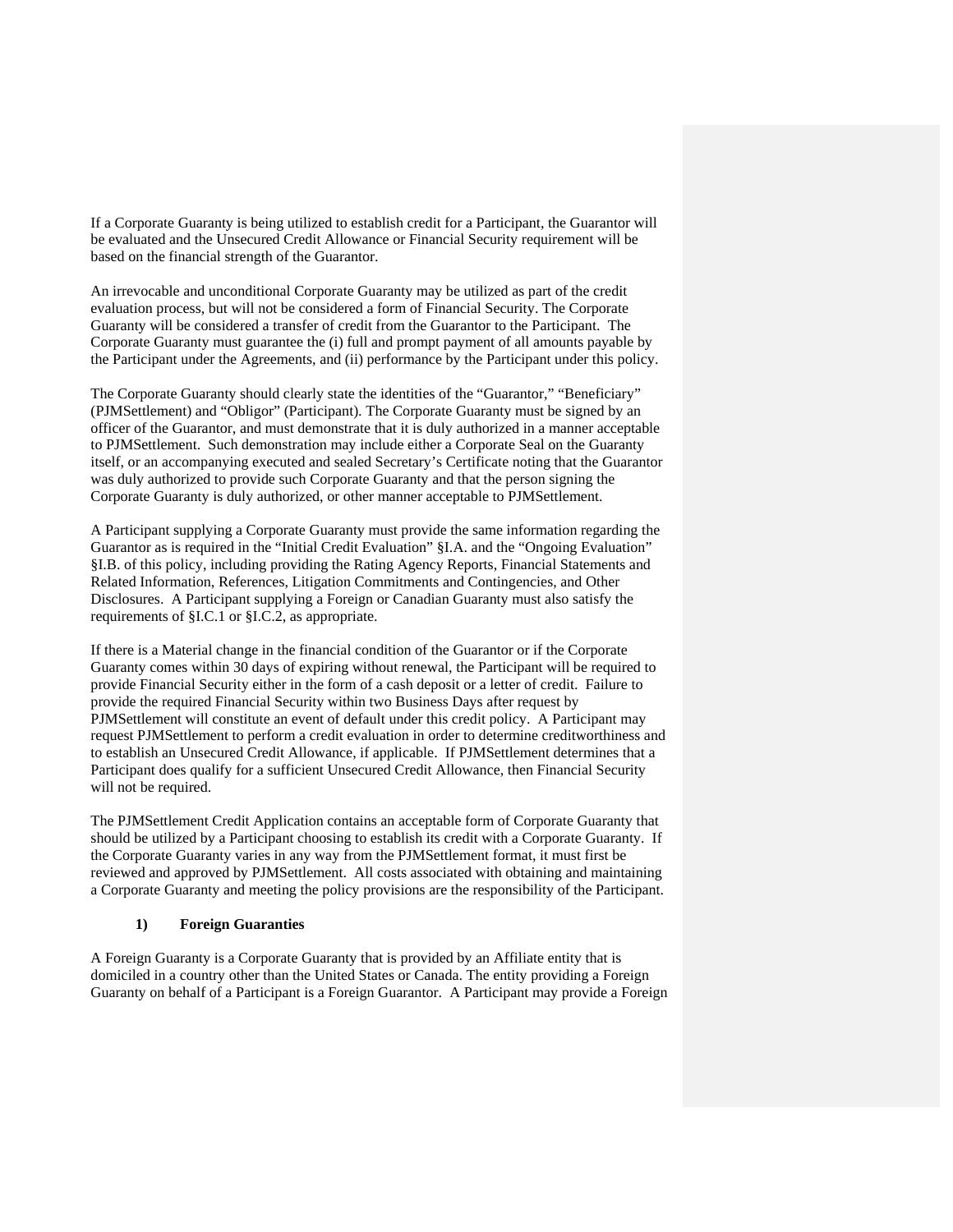If a Corporate Guaranty is being utilized to establish credit for a Participant, the Guarantor will be evaluated and the Unsecured Credit Allowance or Financial Security requirement will be based on the financial strength of the Guarantor.

An irrevocable and unconditional Corporate Guaranty may be utilized as part of the credit evaluation process, but will not be considered a form of Financial Security. The Corporate Guaranty will be considered a transfer of credit from the Guarantor to the Participant. The Corporate Guaranty must guarantee the (i) full and prompt payment of all amounts payable by the Participant under the Agreements, and (ii) performance by the Participant under this policy.

The Corporate Guaranty should clearly state the identities of the "Guarantor," "Beneficiary" (PJMSettlement) and "Obligor" (Participant). The Corporate Guaranty must be signed by an officer of the Guarantor, and must demonstrate that it is duly authorized in a manner acceptable to PJMSettlement. Such demonstration may include either a Corporate Seal on the Guaranty itself, or an accompanying executed and sealed Secretary's Certificate noting that the Guarantor was duly authorized to provide such Corporate Guaranty and that the person signing the Corporate Guaranty is duly authorized, or other manner acceptable to PJMSettlement.

A Participant supplying a Corporate Guaranty must provide the same information regarding the Guarantor as is required in the "Initial Credit Evaluation" §I.A. and the "Ongoing Evaluation" §I.B. of this policy, including providing the Rating Agency Reports, Financial Statements and Related Information, References, Litigation Commitments and Contingencies, and Other Disclosures. A Participant supplying a Foreign or Canadian Guaranty must also satisfy the requirements of §I.C.1 or §I.C.2, as appropriate.

If there is a Material change in the financial condition of the Guarantor or if the Corporate Guaranty comes within 30 days of expiring without renewal, the Participant will be required to provide Financial Security either in the form of a cash deposit or a letter of credit. Failure to provide the required Financial Security within two Business Days after request by PJMSettlement will constitute an event of default under this credit policy. A Participant may request PJMSettlement to perform a credit evaluation in order to determine creditworthiness and to establish an Unsecured Credit Allowance, if applicable. If PJMSettlement determines that a Participant does qualify for a sufficient Unsecured Credit Allowance, then Financial Security will not be required.

The PJMSettlement Credit Application contains an acceptable form of Corporate Guaranty that should be utilized by a Participant choosing to establish its credit with a Corporate Guaranty. If the Corporate Guaranty varies in any way from the PJMSettlement format, it must first be reviewed and approved by PJMSettlement. All costs associated with obtaining and maintaining a Corporate Guaranty and meeting the policy provisions are the responsibility of the Participant.

**1) Foreign Guaranties**

A Foreign Guaranty is a Corporate Guaranty that is provided by an Affiliate entity that is domiciled in a country other than the United States or Canada. The entity providing a Foreign Guaranty on behalf of a Participant is a Foreign Guarantor. A Participant may provide a Foreign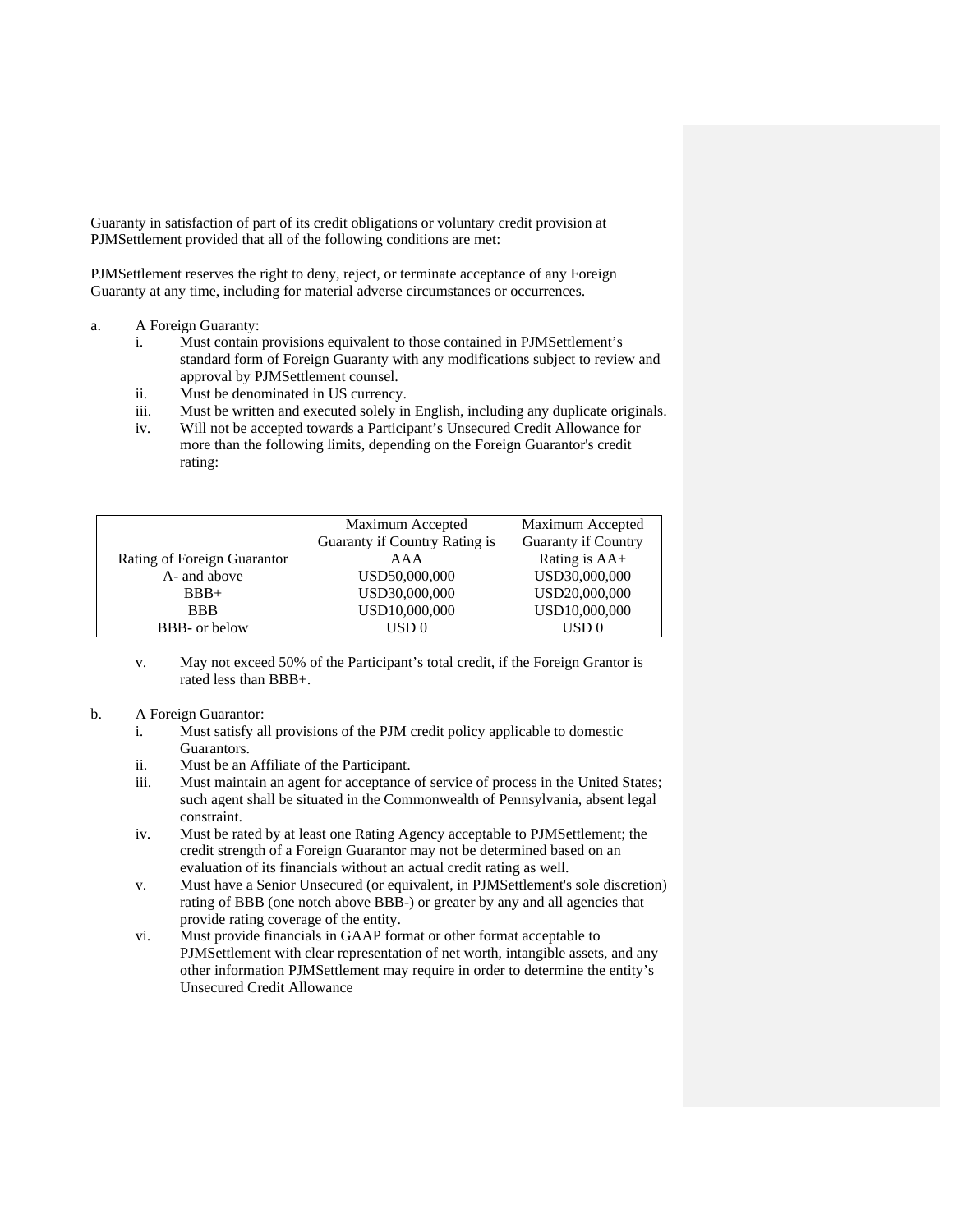Guaranty in satisfaction of part of its credit obligations or voluntary credit provision at PJMSettlement provided that all of the following conditions are met:

PJMSettlement reserves the right to deny, reject, or terminate acceptance of any Foreign Guaranty at any time, including for material adverse circumstances or occurrences.

a. A Foreign Guaranty:
   i. Must contain provisions equivalent to those contained in PJMSettlement's standard form of Foreign Guaranty with any modifications subject to review and approval by PJMSettlement counsel.
   ii. Must be denominated in US currency.
   iii. Must be written and executed solely in English, including any duplicate originals.
   iv. Will not be accepted towards a Participant's Unsecured Credit Allowance for more than the following limits, depending on the Foreign Guarantor's credit rating:

| Rating of Foreign Guarantor | Maximum Accepted Guaranty if Country Rating is AAA | Maximum Accepted Guaranty if Country Rating is AA+ |
|---|---|---|
| A- and above | USD50,000,000 | USD30,000,000 |
| BBB+ | USD30,000,000 | USD20,000,000 |
| BBB | USD10,000,000 | USD10,000,000 |
| BBB- or below | USD 0 | USD 0 |

   v. May not exceed 50% of the Participant's total credit, if the Foreign Grantor is rated less than BBB+.

b. A Foreign Guarantor:
   i. Must satisfy all provisions of the PJM credit policy applicable to domestic Guarantors.
   ii. Must be an Affiliate of the Participant.
   iii. Must maintain an agent for acceptance of service of process in the United States; such agent shall be situated in the Commonwealth of Pennsylvania, absent legal constraint.
   iv. Must be rated by at least one Rating Agency acceptable to PJMSettlement; the credit strength of a Foreign Guarantor may not be determined based on an evaluation of its financials without an actual credit rating as well.
   v. Must have a Senior Unsecured (or equivalent, in PJMSettlement's sole discretion) rating of BBB (one notch above BBB-) or greater by any and all agencies that provide rating coverage of the entity.
   vi. Must provide financials in GAAP format or other format acceptable to PJMSettlement with clear representation of net worth, intangible assets, and any other information PJMSettlement may require in order to determine the entity's Unsecured Credit Allowance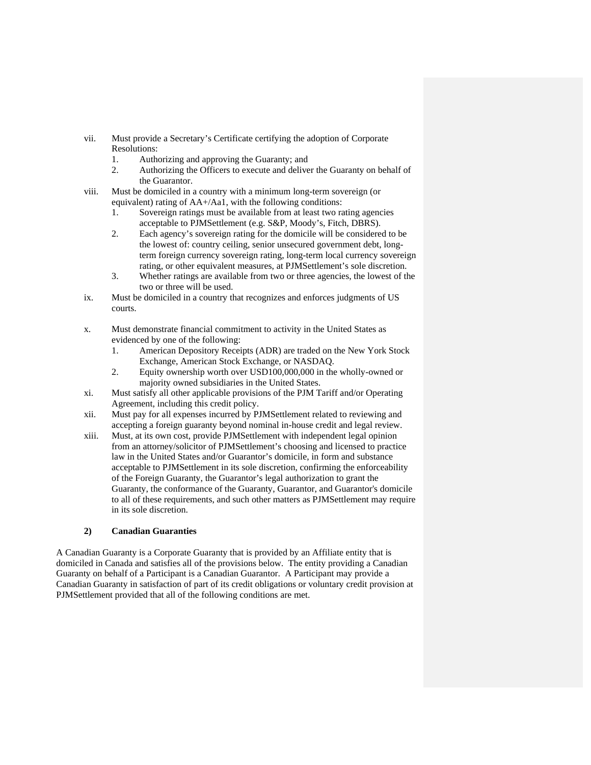vii. Must provide a Secretary's Certificate certifying the adoption of Corporate Resolutions:
   1. Authorizing and approving the Guaranty; and
   2. Authorizing the Officers to execute and deliver the Guaranty on behalf of the Guarantor.

viii. Must be domiciled in a country with a minimum long-term sovereign (or equivalent) rating of AA+/Aa1, with the following conditions:
   1. Sovereign ratings must be available from at least two rating agencies acceptable to PJMSettlement (e.g. S&P, Moody's, Fitch, DBRS).
   2. Each agency's sovereign rating for the domicile will be considered to be the lowest of: country ceiling, senior unsecured government debt, long-term foreign currency sovereign rating, long-term local currency sovereign rating, or other equivalent measures, at PJMSettlement's sole discretion.
   3. Whether ratings are available from two or three agencies, the lowest of the two or three will be used.

ix. Must be domiciled in a country that recognizes and enforces judgments of US courts.

x. Must demonstrate financial commitment to activity in the United States as evidenced by one of the following:
   1. American Depository Receipts (ADR) are traded on the New York Stock Exchange, American Stock Exchange, or NASDAQ.
   2. Equity ownership worth over USD100,000,000 in the wholly-owned or majority owned subsidiaries in the United States.

xi. Must satisfy all other applicable provisions of the PJM Tariff and/or Operating Agreement, including this credit policy.

xii. Must pay for all expenses incurred by PJMSettlement related to reviewing and accepting a foreign guaranty beyond nominal in-house credit and legal review.

xiii. Must, at its own cost, provide PJMSettlement with independent legal opinion from an attorney/solicitor of PJMSettlement's choosing and licensed to practice law in the United States and/or Guarantor's domicile, in form and substance acceptable to PJMSettlement in its sole discretion, confirming the enforceability of the Foreign Guaranty, the Guarantor's legal authorization to grant the Guaranty, the conformance of the Guaranty, Guarantor, and Guarantor's domicile to all of these requirements, and such other matters as PJMSettlement may require in its sole discretion.

### 2) Canadian Guaranties

A Canadian Guaranty is a Corporate Guaranty that is provided by an Affiliate entity that is domiciled in Canada and satisfies all of the provisions below. The entity providing a Canadian Guaranty on behalf of a Participant is a Canadian Guarantor. A Participant may provide a Canadian Guaranty in satisfaction of part of its credit obligations or voluntary credit provision at PJMSettlement provided that all of the following conditions are met.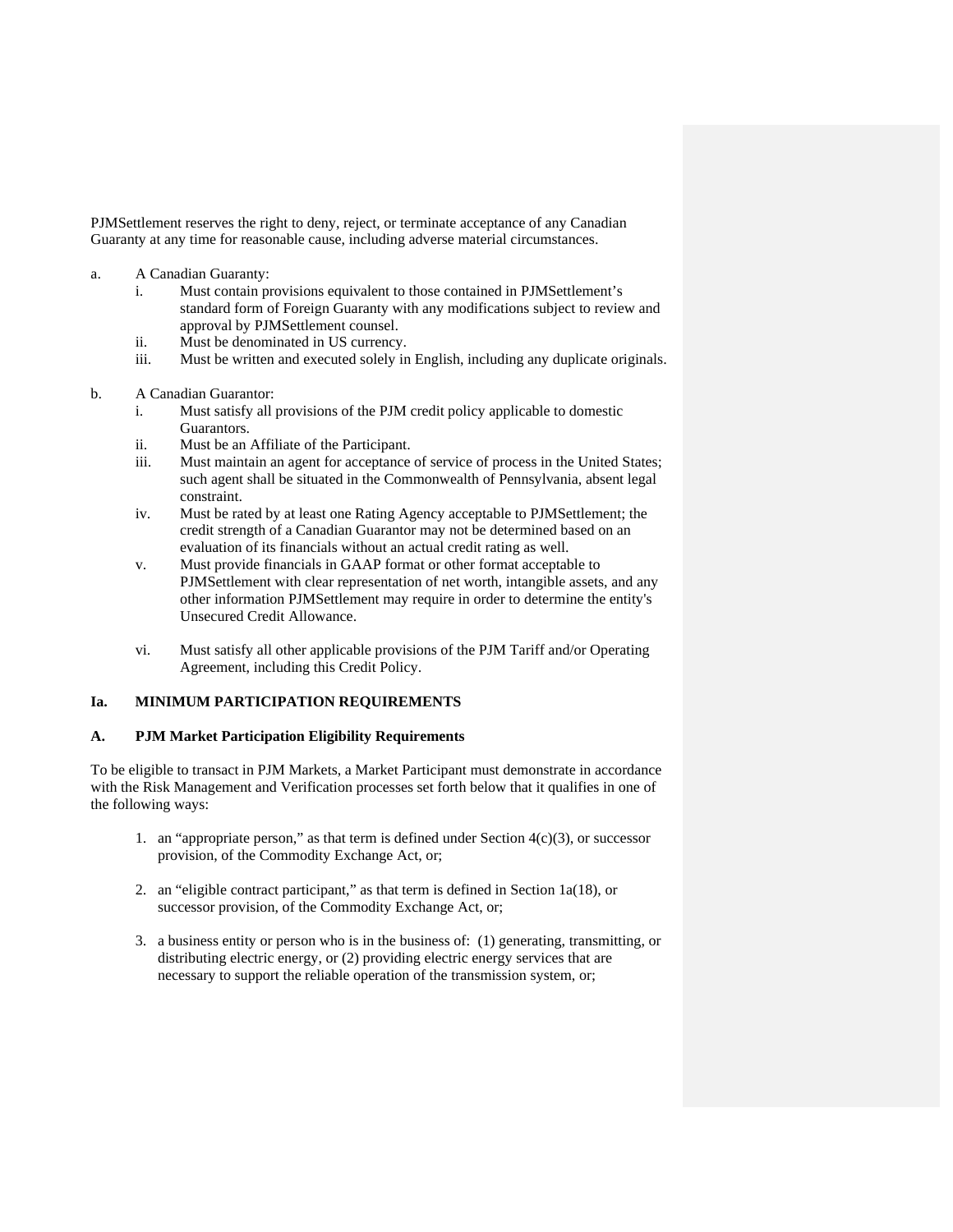PJMSettlement reserves the right to deny, reject, or terminate acceptance of any Canadian Guaranty at any time for reasonable cause, including adverse material circumstances.

a. A Canadian Guaranty:
   - i. Must contain provisions equivalent to those contained in PJMSettlement's standard form of Foreign Guaranty with any modifications subject to review and approval by PJMSettlement counsel.
   - ii. Must be denominated in US currency.
   - iii. Must be written and executed solely in English, including any duplicate originals.

b. A Canadian Guarantor:
   - i. Must satisfy all provisions of the PJM credit policy applicable to domestic Guarantors.
   - ii. Must be an Affiliate of the Participant.
   - iii. Must maintain an agent for acceptance of service of process in the United States; such agent shall be situated in the Commonwealth of Pennsylvania, absent legal constraint.
   - iv. Must be rated by at least one Rating Agency acceptable to PJMSettlement; the credit strength of a Canadian Guarantor may not be determined based on an evaluation of its financials without an actual credit rating as well.
   - v. Must provide financials in GAAP format or other format acceptable to PJMSettlement with clear representation of net worth, intangible assets, and any other information PJMSettlement may require in order to determine the entity's Unsecured Credit Allowance.
   - vi. Must satisfy all other applicable provisions of the PJM Tariff and/or Operating Agreement, including this Credit Policy.

## Ia. MINIMUM PARTICIPATION REQUIREMENTS

### A. PJM Market Participation Eligibility Requirements

To be eligible to transact in PJM Markets, a Market Participant must demonstrate in accordance with the Risk Management and Verification processes set forth below that it qualifies in one of the following ways:

1. an "appropriate person," as that term is defined under Section 4(c)(3), or successor provision, of the Commodity Exchange Act, or;

2. an "eligible contract participant," as that term is defined in Section 1a(18), or successor provision, of the Commodity Exchange Act, or;

3. a business entity or person who is in the business of: (1) generating, transmitting, or distributing electric energy, or (2) providing electric energy services that are necessary to support the reliable operation of the transmission system, or;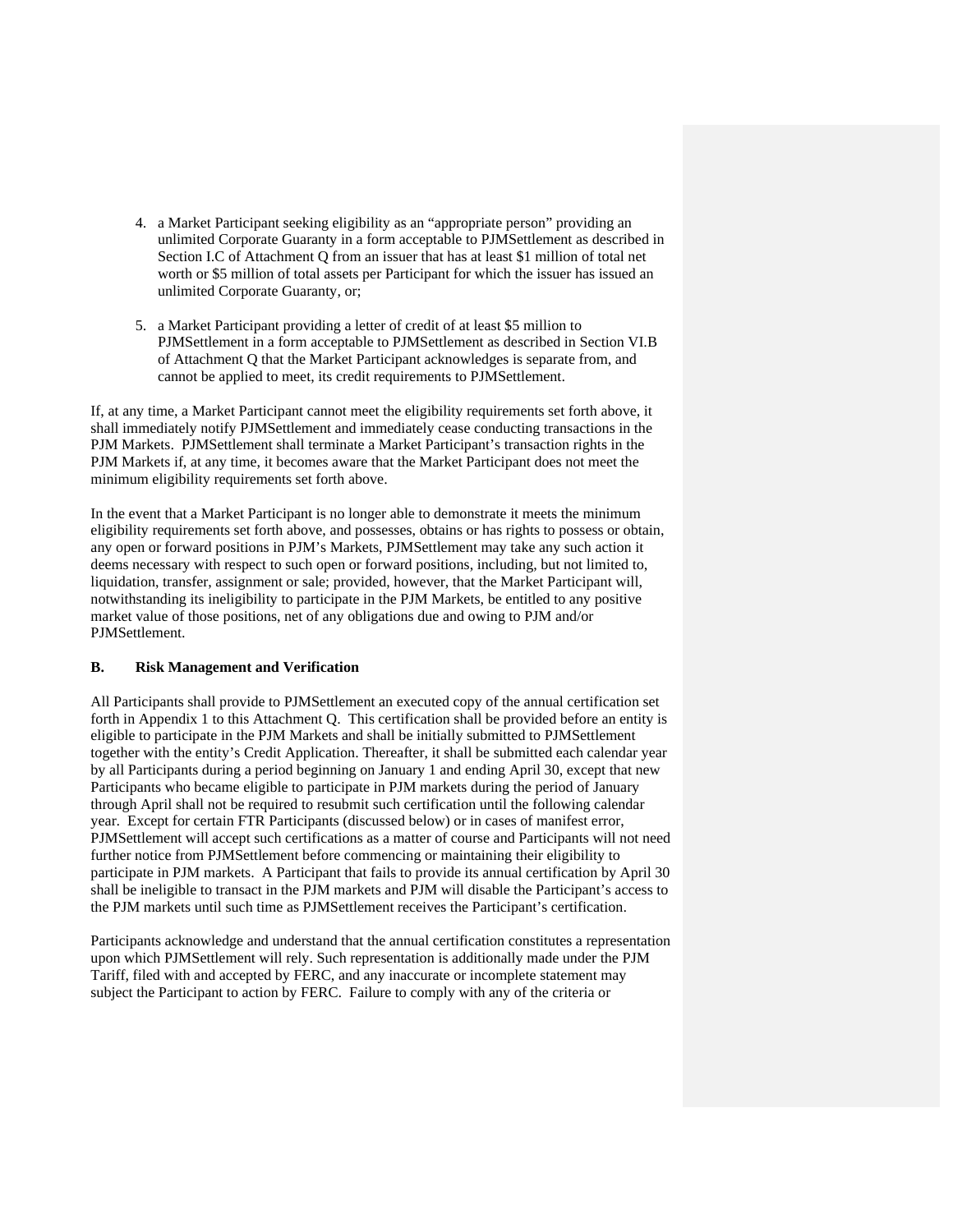4. a Market Participant seeking eligibility as an "appropriate person" providing an unlimited Corporate Guaranty in a form acceptable to PJMSettlement as described in Section I.C of Attachment Q from an issuer that has at least $1 million of total net worth or $5 million of total assets per Participant for which the issuer has issued an unlimited Corporate Guaranty, or;

5. a Market Participant providing a letter of credit of at least $5 million to PJMSettlement in a form acceptable to PJMSettlement as described in Section VI.B of Attachment Q that the Market Participant acknowledges is separate from, and cannot be applied to meet, its credit requirements to PJMSettlement.

If, at any time, a Market Participant cannot meet the eligibility requirements set forth above, it shall immediately notify PJMSettlement and immediately cease conducting transactions in the PJM Markets. PJMSettlement shall terminate a Market Participant's transaction rights in the PJM Markets if, at any time, it becomes aware that the Market Participant does not meet the minimum eligibility requirements set forth above.

In the event that a Market Participant is no longer able to demonstrate it meets the minimum eligibility requirements set forth above, and possesses, obtains or has rights to possess or obtain, any open or forward positions in PJM's Markets, PJMSettlement may take any such action it deems necessary with respect to such open or forward positions, including, but not limited to, liquidation, transfer, assignment or sale; provided, however, that the Market Participant will, notwithstanding its ineligibility to participate in the PJM Markets, be entitled to any positive market value of those positions, net of any obligations due and owing to PJM and/or PJMSettlement.

**B. Risk Management and Verification**

All Participants shall provide to PJMSettlement an executed copy of the annual certification set forth in Appendix 1 to this Attachment Q. This certification shall be provided before an entity is eligible to participate in the PJM Markets and shall be initially submitted to PJMSettlement together with the entity's Credit Application. Thereafter, it shall be submitted each calendar year by all Participants during a period beginning on January 1 and ending April 30, except that new Participants who became eligible to participate in PJM markets during the period of January through April shall not be required to resubmit such certification until the following calendar year. Except for certain FTR Participants (discussed below) or in cases of manifest error, PJMSettlement will accept such certifications as a matter of course and Participants will not need further notice from PJMSettlement before commencing or maintaining their eligibility to participate in PJM markets. A Participant that fails to provide its annual certification by April 30 shall be ineligible to transact in the PJM markets and PJM will disable the Participant's access to the PJM markets until such time as PJMSettlement receives the Participant's certification.

Participants acknowledge and understand that the annual certification constitutes a representation upon which PJMSettlement will rely. Such representation is additionally made under the PJM Tariff, filed with and accepted by FERC, and any inaccurate or incomplete statement may subject the Participant to action by FERC. Failure to comply with any of the criteria or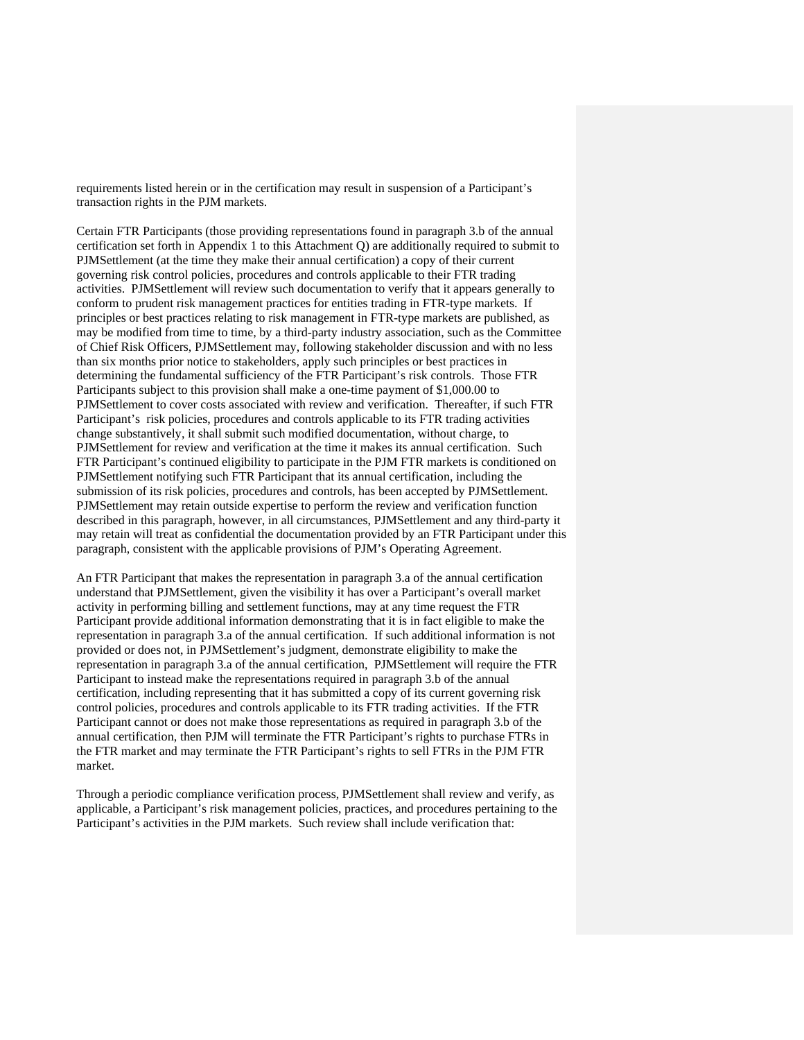requirements listed herein or in the certification may result in suspension of a Participant's transaction rights in the PJM markets.

Certain FTR Participants (those providing representations found in paragraph 3.b of the annual certification set forth in Appendix 1 to this Attachment Q) are additionally required to submit to PJMSettlement (at the time they make their annual certification) a copy of their current governing risk control policies, procedures and controls applicable to their FTR trading activities. PJMSettlement will review such documentation to verify that it appears generally to conform to prudent risk management practices for entities trading in FTR-type markets. If principles or best practices relating to risk management in FTR-type markets are published, as may be modified from time to time, by a third-party industry association, such as the Committee of Chief Risk Officers, PJMSettlement may, following stakeholder discussion and with no less than six months prior notice to stakeholders, apply such principles or best practices in determining the fundamental sufficiency of the FTR Participant's risk controls. Those FTR Participants subject to this provision shall make a one-time payment of $1,000.00 to PJMSettlement to cover costs associated with review and verification. Thereafter, if such FTR Participant's risk policies, procedures and controls applicable to its FTR trading activities change substantively, it shall submit such modified documentation, without charge, to PJMSettlement for review and verification at the time it makes its annual certification. Such FTR Participant's continued eligibility to participate in the PJM FTR markets is conditioned on PJMSettlement notifying such FTR Participant that its annual certification, including the submission of its risk policies, procedures and controls, has been accepted by PJMSettlement. PJMSettlement may retain outside expertise to perform the review and verification function described in this paragraph, however, in all circumstances, PJMSettlement and any third-party it may retain will treat as confidential the documentation provided by an FTR Participant under this paragraph, consistent with the applicable provisions of PJM's Operating Agreement.

An FTR Participant that makes the representation in paragraph 3.a of the annual certification understand that PJMSettlement, given the visibility it has over a Participant's overall market activity in performing billing and settlement functions, may at any time request the FTR Participant provide additional information demonstrating that it is in fact eligible to make the representation in paragraph 3.a of the annual certification. If such additional information is not provided or does not, in PJMSettlement's judgment, demonstrate eligibility to make the representation in paragraph 3.a of the annual certification, PJMSettlement will require the FTR Participant to instead make the representations required in paragraph 3.b of the annual certification, including representing that it has submitted a copy of its current governing risk control policies, procedures and controls applicable to its FTR trading activities. If the FTR Participant cannot or does not make those representations as required in paragraph 3.b of the annual certification, then PJM will terminate the FTR Participant's rights to purchase FTRs in the FTR market and may terminate the FTR Participant's rights to sell FTRs in the PJM FTR market.

Through a periodic compliance verification process, PJMSettlement shall review and verify, as applicable, a Participant's risk management policies, practices, and procedures pertaining to the Participant's activities in the PJM markets. Such review shall include verification that: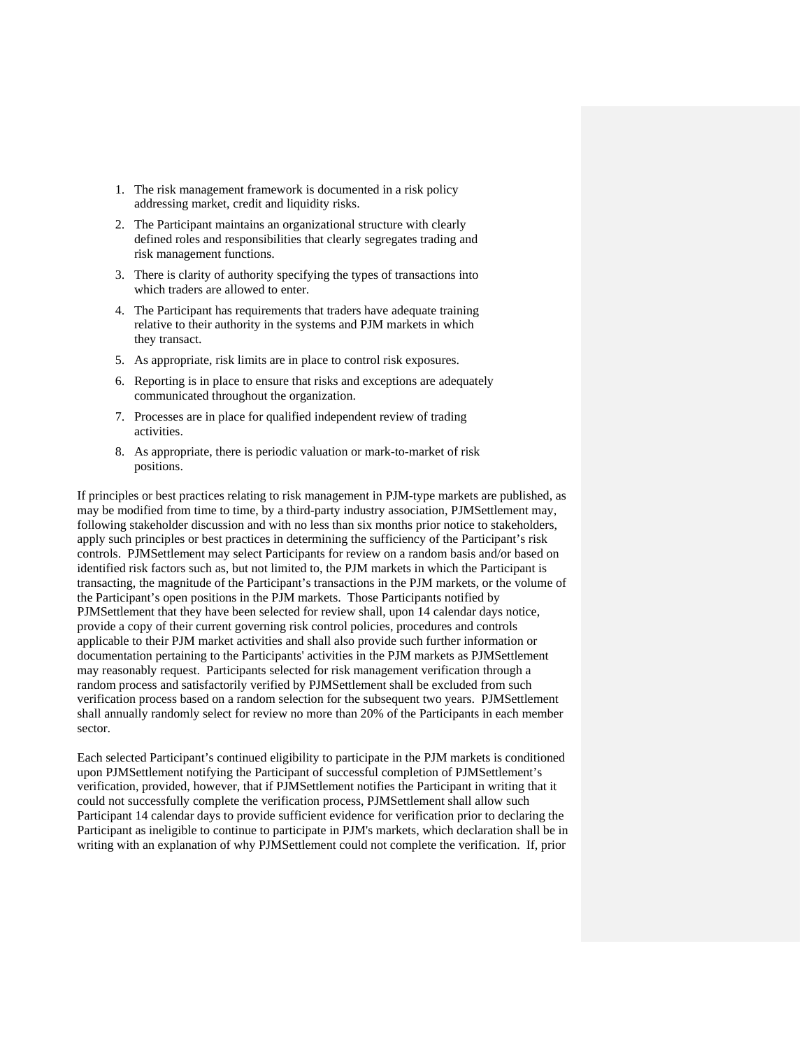1. The risk management framework is documented in a risk policy addressing market, credit and liquidity risks.
2. The Participant maintains an organizational structure with clearly defined roles and responsibilities that clearly segregates trading and risk management functions.
3. There is clarity of authority specifying the types of transactions into which traders are allowed to enter.
4. The Participant has requirements that traders have adequate training relative to their authority in the systems and PJM markets in which they transact.
5. As appropriate, risk limits are in place to control risk exposures.
6. Reporting is in place to ensure that risks and exceptions are adequately communicated throughout the organization.
7. Processes are in place for qualified independent review of trading activities.
8. As appropriate, there is periodic valuation or mark-to-market of risk positions.

If principles or best practices relating to risk management in PJM-type markets are published, as may be modified from time to time, by a third-party industry association, PJMSettlement may, following stakeholder discussion and with no less than six months prior notice to stakeholders, apply such principles or best practices in determining the sufficiency of the Participant's risk controls. PJMSettlement may select Participants for review on a random basis and/or based on identified risk factors such as, but not limited to, the PJM markets in which the Participant is transacting, the magnitude of the Participant's transactions in the PJM markets, or the volume of the Participant's open positions in the PJM markets. Those Participants notified by PJMSettlement that they have been selected for review shall, upon 14 calendar days notice, provide a copy of their current governing risk control policies, procedures and controls applicable to their PJM market activities and shall also provide such further information or documentation pertaining to the Participants' activities in the PJM markets as PJMSettlement may reasonably request. Participants selected for risk management verification through a random process and satisfactorily verified by PJMSettlement shall be excluded from such verification process based on a random selection for the subsequent two years. PJMSettlement shall annually randomly select for review no more than 20% of the Participants in each member sector.

Each selected Participant's continued eligibility to participate in the PJM markets is conditioned upon PJMSettlement notifying the Participant of successful completion of PJMSettlement's verification, provided, however, that if PJMSettlement notifies the Participant in writing that it could not successfully complete the verification process, PJMSettlement shall allow such Participant 14 calendar days to provide sufficient evidence for verification prior to declaring the Participant as ineligible to continue to participate in PJM's markets, which declaration shall be in writing with an explanation of why PJMSettlement could not complete the verification. If, prior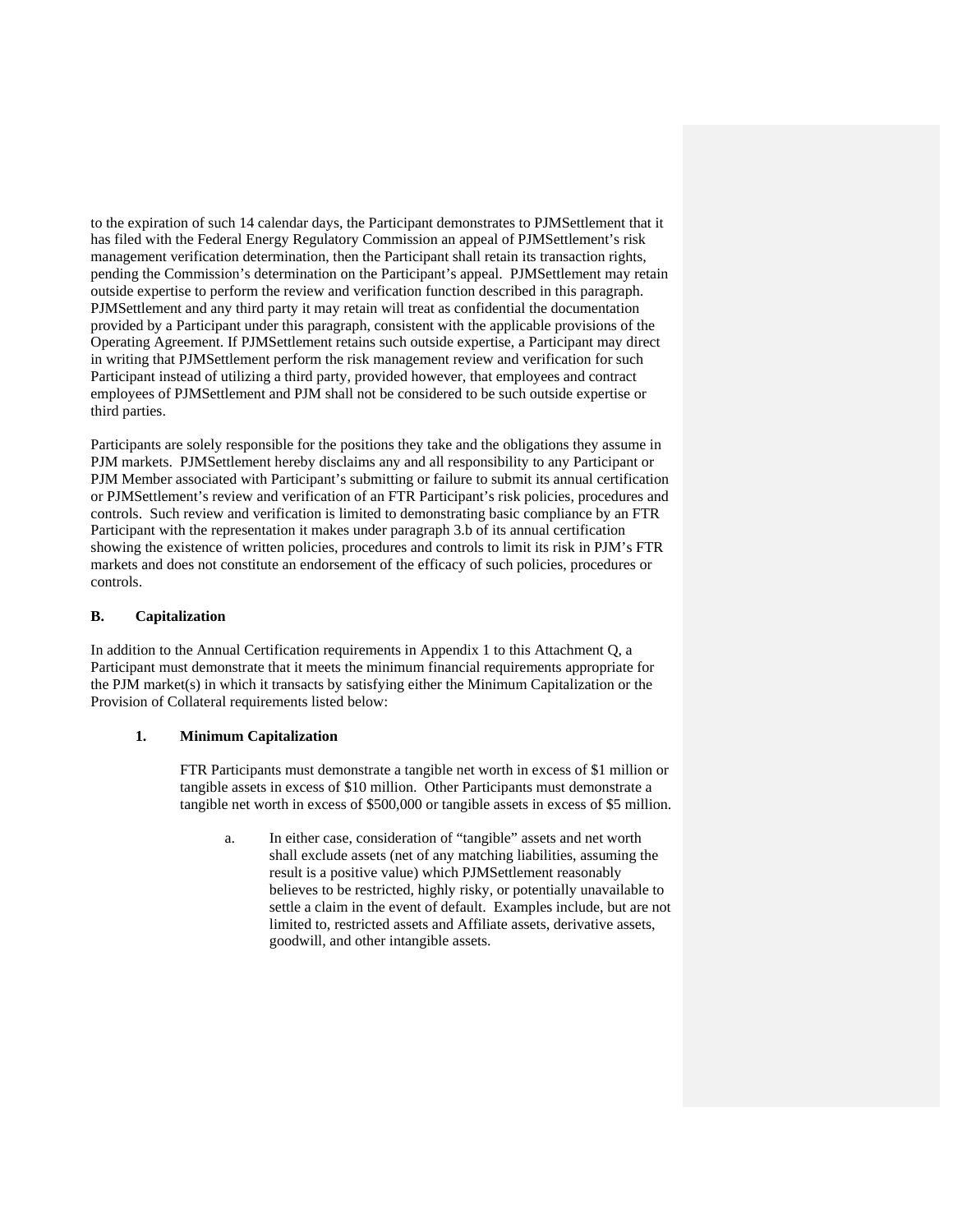to the expiration of such 14 calendar days, the Participant demonstrates to PJMSettlement that it has filed with the Federal Energy Regulatory Commission an appeal of PJMSettlement's risk management verification determination, then the Participant shall retain its transaction rights, pending the Commission's determination on the Participant's appeal. PJMSettlement may retain outside expertise to perform the review and verification function described in this paragraph. PJMSettlement and any third party it may retain will treat as confidential the documentation provided by a Participant under this paragraph, consistent with the applicable provisions of the Operating Agreement. If PJMSettlement retains such outside expertise, a Participant may direct in writing that PJMSettlement perform the risk management review and verification for such Participant instead of utilizing a third party, provided however, that employees and contract employees of PJMSettlement and PJM shall not be considered to be such outside expertise or third parties.

Participants are solely responsible for the positions they take and the obligations they assume in PJM markets. PJMSettlement hereby disclaims any and all responsibility to any Participant or PJM Member associated with Participant's submitting or failure to submit its annual certification or PJMSettlement's review and verification of an FTR Participant's risk policies, procedures and controls. Such review and verification is limited to demonstrating basic compliance by an FTR Participant with the representation it makes under paragraph 3.b of its annual certification showing the existence of written policies, procedures and controls to limit its risk in PJM's FTR markets and does not constitute an endorsement of the efficacy of such policies, procedures or controls.

### B. Capitalization

In addition to the Annual Certification requirements in Appendix 1 to this Attachment Q, a Participant must demonstrate that it meets the minimum financial requirements appropriate for the PJM market(s) in which it transacts by satisfying either the Minimum Capitalization or the Provision of Collateral requirements listed below:

#### 1. Minimum Capitalization

FTR Participants must demonstrate a tangible net worth in excess of $1 million or tangible assets in excess of $10 million. Other Participants must demonstrate a tangible net worth in excess of $500,000 or tangible assets in excess of $5 million.

a. In either case, consideration of "tangible" assets and net worth shall exclude assets (net of any matching liabilities, assuming the result is a positive value) which PJMSettlement reasonably believes to be restricted, highly risky, or potentially unavailable to settle a claim in the event of default. Examples include, but are not limited to, restricted assets and Affiliate assets, derivative assets, goodwill, and other intangible assets.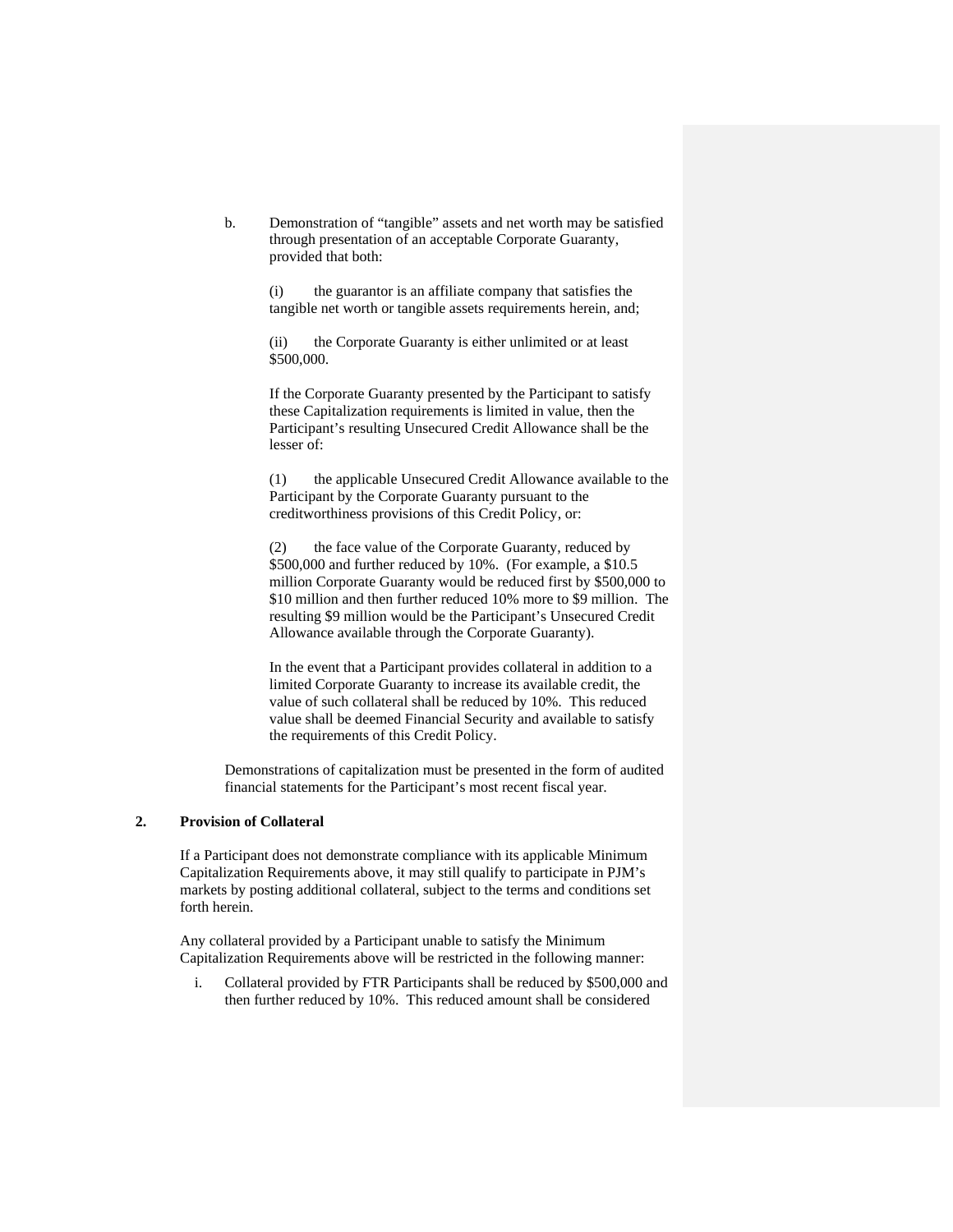b. Demonstration of "tangible" assets and net worth may be satisfied through presentation of an acceptable Corporate Guaranty, provided that both:

   (i) the guarantor is an affiliate company that satisfies the tangible net worth or tangible assets requirements herein, and;

   (ii) the Corporate Guaranty is either unlimited or at least $500,000.

   If the Corporate Guaranty presented by the Participant to satisfy these Capitalization requirements is limited in value, then the Participant's resulting Unsecured Credit Allowance shall be the lesser of:

   (1) the applicable Unsecured Credit Allowance available to the Participant by the Corporate Guaranty pursuant to the creditworthiness provisions of this Credit Policy, or:

   (2) the face value of the Corporate Guaranty, reduced by $500,000 and further reduced by 10%. (For example, a $10.5 million Corporate Guaranty would be reduced first by $500,000 to $10 million and then further reduced 10% more to $9 million. The resulting $9 million would be the Participant's Unsecured Credit Allowance available through the Corporate Guaranty).

   In the event that a Participant provides collateral in addition to a limited Corporate Guaranty to increase its available credit, the value of such collateral shall be reduced by 10%. This reduced value shall be deemed Financial Security and available to satisfy the requirements of this Credit Policy.

Demonstrations of capitalization must be presented in the form of audited financial statements for the Participant's most recent fiscal year.

**2. Provision of Collateral**

If a Participant does not demonstrate compliance with its applicable Minimum Capitalization Requirements above, it may still qualify to participate in PJM's markets by posting additional collateral, subject to the terms and conditions set forth herein.

Any collateral provided by a Participant unable to satisfy the Minimum Capitalization Requirements above will be restricted in the following manner:

i. Collateral provided by FTR Participants shall be reduced by $500,000 and then further reduced by 10%. This reduced amount shall be considered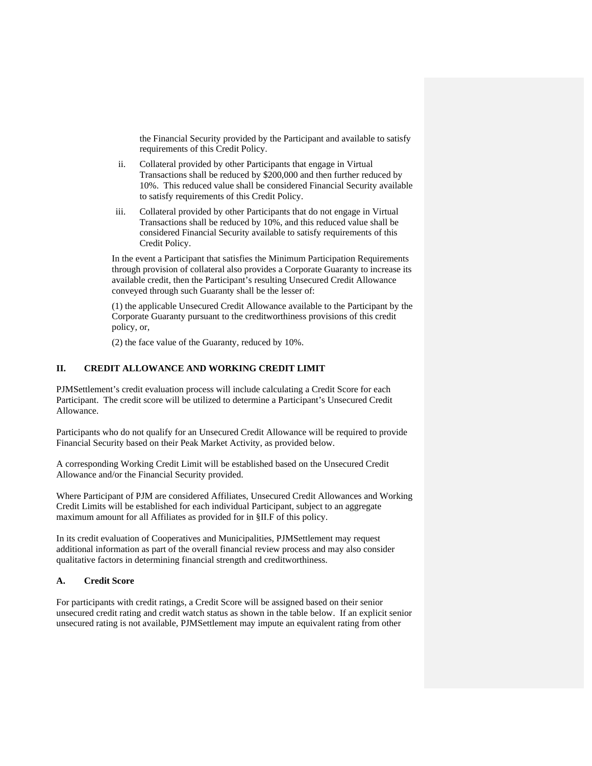the Financial Security provided by the Participant and available to satisfy requirements of this Credit Policy.

ii. Collateral provided by other Participants that engage in Virtual Transactions shall be reduced by $200,000 and then further reduced by 10%. This reduced value shall be considered Financial Security available to satisfy requirements of this Credit Policy.

iii. Collateral provided by other Participants that do not engage in Virtual Transactions shall be reduced by 10%, and this reduced value shall be considered Financial Security available to satisfy requirements of this Credit Policy.

In the event a Participant that satisfies the Minimum Participation Requirements through provision of collateral also provides a Corporate Guaranty to increase its available credit, then the Participant's resulting Unsecured Credit Allowance conveyed through such Guaranty shall be the lesser of:

(1) the applicable Unsecured Credit Allowance available to the Participant by the Corporate Guaranty pursuant to the creditworthiness provisions of this credit policy, or,

(2) the face value of the Guaranty, reduced by 10%.

## II. CREDIT ALLOWANCE AND WORKING CREDIT LIMIT

PJMSettlement's credit evaluation process will include calculating a Credit Score for each Participant. The credit score will be utilized to determine a Participant's Unsecured Credit Allowance.

Participants who do not qualify for an Unsecured Credit Allowance will be required to provide Financial Security based on their Peak Market Activity, as provided below.

A corresponding Working Credit Limit will be established based on the Unsecured Credit Allowance and/or the Financial Security provided.

Where Participant of PJM are considered Affiliates, Unsecured Credit Allowances and Working Credit Limits will be established for each individual Participant, subject to an aggregate maximum amount for all Affiliates as provided for in §II.F of this policy.

In its credit evaluation of Cooperatives and Municipalities, PJMSettlement may request additional information as part of the overall financial review process and may also consider qualitative factors in determining financial strength and creditworthiness.

### A. Credit Score

For participants with credit ratings, a Credit Score will be assigned based on their senior unsecured credit rating and credit watch status as shown in the table below. If an explicit senior unsecured rating is not available, PJMSettlement may impute an equivalent rating from other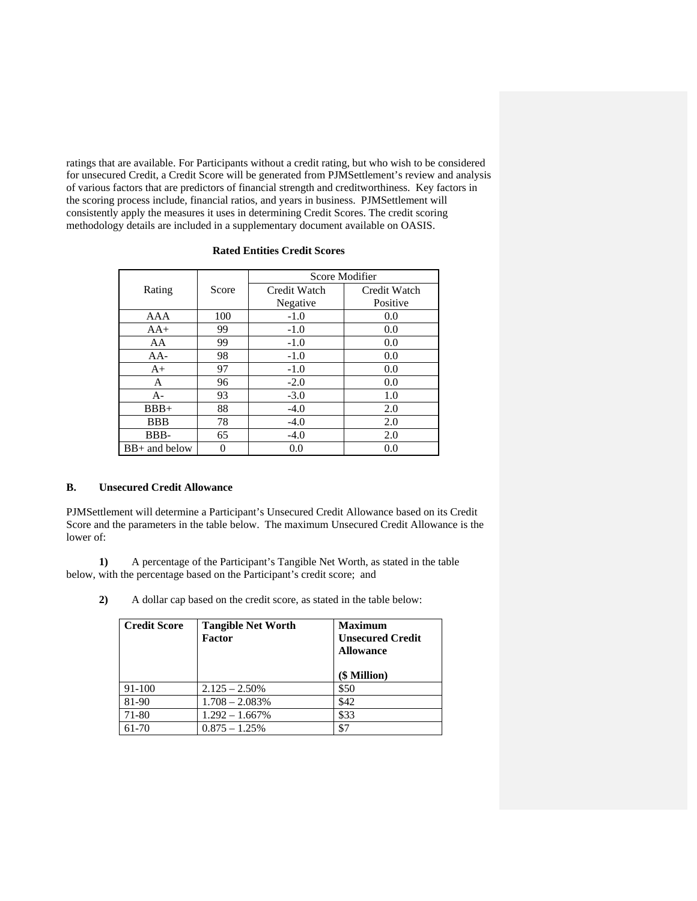ratings that are available. For Participants without a credit rating, but who wish to be considered for unsecured Credit, a Credit Score will be generated from PJMSettlement's review and analysis of various factors that are predictors of financial strength and creditworthiness. Key factors in the scoring process include, financial ratios, and years in business. PJMSettlement will consistently apply the measures it uses in determining Credit Scores. The credit scoring methodology details are included in a supplementary document available on OASIS.

**Rated Entities Credit Scores**

| Rating | Score | Score Modifier | |
|---|---|---|---|
| | | Credit Watch Negative | Credit Watch Positive |
| AAA | 100 | -1.0 | 0.0 |
| AA+ | 99 | -1.0 | 0.0 |
| AA | 99 | -1.0 | 0.0 |
| AA- | 98 | -1.0 | 0.0 |
| A+ | 97 | -1.0 | 0.0 |
| A | 96 | -2.0 | 0.0 |
| A- | 93 | -3.0 | 1.0 |
| BBB+ | 88 | -4.0 | 2.0 |
| BBB | 78 | -4.0 | 2.0 |
| BBB- | 65 | -4.0 | 2.0 |
| BB+ and below | 0 | 0.0 | 0.0 |

### B. Unsecured Credit Allowance

PJMSettlement will determine a Participant's Unsecured Credit Allowance based on its Credit Score and the parameters in the table below. The maximum Unsecured Credit Allowance is the lower of:

**1)** A percentage of the Participant's Tangible Net Worth, as stated in the table below, with the percentage based on the Participant's credit score; and

**2)** A dollar cap based on the credit score, as stated in the table below:

| Credit Score | Tangible Net Worth Factor | Maximum Unsecured Credit Allowance ($ Million) |
|---|---|---|
| 91-100 | 2.125 – 2.50% | $50 |
| 81-90 | 1.708 – 2.083% | $42 |
| 71-80 | 1.292 – 1.667% | $33 |
| 61-70 | 0.875 – 1.25% | $7 |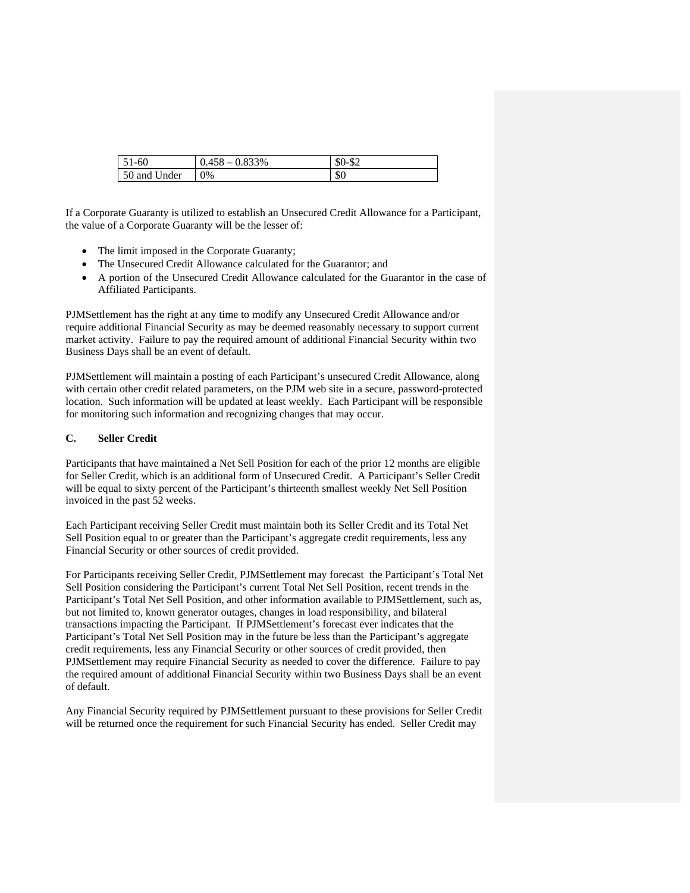| 51-60 | 0.458 – 0.833% | \$0-\$2 |
|---|---|---|
| 50 and Under | 0% | \$0 |

If a Corporate Guaranty is utilized to establish an Unsecured Credit Allowance for a Participant, the value of a Corporate Guaranty will be the lesser of:

- The limit imposed in the Corporate Guaranty;
- The Unsecured Credit Allowance calculated for the Guarantor; and
- A portion of the Unsecured Credit Allowance calculated for the Guarantor in the case of Affiliated Participants.

PJMSettlement has the right at any time to modify any Unsecured Credit Allowance and/or require additional Financial Security as may be deemed reasonably necessary to support current market activity. Failure to pay the required amount of additional Financial Security within two Business Days shall be an event of default.

PJMSettlement will maintain a posting of each Participant's unsecured Credit Allowance, along with certain other credit related parameters, on the PJM web site in a secure, password-protected location. Such information will be updated at least weekly. Each Participant will be responsible for monitoring such information and recognizing changes that may occur.

### C. Seller Credit

Participants that have maintained a Net Sell Position for each of the prior 12 months are eligible for Seller Credit, which is an additional form of Unsecured Credit. A Participant's Seller Credit will be equal to sixty percent of the Participant's thirteenth smallest weekly Net Sell Position invoiced in the past 52 weeks.

Each Participant receiving Seller Credit must maintain both its Seller Credit and its Total Net Sell Position equal to or greater than the Participant's aggregate credit requirements, less any Financial Security or other sources of credit provided.

For Participants receiving Seller Credit, PJMSettlement may forecast the Participant's Total Net Sell Position considering the Participant's current Total Net Sell Position, recent trends in the Participant's Total Net Sell Position, and other information available to PJMSettlement, such as, but not limited to, known generator outages, changes in load responsibility, and bilateral transactions impacting the Participant. If PJMSettlement's forecast ever indicates that the Participant's Total Net Sell Position may in the future be less than the Participant's aggregate credit requirements, less any Financial Security or other sources of credit provided, then PJMSettlement may require Financial Security as needed to cover the difference. Failure to pay the required amount of additional Financial Security within two Business Days shall be an event of default.

Any Financial Security required by PJMSettlement pursuant to these provisions for Seller Credit will be returned once the requirement for such Financial Security has ended. Seller Credit may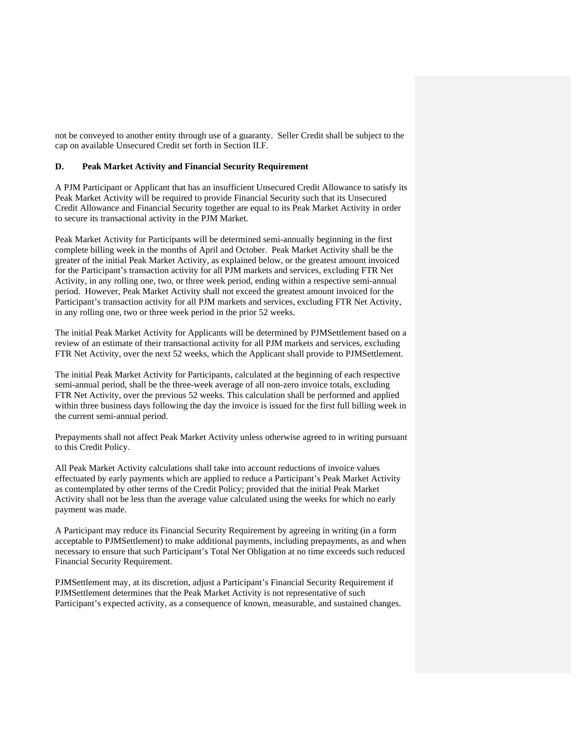not be conveyed to another entity through use of a guaranty. Seller Credit shall be subject to the cap on available Unsecured Credit set forth in Section II.F.

## D. Peak Market Activity and Financial Security Requirement

A PJM Participant or Applicant that has an insufficient Unsecured Credit Allowance to satisfy its Peak Market Activity will be required to provide Financial Security such that its Unsecured Credit Allowance and Financial Security together are equal to its Peak Market Activity in order to secure its transactional activity in the PJM Market.

Peak Market Activity for Participants will be determined semi-annually beginning in the first complete billing week in the months of April and October. Peak Market Activity shall be the greater of the initial Peak Market Activity, as explained below, or the greatest amount invoiced for the Participant's transaction activity for all PJM markets and services, excluding FTR Net Activity, in any rolling one, two, or three week period, ending within a respective semi-annual period. However, Peak Market Activity shall not exceed the greatest amount invoiced for the Participant's transaction activity for all PJM markets and services, excluding FTR Net Activity, in any rolling one, two or three week period in the prior 52 weeks.

The initial Peak Market Activity for Applicants will be determined by PJMSettlement based on a review of an estimate of their transactional activity for all PJM markets and services, excluding FTR Net Activity, over the next 52 weeks, which the Applicant shall provide to PJMSettlement.

The initial Peak Market Activity for Participants, calculated at the beginning of each respective semi-annual period, shall be the three-week average of all non-zero invoice totals, excluding FTR Net Activity, over the previous 52 weeks. This calculation shall be performed and applied within three business days following the day the invoice is issued for the first full billing week in the current semi-annual period.

Prepayments shall not affect Peak Market Activity unless otherwise agreed to in writing pursuant to this Credit Policy.

All Peak Market Activity calculations shall take into account reductions of invoice values effectuated by early payments which are applied to reduce a Participant's Peak Market Activity as contemplated by other terms of the Credit Policy; provided that the initial Peak Market Activity shall not be less than the average value calculated using the weeks for which no early payment was made.

A Participant may reduce its Financial Security Requirement by agreeing in writing (in a form acceptable to PJMSettlement) to make additional payments, including prepayments, as and when necessary to ensure that such Participant's Total Net Obligation at no time exceeds such reduced Financial Security Requirement.

PJMSettlement may, at its discretion, adjust a Participant's Financial Security Requirement if PJMSettlement determines that the Peak Market Activity is not representative of such Participant's expected activity, as a consequence of known, measurable, and sustained changes.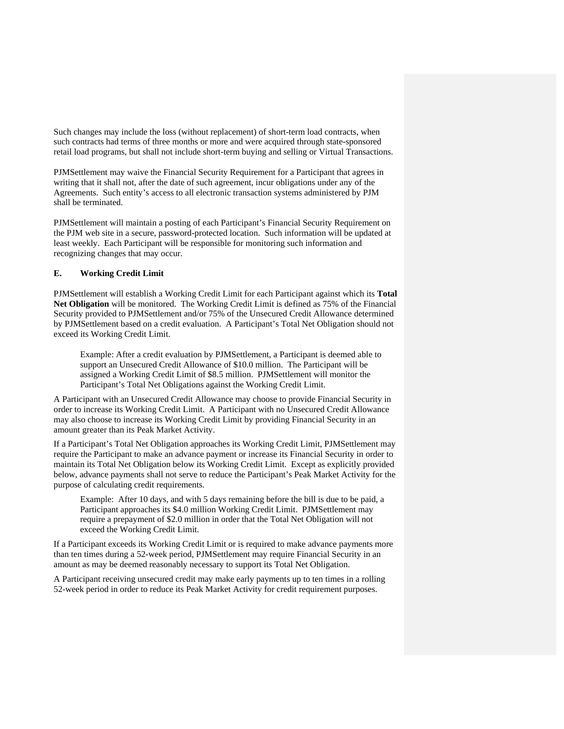Such changes may include the loss (without replacement) of short-term load contracts, when such contracts had terms of three months or more and were acquired through state-sponsored retail load programs, but shall not include short-term buying and selling or Virtual Transactions.

PJMSettlement may waive the Financial Security Requirement for a Participant that agrees in writing that it shall not, after the date of such agreement, incur obligations under any of the Agreements. Such entity's access to all electronic transaction systems administered by PJM shall be terminated.

PJMSettlement will maintain a posting of each Participant's Financial Security Requirement on the PJM web site in a secure, password-protected location. Such information will be updated at least weekly. Each Participant will be responsible for monitoring such information and recognizing changes that may occur.

### E. Working Credit Limit

PJMSettlement will establish a Working Credit Limit for each Participant against which its **Total Net Obligation** will be monitored. The Working Credit Limit is defined as 75% of the Financial Security provided to PJMSettlement and/or 75% of the Unsecured Credit Allowance determined by PJMSettlement based on a credit evaluation. A Participant's Total Net Obligation should not exceed its Working Credit Limit.

> Example: After a credit evaluation by PJMSettlement, a Participant is deemed able to support an Unsecured Credit Allowance of $10.0 million. The Participant will be assigned a Working Credit Limit of $8.5 million. PJMSettlement will monitor the Participant's Total Net Obligations against the Working Credit Limit.

A Participant with an Unsecured Credit Allowance may choose to provide Financial Security in order to increase its Working Credit Limit. A Participant with no Unsecured Credit Allowance may also choose to increase its Working Credit Limit by providing Financial Security in an amount greater than its Peak Market Activity.

If a Participant's Total Net Obligation approaches its Working Credit Limit, PJMSettlement may require the Participant to make an advance payment or increase its Financial Security in order to maintain its Total Net Obligation below its Working Credit Limit. Except as explicitly provided below, advance payments shall not serve to reduce the Participant's Peak Market Activity for the purpose of calculating credit requirements.

> Example: After 10 days, and with 5 days remaining before the bill is due to be paid, a Participant approaches its $4.0 million Working Credit Limit. PJMSettlement may require a prepayment of $2.0 million in order that the Total Net Obligation will not exceed the Working Credit Limit.

If a Participant exceeds its Working Credit Limit or is required to make advance payments more than ten times during a 52-week period, PJMSettlement may require Financial Security in an amount as may be deemed reasonably necessary to support its Total Net Obligation.

A Participant receiving unsecured credit may make early payments up to ten times in a rolling 52-week period in order to reduce its Peak Market Activity for credit requirement purposes.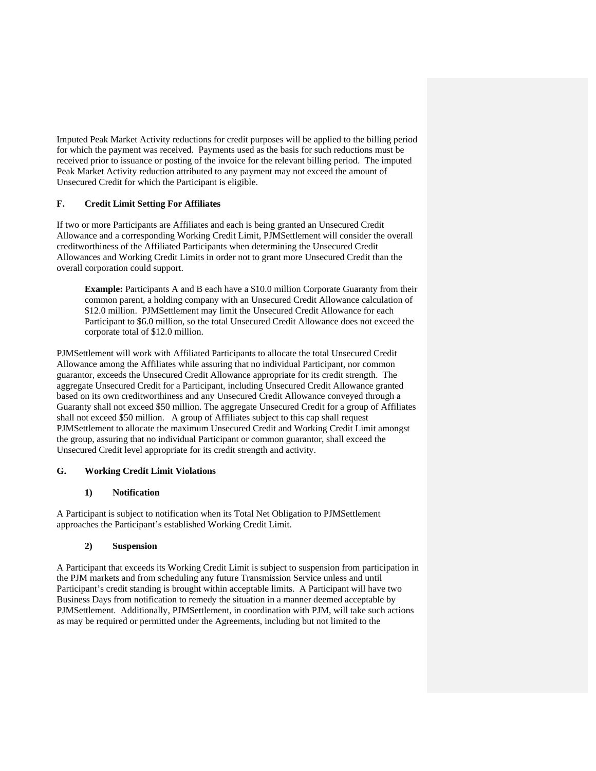Imputed Peak Market Activity reductions for credit purposes will be applied to the billing period for which the payment was received. Payments used as the basis for such reductions must be received prior to issuance or posting of the invoice for the relevant billing period. The imputed Peak Market Activity reduction attributed to any payment may not exceed the amount of Unsecured Credit for which the Participant is eligible.

## F. Credit Limit Setting For Affiliates

If two or more Participants are Affiliates and each is being granted an Unsecured Credit Allowance and a corresponding Working Credit Limit, PJMSettlement will consider the overall creditworthiness of the Affiliated Participants when determining the Unsecured Credit Allowances and Working Credit Limits in order not to grant more Unsecured Credit than the overall corporation could support.

> **Example:** Participants A and B each have a $10.0 million Corporate Guaranty from their common parent, a holding company with an Unsecured Credit Allowance calculation of $12.0 million. PJMSettlement may limit the Unsecured Credit Allowance for each Participant to $6.0 million, so the total Unsecured Credit Allowance does not exceed the corporate total of $12.0 million.

PJMSettlement will work with Affiliated Participants to allocate the total Unsecured Credit Allowance among the Affiliates while assuring that no individual Participant, nor common guarantor, exceeds the Unsecured Credit Allowance appropriate for its credit strength. The aggregate Unsecured Credit for a Participant, including Unsecured Credit Allowance granted based on its own creditworthiness and any Unsecured Credit Allowance conveyed through a Guaranty shall not exceed $50 million. The aggregate Unsecured Credit for a group of Affiliates shall not exceed $50 million. A group of Affiliates subject to this cap shall request PJMSettlement to allocate the maximum Unsecured Credit and Working Credit Limit amongst the group, assuring that no individual Participant or common guarantor, shall exceed the Unsecured Credit level appropriate for its credit strength and activity.

## G. Working Credit Limit Violations

### 1) Notification

A Participant is subject to notification when its Total Net Obligation to PJMSettlement approaches the Participant's established Working Credit Limit.

### 2) Suspension

A Participant that exceeds its Working Credit Limit is subject to suspension from participation in the PJM markets and from scheduling any future Transmission Service unless and until Participant's credit standing is brought within acceptable limits. A Participant will have two Business Days from notification to remedy the situation in a manner deemed acceptable by PJMSettlement. Additionally, PJMSettlement, in coordination with PJM, will take such actions as may be required or permitted under the Agreements, including but not limited to the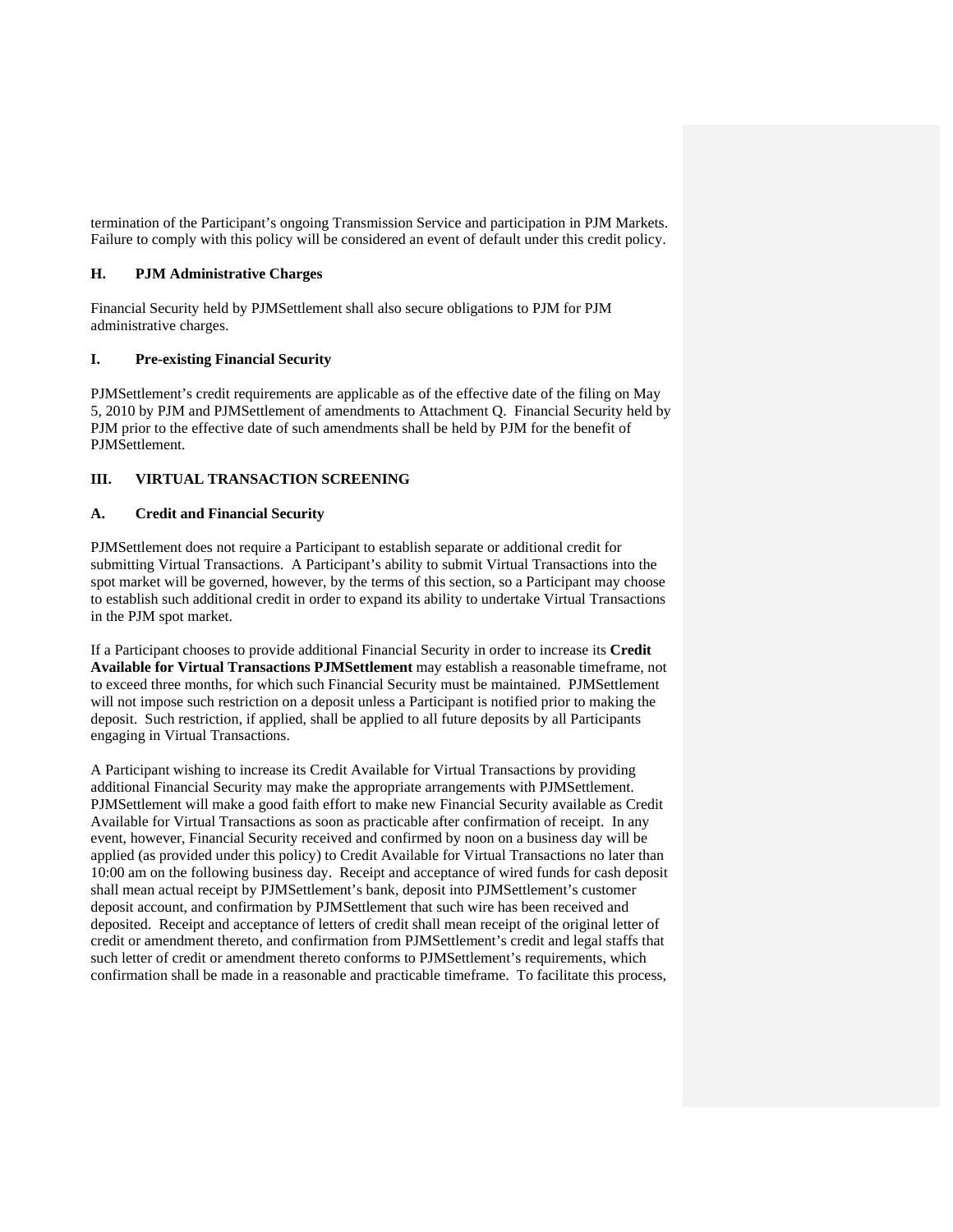termination of the Participant's ongoing Transmission Service and participation in PJM Markets. Failure to comply with this policy will be considered an event of default under this credit policy.

### H. PJM Administrative Charges

Financial Security held by PJMSettlement shall also secure obligations to PJM for PJM administrative charges.

### I. Pre-existing Financial Security

PJMSettlement's credit requirements are applicable as of the effective date of the filing on May 5, 2010 by PJM and PJMSettlement of amendments to Attachment Q. Financial Security held by PJM prior to the effective date of such amendments shall be held by PJM for the benefit of PJMSettlement.

## III. VIRTUAL TRANSACTION SCREENING

### A. Credit and Financial Security

PJMSettlement does not require a Participant to establish separate or additional credit for submitting Virtual Transactions. A Participant's ability to submit Virtual Transactions into the spot market will be governed, however, by the terms of this section, so a Participant may choose to establish such additional credit in order to expand its ability to undertake Virtual Transactions in the PJM spot market.

If a Participant chooses to provide additional Financial Security in order to increase its **Credit Available for Virtual Transactions PJMSettlement** may establish a reasonable timeframe, not to exceed three months, for which such Financial Security must be maintained. PJMSettlement will not impose such restriction on a deposit unless a Participant is notified prior to making the deposit. Such restriction, if applied, shall be applied to all future deposits by all Participants engaging in Virtual Transactions.

A Participant wishing to increase its Credit Available for Virtual Transactions by providing additional Financial Security may make the appropriate arrangements with PJMSettlement. PJMSettlement will make a good faith effort to make new Financial Security available as Credit Available for Virtual Transactions as soon as practicable after confirmation of receipt. In any event, however, Financial Security received and confirmed by noon on a business day will be applied (as provided under this policy) to Credit Available for Virtual Transactions no later than 10:00 am on the following business day. Receipt and acceptance of wired funds for cash deposit shall mean actual receipt by PJMSettlement's bank, deposit into PJMSettlement's customer deposit account, and confirmation by PJMSettlement that such wire has been received and deposited. Receipt and acceptance of letters of credit shall mean receipt of the original letter of credit or amendment thereto, and confirmation from PJMSettlement's credit and legal staffs that such letter of credit or amendment thereto conforms to PJMSettlement's requirements, which confirmation shall be made in a reasonable and practicable timeframe. To facilitate this process,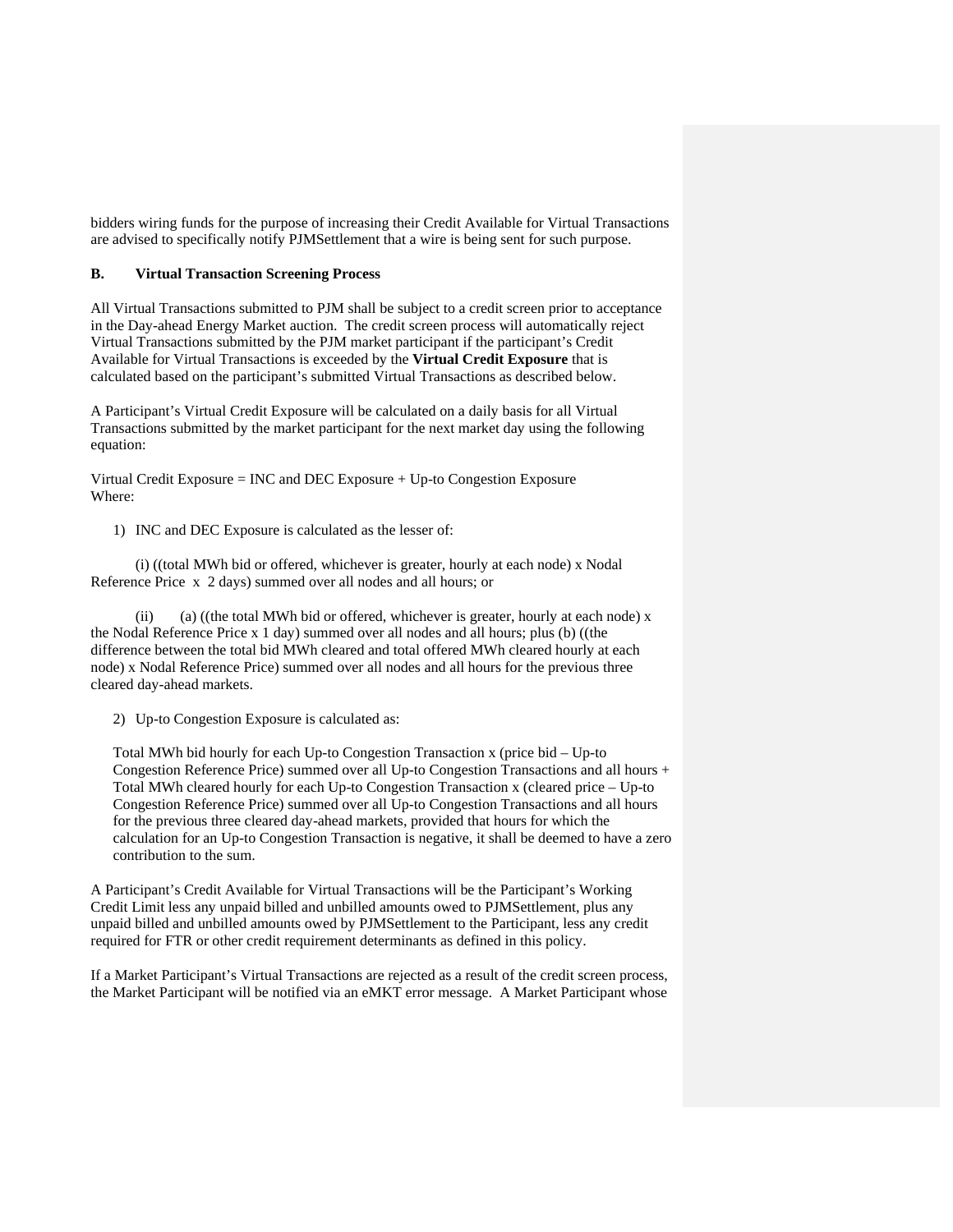bidders wiring funds for the purpose of increasing their Credit Available for Virtual Transactions are advised to specifically notify PJMSettlement that a wire is being sent for such purpose.

### B. Virtual Transaction Screening Process

All Virtual Transactions submitted to PJM shall be subject to a credit screen prior to acceptance in the Day-ahead Energy Market auction. The credit screen process will automatically reject Virtual Transactions submitted by the PJM market participant if the participant's Credit Available for Virtual Transactions is exceeded by the **Virtual Credit Exposure** that is calculated based on the participant's submitted Virtual Transactions as described below.

A Participant's Virtual Credit Exposure will be calculated on a daily basis for all Virtual Transactions submitted by the market participant for the next market day using the following equation:

Virtual Credit Exposure = INC and DEC Exposure + Up-to Congestion Exposure
Where:

1) INC and DEC Exposure is calculated as the lesser of:

(i) ((total MWh bid or offered, whichever is greater, hourly at each node) x Nodal Reference Price x 2 days) summed over all nodes and all hours; or

(ii) (a) ((the total MWh bid or offered, whichever is greater, hourly at each node) x the Nodal Reference Price x 1 day) summed over all nodes and all hours; plus (b) ((the difference between the total bid MWh cleared and total offered MWh cleared hourly at each node) x Nodal Reference Price) summed over all nodes and all hours for the previous three cleared day-ahead markets.

2) Up-to Congestion Exposure is calculated as:

Total MWh bid hourly for each Up-to Congestion Transaction x (price bid – Up-to Congestion Reference Price) summed over all Up-to Congestion Transactions and all hours + Total MWh cleared hourly for each Up-to Congestion Transaction x (cleared price – Up-to Congestion Reference Price) summed over all Up-to Congestion Transactions and all hours for the previous three cleared day-ahead markets, provided that hours for which the calculation for an Up-to Congestion Transaction is negative, it shall be deemed to have a zero contribution to the sum.

A Participant's Credit Available for Virtual Transactions will be the Participant's Working Credit Limit less any unpaid billed and unbilled amounts owed to PJMSettlement, plus any unpaid billed and unbilled amounts owed by PJMSettlement to the Participant, less any credit required for FTR or other credit requirement determinants as defined in this policy.

If a Market Participant's Virtual Transactions are rejected as a result of the credit screen process, the Market Participant will be notified via an eMKT error message. A Market Participant whose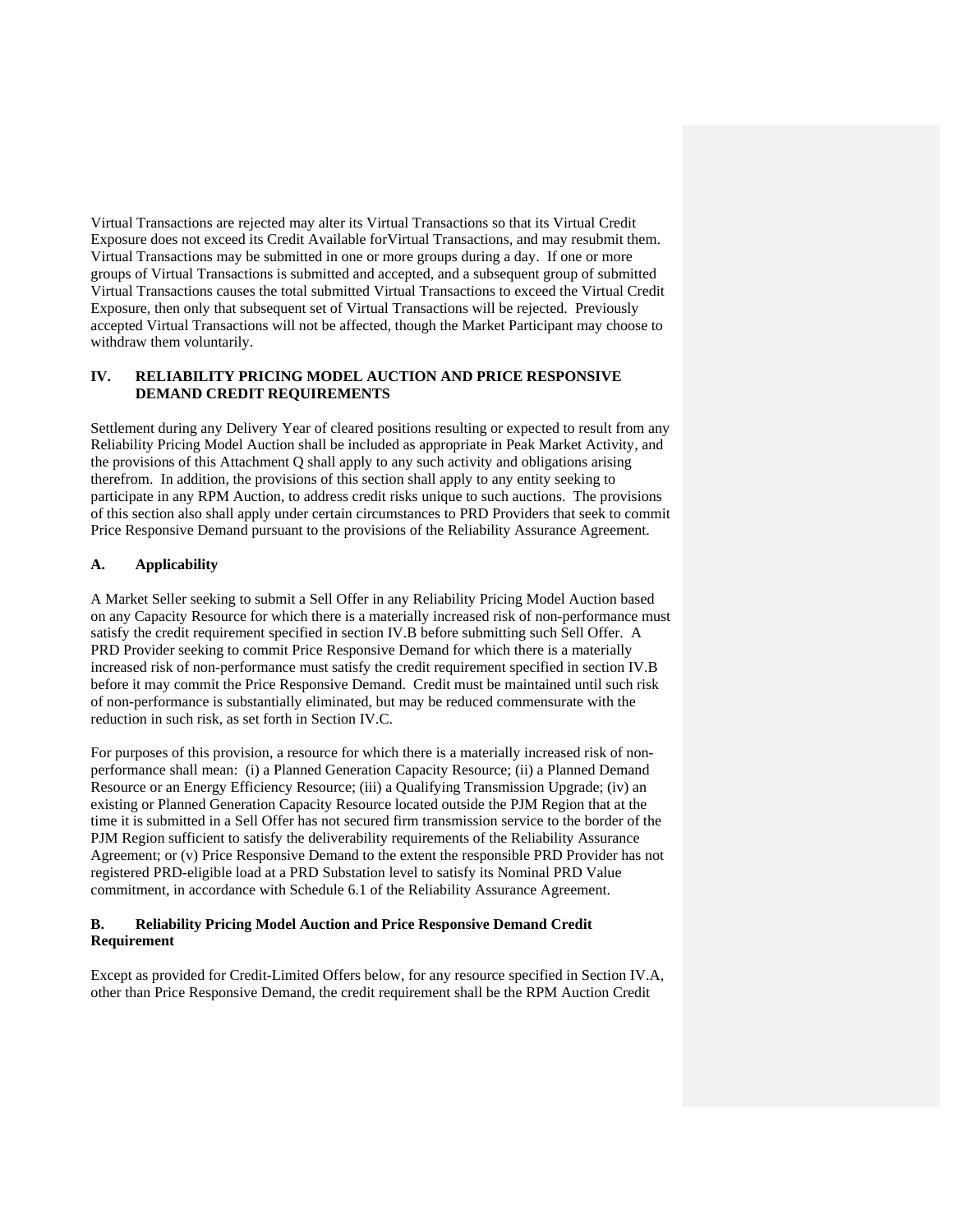Virtual Transactions are rejected may alter its Virtual Transactions so that its Virtual Credit Exposure does not exceed its Credit Available forVirtual Transactions, and may resubmit them. Virtual Transactions may be submitted in one or more groups during a day. If one or more groups of Virtual Transactions is submitted and accepted, and a subsequent group of submitted Virtual Transactions causes the total submitted Virtual Transactions to exceed the Virtual Credit Exposure, then only that subsequent set of Virtual Transactions will be rejected. Previously accepted Virtual Transactions will not be affected, though the Market Participant may choose to withdraw them voluntarily.

## IV. RELIABILITY PRICING MODEL AUCTION AND PRICE RESPONSIVE DEMAND CREDIT REQUIREMENTS

Settlement during any Delivery Year of cleared positions resulting or expected to result from any Reliability Pricing Model Auction shall be included as appropriate in Peak Market Activity, and the provisions of this Attachment Q shall apply to any such activity and obligations arising therefrom. In addition, the provisions of this section shall apply to any entity seeking to participate in any RPM Auction, to address credit risks unique to such auctions. The provisions of this section also shall apply under certain circumstances to PRD Providers that seek to commit Price Responsive Demand pursuant to the provisions of the Reliability Assurance Agreement.

### A. Applicability

A Market Seller seeking to submit a Sell Offer in any Reliability Pricing Model Auction based on any Capacity Resource for which there is a materially increased risk of non-performance must satisfy the credit requirement specified in section IV.B before submitting such Sell Offer. A PRD Provider seeking to commit Price Responsive Demand for which there is a materially increased risk of non-performance must satisfy the credit requirement specified in section IV.B before it may commit the Price Responsive Demand. Credit must be maintained until such risk of non-performance is substantially eliminated, but may be reduced commensurate with the reduction in such risk, as set forth in Section IV.C.

For purposes of this provision, a resource for which there is a materially increased risk of non-performance shall mean: (i) a Planned Generation Capacity Resource; (ii) a Planned Demand Resource or an Energy Efficiency Resource; (iii) a Qualifying Transmission Upgrade; (iv) an existing or Planned Generation Capacity Resource located outside the PJM Region that at the time it is submitted in a Sell Offer has not secured firm transmission service to the border of the PJM Region sufficient to satisfy the deliverability requirements of the Reliability Assurance Agreement; or (v) Price Responsive Demand to the extent the responsible PRD Provider has not registered PRD-eligible load at a PRD Substation level to satisfy its Nominal PRD Value commitment, in accordance with Schedule 6.1 of the Reliability Assurance Agreement.

### B. Reliability Pricing Model Auction and Price Responsive Demand Credit Requirement

Except as provided for Credit-Limited Offers below, for any resource specified in Section IV.A, other than Price Responsive Demand, the credit requirement shall be the RPM Auction Credit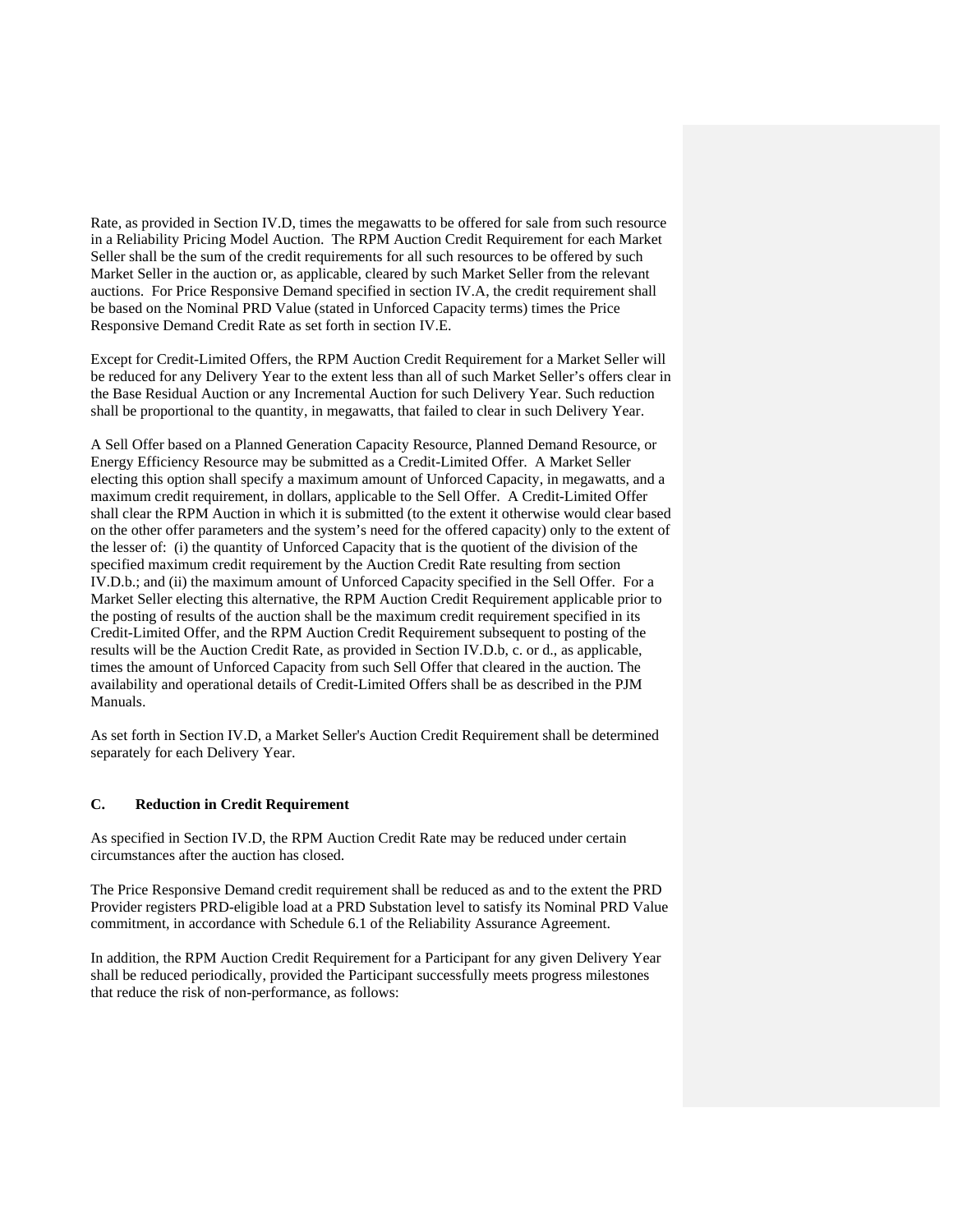Rate, as provided in Section IV.D, times the megawatts to be offered for sale from such resource in a Reliability Pricing Model Auction. The RPM Auction Credit Requirement for each Market Seller shall be the sum of the credit requirements for all such resources to be offered by such Market Seller in the auction or, as applicable, cleared by such Market Seller from the relevant auctions. For Price Responsive Demand specified in section IV.A, the credit requirement shall be based on the Nominal PRD Value (stated in Unforced Capacity terms) times the Price Responsive Demand Credit Rate as set forth in section IV.E.

Except for Credit-Limited Offers, the RPM Auction Credit Requirement for a Market Seller will be reduced for any Delivery Year to the extent less than all of such Market Seller's offers clear in the Base Residual Auction or any Incremental Auction for such Delivery Year. Such reduction shall be proportional to the quantity, in megawatts, that failed to clear in such Delivery Year.

A Sell Offer based on a Planned Generation Capacity Resource, Planned Demand Resource, or Energy Efficiency Resource may be submitted as a Credit-Limited Offer. A Market Seller electing this option shall specify a maximum amount of Unforced Capacity, in megawatts, and a maximum credit requirement, in dollars, applicable to the Sell Offer. A Credit-Limited Offer shall clear the RPM Auction in which it is submitted (to the extent it otherwise would clear based on the other offer parameters and the system's need for the offered capacity) only to the extent of the lesser of: (i) the quantity of Unforced Capacity that is the quotient of the division of the specified maximum credit requirement by the Auction Credit Rate resulting from section IV.D.b.; and (ii) the maximum amount of Unforced Capacity specified in the Sell Offer. For a Market Seller electing this alternative, the RPM Auction Credit Requirement applicable prior to the posting of results of the auction shall be the maximum credit requirement specified in its Credit-Limited Offer, and the RPM Auction Credit Requirement subsequent to posting of the results will be the Auction Credit Rate, as provided in Section IV.D.b, c. or d., as applicable, times the amount of Unforced Capacity from such Sell Offer that cleared in the auction. The availability and operational details of Credit-Limited Offers shall be as described in the PJM Manuals.

As set forth in Section IV.D, a Market Seller's Auction Credit Requirement shall be determined separately for each Delivery Year.

### C. Reduction in Credit Requirement

As specified in Section IV.D, the RPM Auction Credit Rate may be reduced under certain circumstances after the auction has closed.

The Price Responsive Demand credit requirement shall be reduced as and to the extent the PRD Provider registers PRD-eligible load at a PRD Substation level to satisfy its Nominal PRD Value commitment, in accordance with Schedule 6.1 of the Reliability Assurance Agreement.

In addition, the RPM Auction Credit Requirement for a Participant for any given Delivery Year shall be reduced periodically, provided the Participant successfully meets progress milestones that reduce the risk of non-performance, as follows: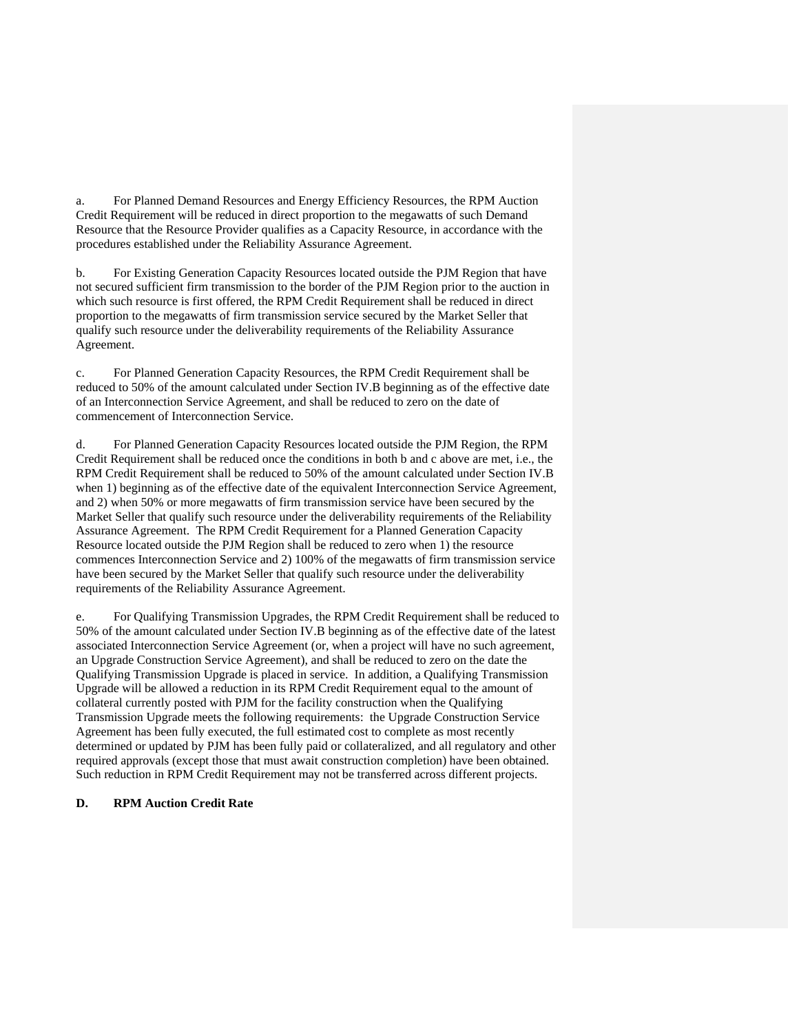a. For Planned Demand Resources and Energy Efficiency Resources, the RPM Auction Credit Requirement will be reduced in direct proportion to the megawatts of such Demand Resource that the Resource Provider qualifies as a Capacity Resource, in accordance with the procedures established under the Reliability Assurance Agreement.

b. For Existing Generation Capacity Resources located outside the PJM Region that have not secured sufficient firm transmission to the border of the PJM Region prior to the auction in which such resource is first offered, the RPM Credit Requirement shall be reduced in direct proportion to the megawatts of firm transmission service secured by the Market Seller that qualify such resource under the deliverability requirements of the Reliability Assurance Agreement.

c. For Planned Generation Capacity Resources, the RPM Credit Requirement shall be reduced to 50% of the amount calculated under Section IV.B beginning as of the effective date of an Interconnection Service Agreement, and shall be reduced to zero on the date of commencement of Interconnection Service.

d. For Planned Generation Capacity Resources located outside the PJM Region, the RPM Credit Requirement shall be reduced once the conditions in both b and c above are met, i.e., the RPM Credit Requirement shall be reduced to 50% of the amount calculated under Section IV.B when 1) beginning as of the effective date of the equivalent Interconnection Service Agreement, and 2) when 50% or more megawatts of firm transmission service have been secured by the Market Seller that qualify such resource under the deliverability requirements of the Reliability Assurance Agreement. The RPM Credit Requirement for a Planned Generation Capacity Resource located outside the PJM Region shall be reduced to zero when 1) the resource commences Interconnection Service and 2) 100% of the megawatts of firm transmission service have been secured by the Market Seller that qualify such resource under the deliverability requirements of the Reliability Assurance Agreement.

e. For Qualifying Transmission Upgrades, the RPM Credit Requirement shall be reduced to 50% of the amount calculated under Section IV.B beginning as of the effective date of the latest associated Interconnection Service Agreement (or, when a project will have no such agreement, an Upgrade Construction Service Agreement), and shall be reduced to zero on the date the Qualifying Transmission Upgrade is placed in service. In addition, a Qualifying Transmission Upgrade will be allowed a reduction in its RPM Credit Requirement equal to the amount of collateral currently posted with PJM for the facility construction when the Qualifying Transmission Upgrade meets the following requirements: the Upgrade Construction Service Agreement has been fully executed, the full estimated cost to complete as most recently determined or updated by PJM has been fully paid or collateralized, and all regulatory and other required approvals (except those that must await construction completion) have been obtained. Such reduction in RPM Credit Requirement may not be transferred across different projects.

**D. RPM Auction Credit Rate**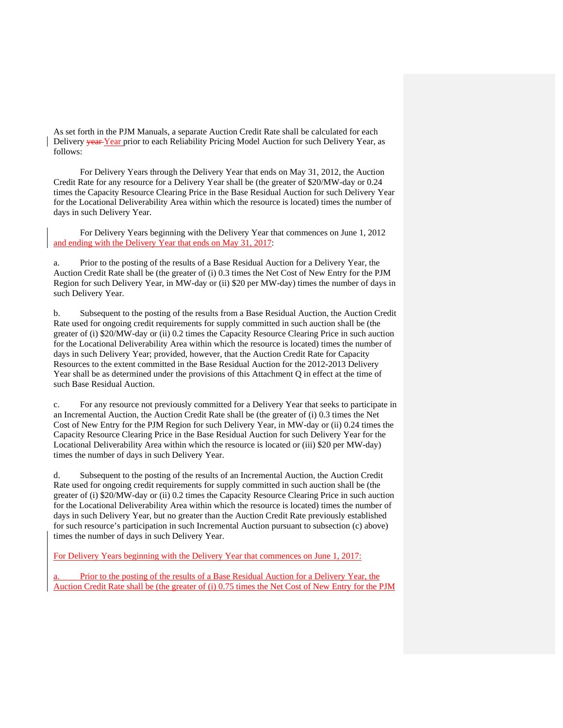As set forth in the PJM Manuals, a separate Auction Credit Rate shall be calculated for each Delivery ~~year~~ Year prior to each Reliability Pricing Model Auction for such Delivery Year, as follows:

For Delivery Years through the Delivery Year that ends on May 31, 2012, the Auction Credit Rate for any resource for a Delivery Year shall be (the greater of $20/MW-day or 0.24 times the Capacity Resource Clearing Price in the Base Residual Auction for such Delivery Year for the Locational Deliverability Area within which the resource is located) times the number of days in such Delivery Year.

For Delivery Years beginning with the Delivery Year that commences on June 1, 2012 and ending with the Delivery Year that ends on May 31, 2017:

a. Prior to the posting of the results of a Base Residual Auction for a Delivery Year, the Auction Credit Rate shall be (the greater of (i) 0.3 times the Net Cost of New Entry for the PJM Region for such Delivery Year, in MW-day or (ii) $20 per MW-day) times the number of days in such Delivery Year.

b. Subsequent to the posting of the results from a Base Residual Auction, the Auction Credit Rate used for ongoing credit requirements for supply committed in such auction shall be (the greater of (i) $20/MW-day or (ii) 0.2 times the Capacity Resource Clearing Price in such auction for the Locational Deliverability Area within which the resource is located) times the number of days in such Delivery Year; provided, however, that the Auction Credit Rate for Capacity Resources to the extent committed in the Base Residual Auction for the 2012-2013 Delivery Year shall be as determined under the provisions of this Attachment Q in effect at the time of such Base Residual Auction.

c. For any resource not previously committed for a Delivery Year that seeks to participate in an Incremental Auction, the Auction Credit Rate shall be (the greater of (i) 0.3 times the Net Cost of New Entry for the PJM Region for such Delivery Year, in MW-day or (ii) 0.24 times the Capacity Resource Clearing Price in the Base Residual Auction for such Delivery Year for the Locational Deliverability Area within which the resource is located or (iii) $20 per MW-day) times the number of days in such Delivery Year.

d. Subsequent to the posting of the results of an Incremental Auction, the Auction Credit Rate used for ongoing credit requirements for supply committed in such auction shall be (the greater of (i) $20/MW-day or (ii) 0.2 times the Capacity Resource Clearing Price in such auction for the Locational Deliverability Area within which the resource is located) times the number of days in such Delivery Year, but no greater than the Auction Credit Rate previously established for such resource's participation in such Incremental Auction pursuant to subsection (c) above) times the number of days in such Delivery Year.

For Delivery Years beginning with the Delivery Year that commences on June 1, 2017:

a. Prior to the posting of the results of a Base Residual Auction for a Delivery Year, the Auction Credit Rate shall be (the greater of (i) 0.75 times the Net Cost of New Entry for the PJM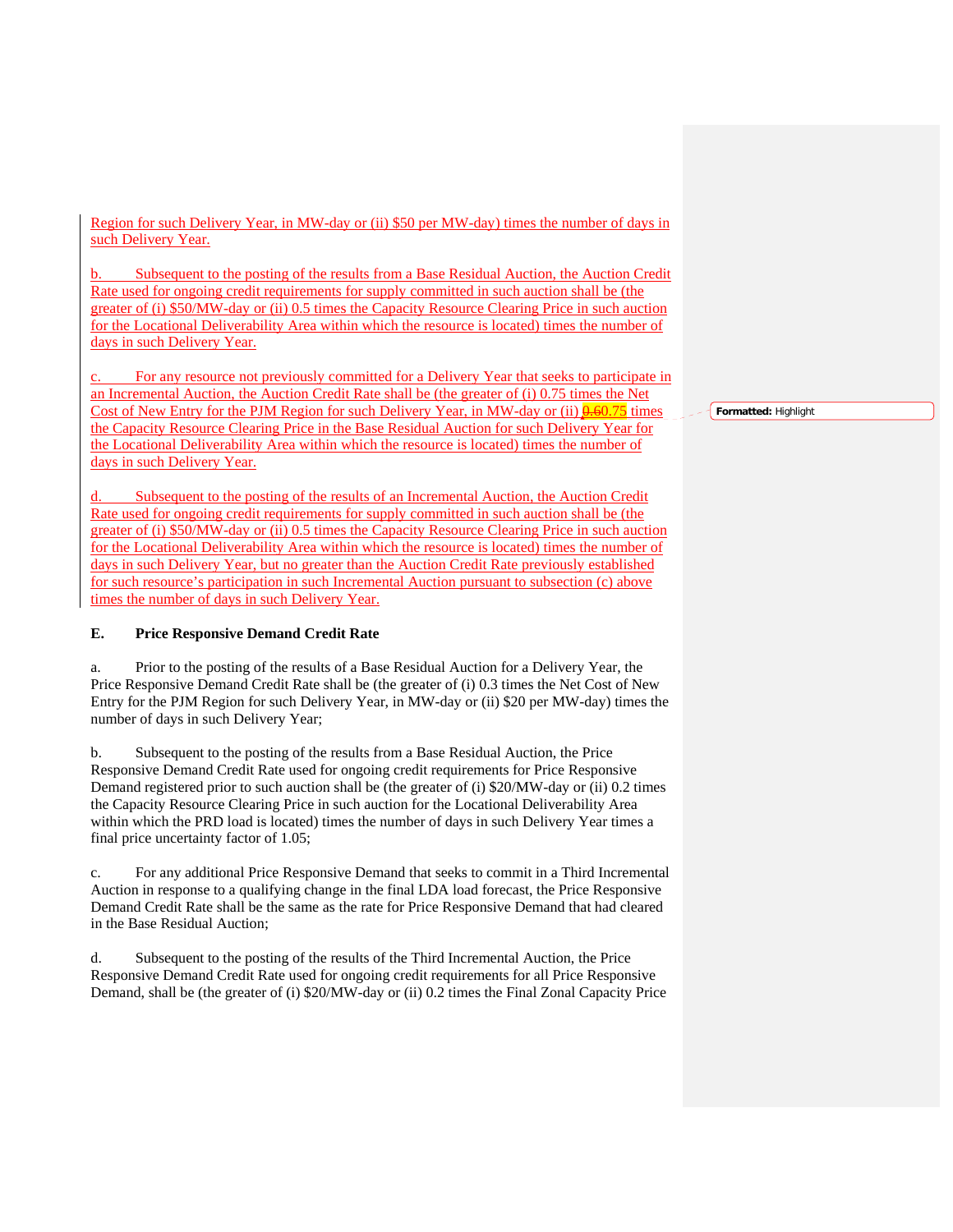Region for such Delivery Year, in MW-day or (ii) $50 per MW-day) times the number of days in such Delivery Year.

b. Subsequent to the posting of the results from a Base Residual Auction, the Auction Credit Rate used for ongoing credit requirements for supply committed in such auction shall be (the greater of (i) $50/MW-day or (ii) 0.5 times the Capacity Resource Clearing Price in such auction for the Locational Deliverability Area within which the resource is located) times the number of days in such Delivery Year.

c. For any resource not previously committed for a Delivery Year that seeks to participate in an Incremental Auction, the Auction Credit Rate shall be (the greater of (i) 0.75 times the Net Cost of New Entry for the PJM Region for such Delivery Year, in MW-day or (ii) ~~0.6~~0.75 times the Capacity Resource Clearing Price in the Base Residual Auction for such Delivery Year for the Locational Deliverability Area within which the resource is located) times the number of days in such Delivery Year.

d. Subsequent to the posting of the results of an Incremental Auction, the Auction Credit Rate used for ongoing credit requirements for supply committed in such auction shall be (the greater of (i) $50/MW-day or (ii) 0.5 times the Capacity Resource Clearing Price in such auction for the Locational Deliverability Area within which the resource is located) times the number of days in such Delivery Year, but no greater than the Auction Credit Rate previously established for such resource's participation in such Incremental Auction pursuant to subsection (c) above times the number of days in such Delivery Year.

**E. Price Responsive Demand Credit Rate**

a. Prior to the posting of the results of a Base Residual Auction for a Delivery Year, the Price Responsive Demand Credit Rate shall be (the greater of (i) 0.3 times the Net Cost of New Entry for the PJM Region for such Delivery Year, in MW-day or (ii) $20 per MW-day) times the number of days in such Delivery Year;

b. Subsequent to the posting of the results from a Base Residual Auction, the Price Responsive Demand Credit Rate used for ongoing credit requirements for Price Responsive Demand registered prior to such auction shall be (the greater of (i) $20/MW-day or (ii) 0.2 times the Capacity Resource Clearing Price in such auction for the Locational Deliverability Area within which the PRD load is located) times the number of days in such Delivery Year times a final price uncertainty factor of 1.05;

c. For any additional Price Responsive Demand that seeks to commit in a Third Incremental Auction in response to a qualifying change in the final LDA load forecast, the Price Responsive Demand Credit Rate shall be the same as the rate for Price Responsive Demand that had cleared in the Base Residual Auction;

d. Subsequent to the posting of the results of the Third Incremental Auction, the Price Responsive Demand Credit Rate used for ongoing credit requirements for all Price Responsive Demand, shall be (the greater of (i) $20/MW-day or (ii) 0.2 times the Final Zonal Capacity Price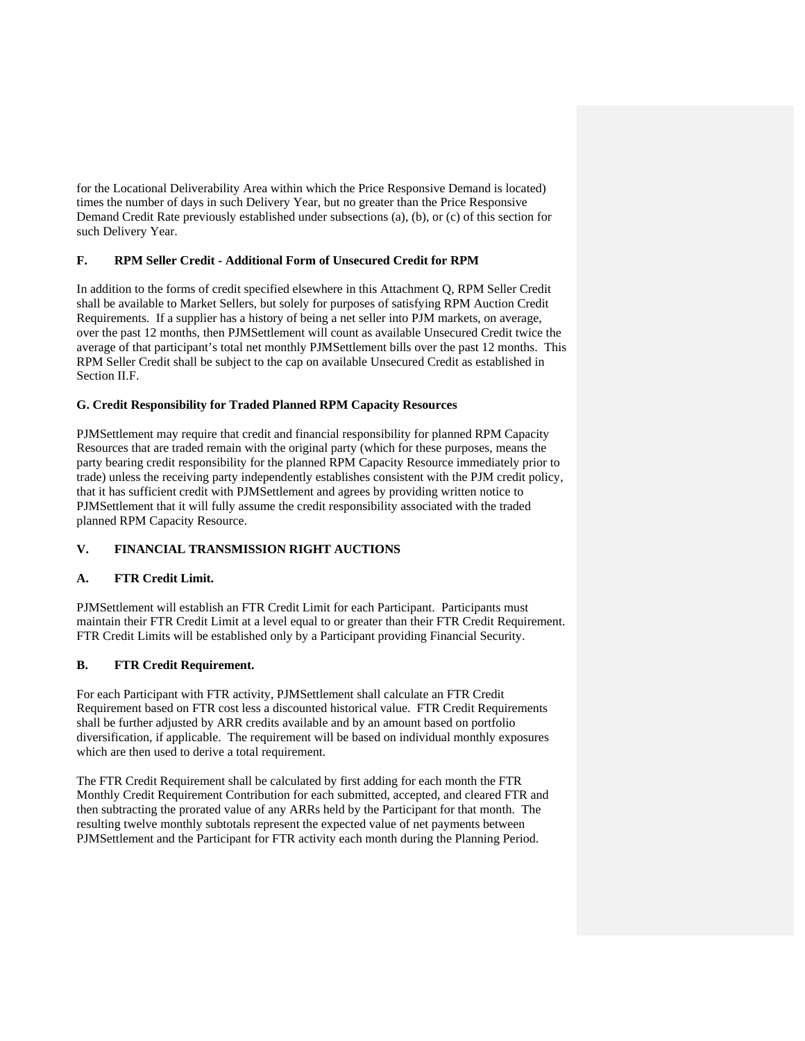for the Locational Deliverability Area within which the Price Responsive Demand is located) times the number of days in such Delivery Year, but no greater than the Price Responsive Demand Credit Rate previously established under subsections (a), (b), or (c) of this section for such Delivery Year.

### F. RPM Seller Credit - Additional Form of Unsecured Credit for RPM

In addition to the forms of credit specified elsewhere in this Attachment Q, RPM Seller Credit shall be available to Market Sellers, but solely for purposes of satisfying RPM Auction Credit Requirements. If a supplier has a history of being a net seller into PJM markets, on average, over the past 12 months, then PJMSettlement will count as available Unsecured Credit twice the average of that participant's total net monthly PJMSettlement bills over the past 12 months. This RPM Seller Credit shall be subject to the cap on available Unsecured Credit as established in Section II.F.

### G. Credit Responsibility for Traded Planned RPM Capacity Resources

PJMSettlement may require that credit and financial responsibility for planned RPM Capacity Resources that are traded remain with the original party (which for these purposes, means the party bearing credit responsibility for the planned RPM Capacity Resource immediately prior to trade) unless the receiving party independently establishes consistent with the PJM credit policy, that it has sufficient credit with PJMSettlement and agrees by providing written notice to PJMSettlement that it will fully assume the credit responsibility associated with the traded planned RPM Capacity Resource.

## V. FINANCIAL TRANSMISSION RIGHT AUCTIONS

### A. FTR Credit Limit.

PJMSettlement will establish an FTR Credit Limit for each Participant. Participants must maintain their FTR Credit Limit at a level equal to or greater than their FTR Credit Requirement. FTR Credit Limits will be established only by a Participant providing Financial Security.

### B. FTR Credit Requirement.

For each Participant with FTR activity, PJMSettlement shall calculate an FTR Credit Requirement based on FTR cost less a discounted historical value. FTR Credit Requirements shall be further adjusted by ARR credits available and by an amount based on portfolio diversification, if applicable. The requirement will be based on individual monthly exposures which are then used to derive a total requirement.

The FTR Credit Requirement shall be calculated by first adding for each month the FTR Monthly Credit Requirement Contribution for each submitted, accepted, and cleared FTR and then subtracting the prorated value of any ARRs held by the Participant for that month. The resulting twelve monthly subtotals represent the expected value of net payments between PJMSettlement and the Participant for FTR activity each month during the Planning Period.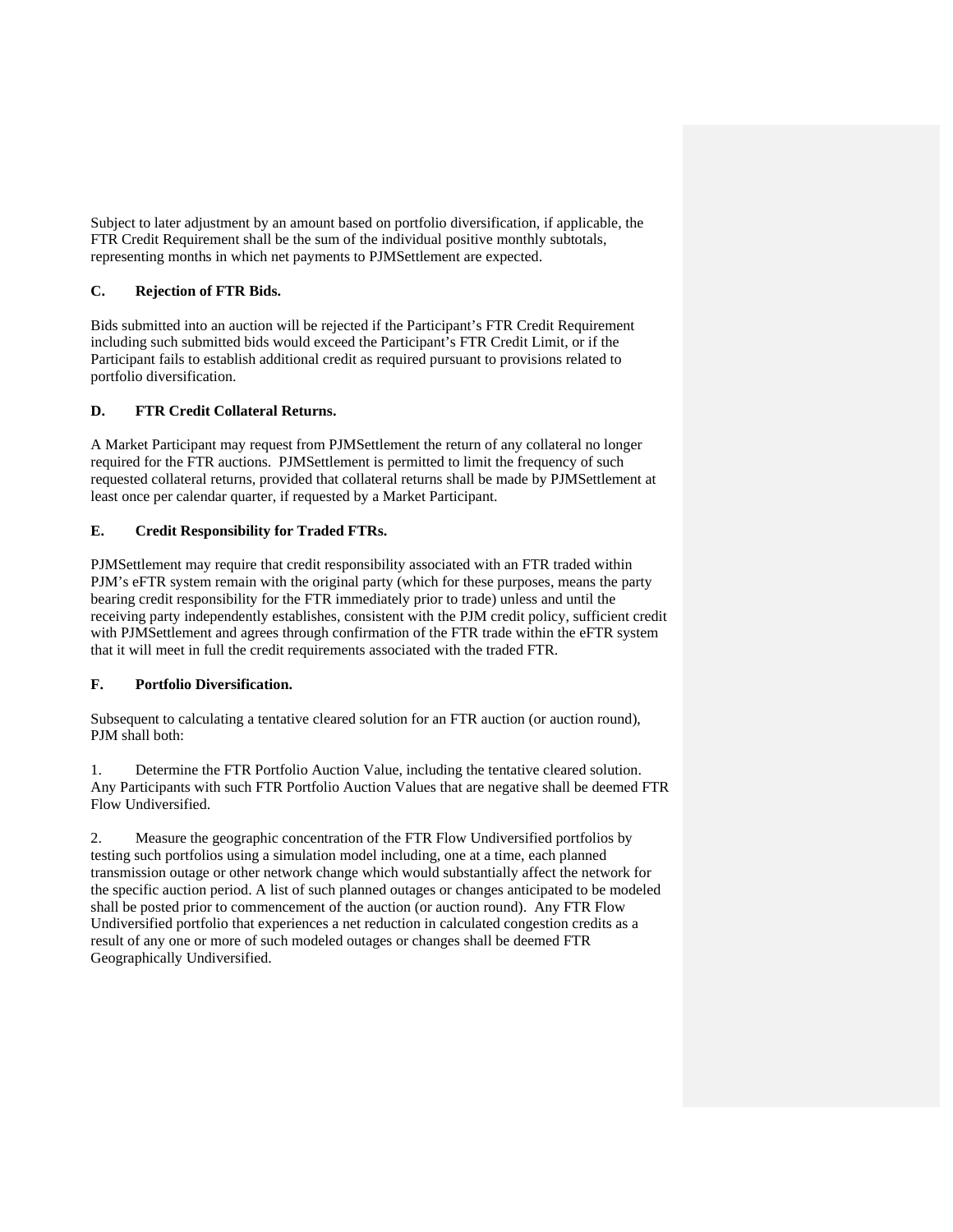Subject to later adjustment by an amount based on portfolio diversification, if applicable, the FTR Credit Requirement shall be the sum of the individual positive monthly subtotals, representing months in which net payments to PJMSettlement are expected.

### C. Rejection of FTR Bids.

Bids submitted into an auction will be rejected if the Participant's FTR Credit Requirement including such submitted bids would exceed the Participant's FTR Credit Limit, or if the Participant fails to establish additional credit as required pursuant to provisions related to portfolio diversification.

### D. FTR Credit Collateral Returns.

A Market Participant may request from PJMSettlement the return of any collateral no longer required for the FTR auctions. PJMSettlement is permitted to limit the frequency of such requested collateral returns, provided that collateral returns shall be made by PJMSettlement at least once per calendar quarter, if requested by a Market Participant.

### E. Credit Responsibility for Traded FTRs.

PJMSettlement may require that credit responsibility associated with an FTR traded within PJM's eFTR system remain with the original party (which for these purposes, means the party bearing credit responsibility for the FTR immediately prior to trade) unless and until the receiving party independently establishes, consistent with the PJM credit policy, sufficient credit with PJMSettlement and agrees through confirmation of the FTR trade within the eFTR system that it will meet in full the credit requirements associated with the traded FTR.

### F. Portfolio Diversification.

Subsequent to calculating a tentative cleared solution for an FTR auction (or auction round), PJM shall both:

1. Determine the FTR Portfolio Auction Value, including the tentative cleared solution. Any Participants with such FTR Portfolio Auction Values that are negative shall be deemed FTR Flow Undiversified.

2. Measure the geographic concentration of the FTR Flow Undiversified portfolios by testing such portfolios using a simulation model including, one at a time, each planned transmission outage or other network change which would substantially affect the network for the specific auction period. A list of such planned outages or changes anticipated to be modeled shall be posted prior to commencement of the auction (or auction round). Any FTR Flow Undiversified portfolio that experiences a net reduction in calculated congestion credits as a result of any one or more of such modeled outages or changes shall be deemed FTR Geographically Undiversified.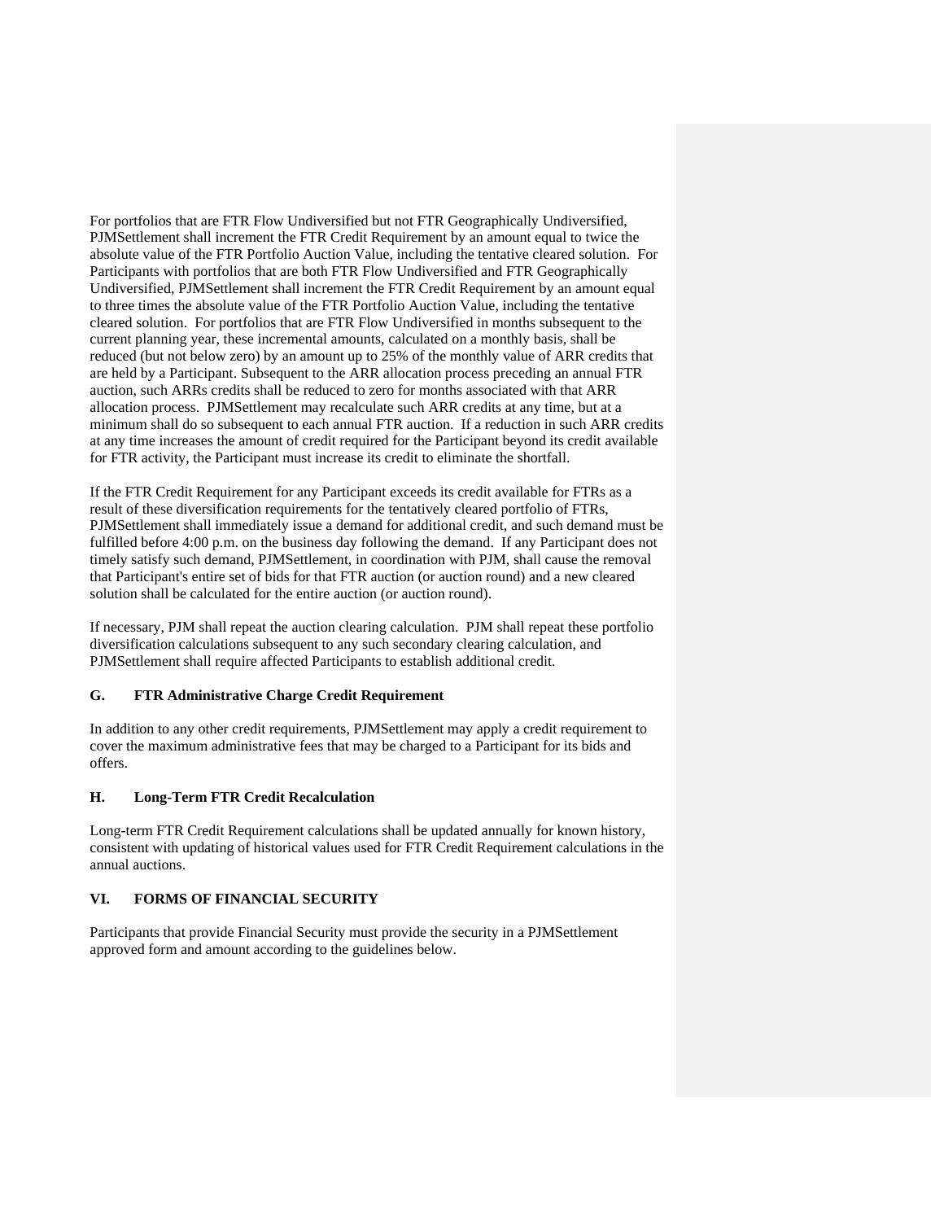For portfolios that are FTR Flow Undiversified but not FTR Geographically Undiversified, PJMSettlement shall increment the FTR Credit Requirement by an amount equal to twice the absolute value of the FTR Portfolio Auction Value, including the tentative cleared solution. For Participants with portfolios that are both FTR Flow Undiversified and FTR Geographically Undiversified, PJMSettlement shall increment the FTR Credit Requirement by an amount equal to three times the absolute value of the FTR Portfolio Auction Value, including the tentative cleared solution. For portfolios that are FTR Flow Undiversified in months subsequent to the current planning year, these incremental amounts, calculated on a monthly basis, shall be reduced (but not below zero) by an amount up to 25% of the monthly value of ARR credits that are held by a Participant. Subsequent to the ARR allocation process preceding an annual FTR auction, such ARRs credits shall be reduced to zero for months associated with that ARR allocation process. PJMSettlement may recalculate such ARR credits at any time, but at a minimum shall do so subsequent to each annual FTR auction. If a reduction in such ARR credits at any time increases the amount of credit required for the Participant beyond its credit available for FTR activity, the Participant must increase its credit to eliminate the shortfall.

If the FTR Credit Requirement for any Participant exceeds its credit available for FTRs as a result of these diversification requirements for the tentatively cleared portfolio of FTRs, PJMSettlement shall immediately issue a demand for additional credit, and such demand must be fulfilled before 4:00 p.m. on the business day following the demand. If any Participant does not timely satisfy such demand, PJMSettlement, in coordination with PJM, shall cause the removal that Participant's entire set of bids for that FTR auction (or auction round) and a new cleared solution shall be calculated for the entire auction (or auction round).

If necessary, PJM shall repeat the auction clearing calculation. PJM shall repeat these portfolio diversification calculations subsequent to any such secondary clearing calculation, and PJMSettlement shall require affected Participants to establish additional credit.

### G. FTR Administrative Charge Credit Requirement

In addition to any other credit requirements, PJMSettlement may apply a credit requirement to cover the maximum administrative fees that may be charged to a Participant for its bids and offers.

### H. Long-Term FTR Credit Recalculation

Long-term FTR Credit Requirement calculations shall be updated annually for known history, consistent with updating of historical values used for FTR Credit Requirement calculations in the annual auctions.

## VI. FORMS OF FINANCIAL SECURITY

Participants that provide Financial Security must provide the security in a PJMSettlement approved form and amount according to the guidelines below.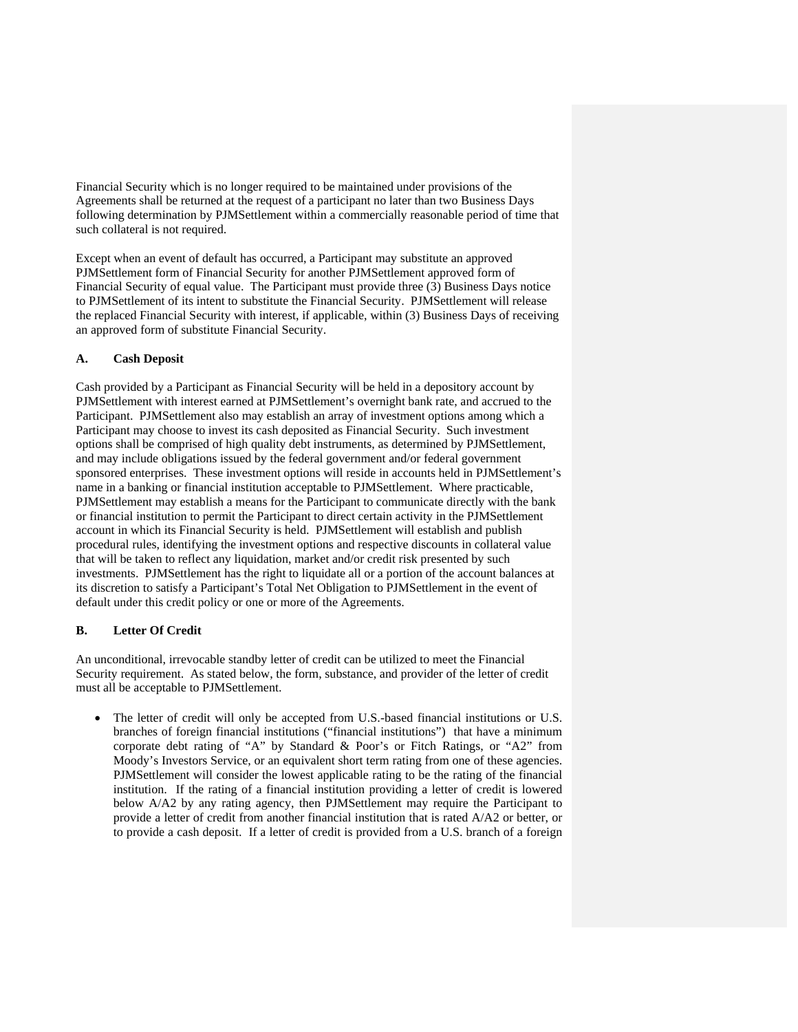Financial Security which is no longer required to be maintained under provisions of the Agreements shall be returned at the request of a participant no later than two Business Days following determination by PJMSettlement within a commercially reasonable period of time that such collateral is not required.

Except when an event of default has occurred, a Participant may substitute an approved PJMSettlement form of Financial Security for another PJMSettlement approved form of Financial Security of equal value. The Participant must provide three (3) Business Days notice to PJMSettlement of its intent to substitute the Financial Security. PJMSettlement will release the replaced Financial Security with interest, if applicable, within (3) Business Days of receiving an approved form of substitute Financial Security.

### A. Cash Deposit

Cash provided by a Participant as Financial Security will be held in a depository account by PJMSettlement with interest earned at PJMSettlement's overnight bank rate, and accrued to the Participant. PJMSettlement also may establish an array of investment options among which a Participant may choose to invest its cash deposited as Financial Security. Such investment options shall be comprised of high quality debt instruments, as determined by PJMSettlement, and may include obligations issued by the federal government and/or federal government sponsored enterprises. These investment options will reside in accounts held in PJMSettlement's name in a banking or financial institution acceptable to PJMSettlement. Where practicable, PJMSettlement may establish a means for the Participant to communicate directly with the bank or financial institution to permit the Participant to direct certain activity in the PJMSettlement account in which its Financial Security is held. PJMSettlement will establish and publish procedural rules, identifying the investment options and respective discounts in collateral value that will be taken to reflect any liquidation, market and/or credit risk presented by such investments. PJMSettlement has the right to liquidate all or a portion of the account balances at its discretion to satisfy a Participant's Total Net Obligation to PJMSettlement in the event of default under this credit policy or one or more of the Agreements.

### B. Letter Of Credit

An unconditional, irrevocable standby letter of credit can be utilized to meet the Financial Security requirement. As stated below, the form, substance, and provider of the letter of credit must all be acceptable to PJMSettlement.

- The letter of credit will only be accepted from U.S.-based financial institutions or U.S. branches of foreign financial institutions ("financial institutions") that have a minimum corporate debt rating of "A" by Standard & Poor's or Fitch Ratings, or "A2" from Moody's Investors Service, or an equivalent short term rating from one of these agencies. PJMSettlement will consider the lowest applicable rating to be the rating of the financial institution. If the rating of a financial institution providing a letter of credit is lowered below A/A2 by any rating agency, then PJMSettlement may require the Participant to provide a letter of credit from another financial institution that is rated A/A2 or better, or to provide a cash deposit. If a letter of credit is provided from a U.S. branch of a foreign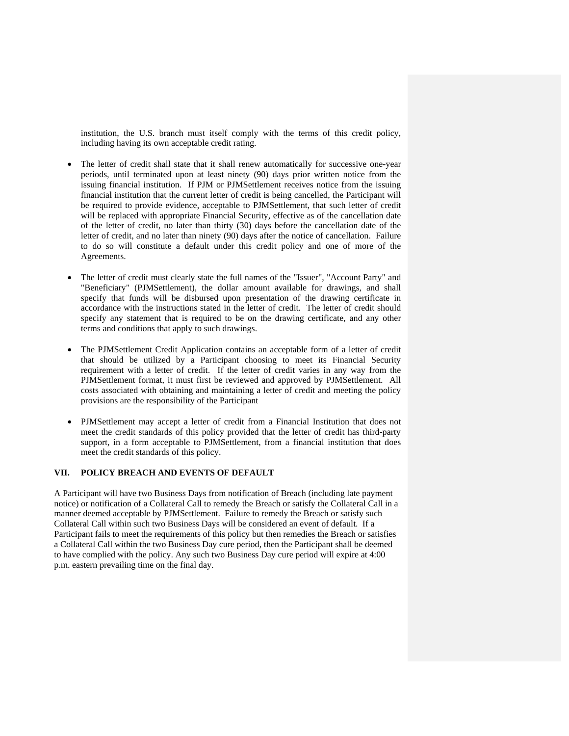institution, the U.S. branch must itself comply with the terms of this credit policy, including having its own acceptable credit rating.

- The letter of credit shall state that it shall renew automatically for successive one-year periods, until terminated upon at least ninety (90) days prior written notice from the issuing financial institution. If PJM or PJMSettlement receives notice from the issuing financial institution that the current letter of credit is being cancelled, the Participant will be required to provide evidence, acceptable to PJMSettlement, that such letter of credit will be replaced with appropriate Financial Security, effective as of the cancellation date of the letter of credit, no later than thirty (30) days before the cancellation date of the letter of credit, and no later than ninety (90) days after the notice of cancellation. Failure to do so will constitute a default under this credit policy and one of more of the Agreements.

- The letter of credit must clearly state the full names of the "Issuer", "Account Party" and "Beneficiary" (PJMSettlement), the dollar amount available for drawings, and shall specify that funds will be disbursed upon presentation of the drawing certificate in accordance with the instructions stated in the letter of credit. The letter of credit should specify any statement that is required to be on the drawing certificate, and any other terms and conditions that apply to such drawings.

- The PJMSettlement Credit Application contains an acceptable form of a letter of credit that should be utilized by a Participant choosing to meet its Financial Security requirement with a letter of credit. If the letter of credit varies in any way from the PJMSettlement format, it must first be reviewed and approved by PJMSettlement. All costs associated with obtaining and maintaining a letter of credit and meeting the policy provisions are the responsibility of the Participant

- PJMSettlement may accept a letter of credit from a Financial Institution that does not meet the credit standards of this policy provided that the letter of credit has third-party support, in a form acceptable to PJMSettlement, from a financial institution that does meet the credit standards of this policy.

## VII. POLICY BREACH AND EVENTS OF DEFAULT

A Participant will have two Business Days from notification of Breach (including late payment notice) or notification of a Collateral Call to remedy the Breach or satisfy the Collateral Call in a manner deemed acceptable by PJMSettlement. Failure to remedy the Breach or satisfy such Collateral Call within such two Business Days will be considered an event of default. If a Participant fails to meet the requirements of this policy but then remedies the Breach or satisfies a Collateral Call within the two Business Day cure period, then the Participant shall be deemed to have complied with the policy. Any such two Business Day cure period will expire at 4:00 p.m. eastern prevailing time on the final day.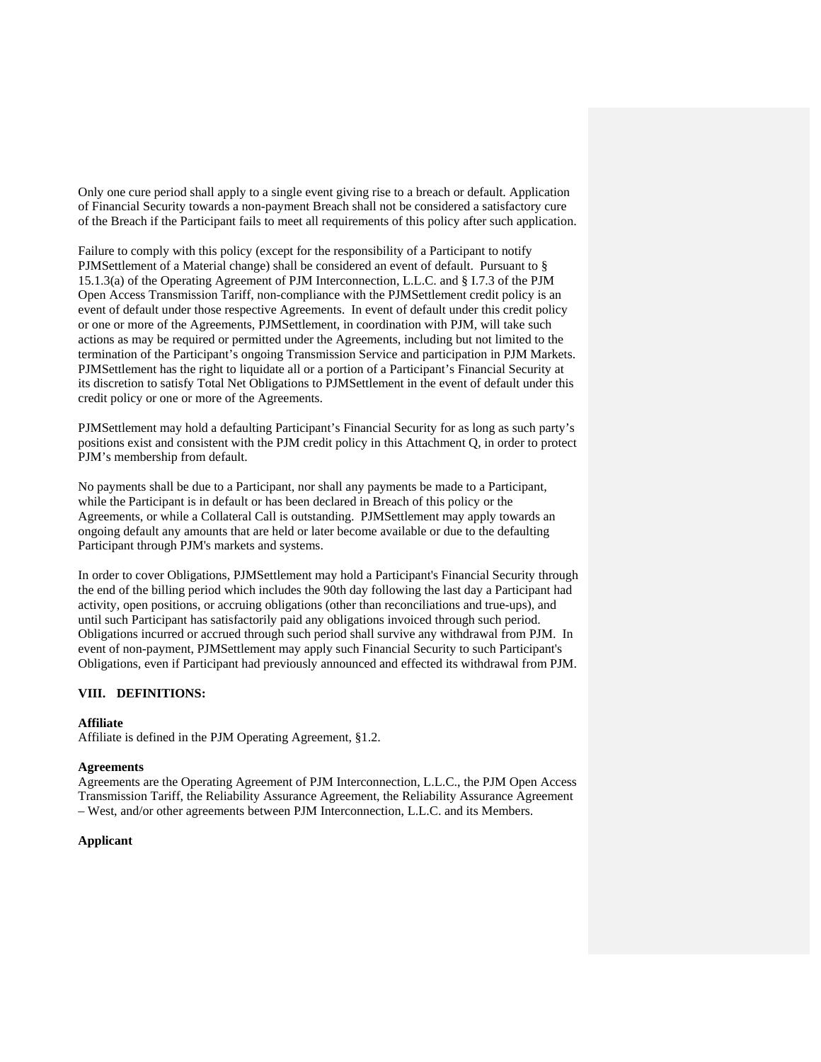Only one cure period shall apply to a single event giving rise to a breach or default. Application of Financial Security towards a non-payment Breach shall not be considered a satisfactory cure of the Breach if the Participant fails to meet all requirements of this policy after such application.

Failure to comply with this policy (except for the responsibility of a Participant to notify PJMSettlement of a Material change) shall be considered an event of default. Pursuant to § 15.1.3(a) of the Operating Agreement of PJM Interconnection, L.L.C. and § I.7.3 of the PJM Open Access Transmission Tariff, non-compliance with the PJMSettlement credit policy is an event of default under those respective Agreements. In event of default under this credit policy or one or more of the Agreements, PJMSettlement, in coordination with PJM, will take such actions as may be required or permitted under the Agreements, including but not limited to the termination of the Participant's ongoing Transmission Service and participation in PJM Markets. PJMSettlement has the right to liquidate all or a portion of a Participant's Financial Security at its discretion to satisfy Total Net Obligations to PJMSettlement in the event of default under this credit policy or one or more of the Agreements.

PJMSettlement may hold a defaulting Participant's Financial Security for as long as such party's positions exist and consistent with the PJM credit policy in this Attachment Q, in order to protect PJM's membership from default.

No payments shall be due to a Participant, nor shall any payments be made to a Participant, while the Participant is in default or has been declared in Breach of this policy or the Agreements, or while a Collateral Call is outstanding. PJMSettlement may apply towards an ongoing default any amounts that are held or later become available or due to the defaulting Participant through PJM's markets and systems.

In order to cover Obligations, PJMSettlement may hold a Participant's Financial Security through the end of the billing period which includes the 90th day following the last day a Participant had activity, open positions, or accruing obligations (other than reconciliations and true-ups), and until such Participant has satisfactorily paid any obligations invoiced through such period. Obligations incurred or accrued through such period shall survive any withdrawal from PJM. In event of non-payment, PJMSettlement may apply such Financial Security to such Participant's Obligations, even if Participant had previously announced and effected its withdrawal from PJM.

## VIII. DEFINITIONS:

**Affiliate**
Affiliate is defined in the PJM Operating Agreement, §1.2.

**Agreements**
Agreements are the Operating Agreement of PJM Interconnection, L.L.C., the PJM Open Access Transmission Tariff, the Reliability Assurance Agreement, the Reliability Assurance Agreement – West, and/or other agreements between PJM Interconnection, L.L.C. and its Members.

**Applicant**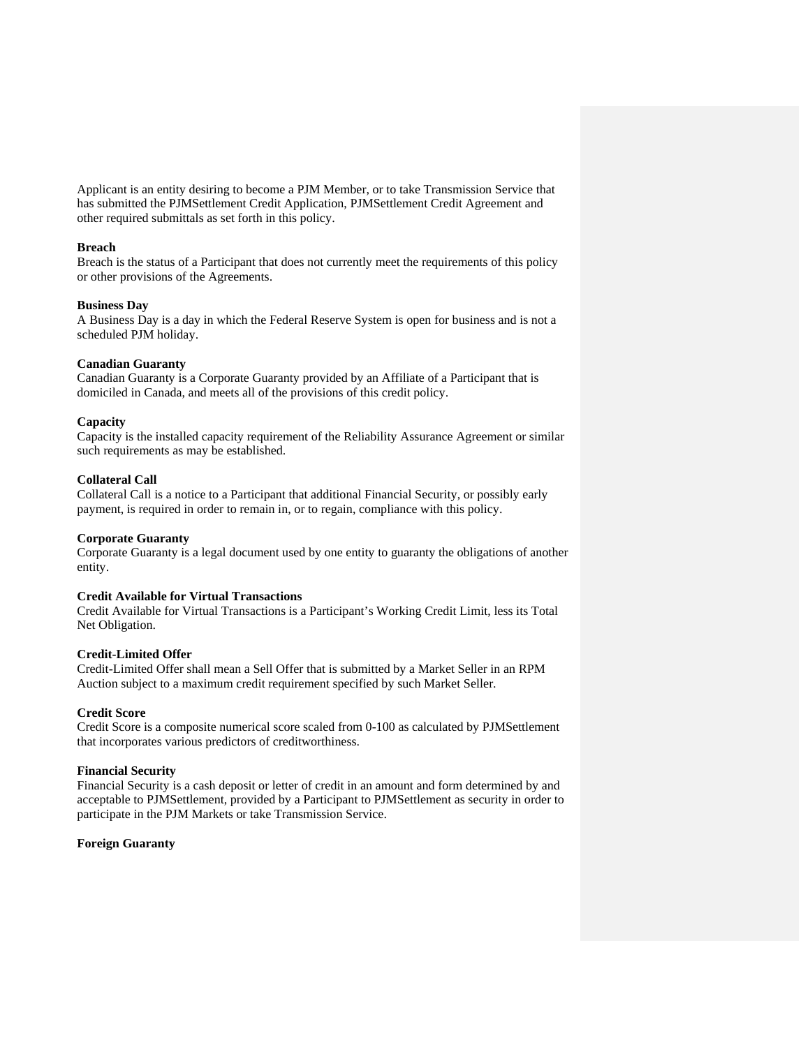Applicant is an entity desiring to become a PJM Member, or to take Transmission Service that has submitted the PJMSettlement Credit Application, PJMSettlement Credit Agreement and other required submittals as set forth in this policy.

**Breach**

Breach is the status of a Participant that does not currently meet the requirements of this policy or other provisions of the Agreements.

**Business Day**

A Business Day is a day in which the Federal Reserve System is open for business and is not a scheduled PJM holiday.

**Canadian Guaranty**

Canadian Guaranty is a Corporate Guaranty provided by an Affiliate of a Participant that is domiciled in Canada, and meets all of the provisions of this credit policy.

**Capacity**

Capacity is the installed capacity requirement of the Reliability Assurance Agreement or similar such requirements as may be established.

**Collateral Call**

Collateral Call is a notice to a Participant that additional Financial Security, or possibly early payment, is required in order to remain in, or to regain, compliance with this policy.

**Corporate Guaranty**

Corporate Guaranty is a legal document used by one entity to guaranty the obligations of another entity.

**Credit Available for Virtual Transactions**

Credit Available for Virtual Transactions is a Participant's Working Credit Limit, less its Total Net Obligation.

**Credit-Limited Offer**

Credit-Limited Offer shall mean a Sell Offer that is submitted by a Market Seller in an RPM Auction subject to a maximum credit requirement specified by such Market Seller.

**Credit Score**

Credit Score is a composite numerical score scaled from 0-100 as calculated by PJMSettlement that incorporates various predictors of creditworthiness.

**Financial Security**

Financial Security is a cash deposit or letter of credit in an amount and form determined by and acceptable to PJMSettlement, provided by a Participant to PJMSettlement as security in order to participate in the PJM Markets or take Transmission Service.

**Foreign Guaranty**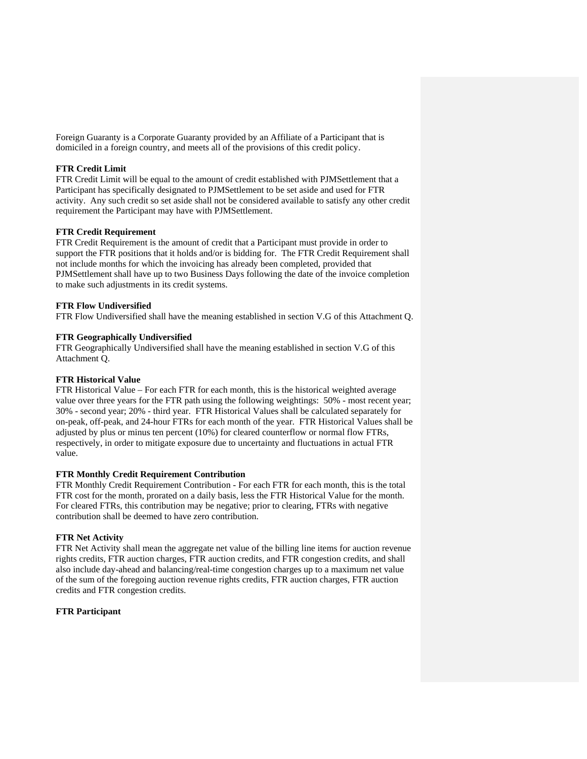Foreign Guaranty is a Corporate Guaranty provided by an Affiliate of a Participant that is domiciled in a foreign country, and meets all of the provisions of this credit policy.

**FTR Credit Limit**

FTR Credit Limit will be equal to the amount of credit established with PJMSettlement that a Participant has specifically designated to PJMSettlement to be set aside and used for FTR activity. Any such credit so set aside shall not be considered available to satisfy any other credit requirement the Participant may have with PJMSettlement.

**FTR Credit Requirement**

FTR Credit Requirement is the amount of credit that a Participant must provide in order to support the FTR positions that it holds and/or is bidding for. The FTR Credit Requirement shall not include months for which the invoicing has already been completed, provided that PJMSettlement shall have up to two Business Days following the date of the invoice completion to make such adjustments in its credit systems.

**FTR Flow Undiversified**

FTR Flow Undiversified shall have the meaning established in section V.G of this Attachment Q.

**FTR Geographically Undiversified**

FTR Geographically Undiversified shall have the meaning established in section V.G of this Attachment Q.

**FTR Historical Value**

FTR Historical Value – For each FTR for each month, this is the historical weighted average value over three years for the FTR path using the following weightings: 50% - most recent year; 30% - second year; 20% - third year. FTR Historical Values shall be calculated separately for on-peak, off-peak, and 24-hour FTRs for each month of the year. FTR Historical Values shall be adjusted by plus or minus ten percent (10%) for cleared counterflow or normal flow FTRs, respectively, in order to mitigate exposure due to uncertainty and fluctuations in actual FTR value.

**FTR Monthly Credit Requirement Contribution**

FTR Monthly Credit Requirement Contribution - For each FTR for each month, this is the total FTR cost for the month, prorated on a daily basis, less the FTR Historical Value for the month. For cleared FTRs, this contribution may be negative; prior to clearing, FTRs with negative contribution shall be deemed to have zero contribution.

**FTR Net Activity**

FTR Net Activity shall mean the aggregate net value of the billing line items for auction revenue rights credits, FTR auction charges, FTR auction credits, and FTR congestion credits, and shall also include day-ahead and balancing/real-time congestion charges up to a maximum net value of the sum of the foregoing auction revenue rights credits, FTR auction charges, FTR auction credits and FTR congestion credits.

**FTR Participant**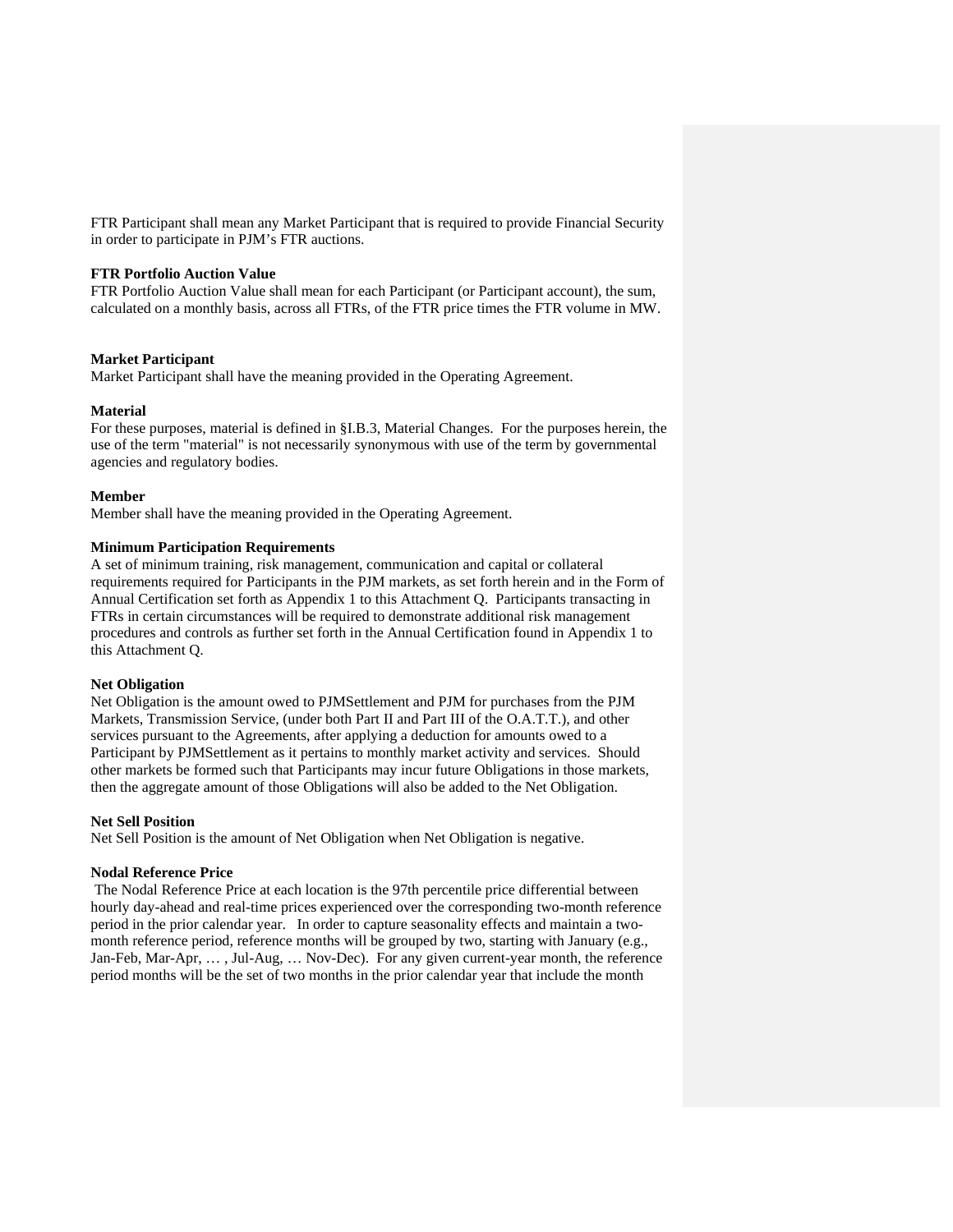FTR Participant shall mean any Market Participant that is required to provide Financial Security in order to participate in PJM's FTR auctions.

**FTR Portfolio Auction Value**

FTR Portfolio Auction Value shall mean for each Participant (or Participant account), the sum, calculated on a monthly basis, across all FTRs, of the FTR price times the FTR volume in MW.

**Market Participant**

Market Participant shall have the meaning provided in the Operating Agreement.

**Material**

For these purposes, material is defined in §I.B.3, Material Changes. For the purposes herein, the use of the term "material" is not necessarily synonymous with use of the term by governmental agencies and regulatory bodies.

**Member**

Member shall have the meaning provided in the Operating Agreement.

**Minimum Participation Requirements**

A set of minimum training, risk management, communication and capital or collateral requirements required for Participants in the PJM markets, as set forth herein and in the Form of Annual Certification set forth as Appendix 1 to this Attachment Q. Participants transacting in FTRs in certain circumstances will be required to demonstrate additional risk management procedures and controls as further set forth in the Annual Certification found in Appendix 1 to this Attachment Q.

**Net Obligation**

Net Obligation is the amount owed to PJMSettlement and PJM for purchases from the PJM Markets, Transmission Service, (under both Part II and Part III of the O.A.T.T.), and other services pursuant to the Agreements, after applying a deduction for amounts owed to a Participant by PJMSettlement as it pertains to monthly market activity and services. Should other markets be formed such that Participants may incur future Obligations in those markets, then the aggregate amount of those Obligations will also be added to the Net Obligation.

**Net Sell Position**

Net Sell Position is the amount of Net Obligation when Net Obligation is negative.

**Nodal Reference Price**

The Nodal Reference Price at each location is the 97th percentile price differential between hourly day-ahead and real-time prices experienced over the corresponding two-month reference period in the prior calendar year. In order to capture seasonality effects and maintain a two-month reference period, reference months will be grouped by two, starting with January (e.g., Jan-Feb, Mar-Apr, … , Jul-Aug, … Nov-Dec). For any given current-year month, the reference period months will be the set of two months in the prior calendar year that include the month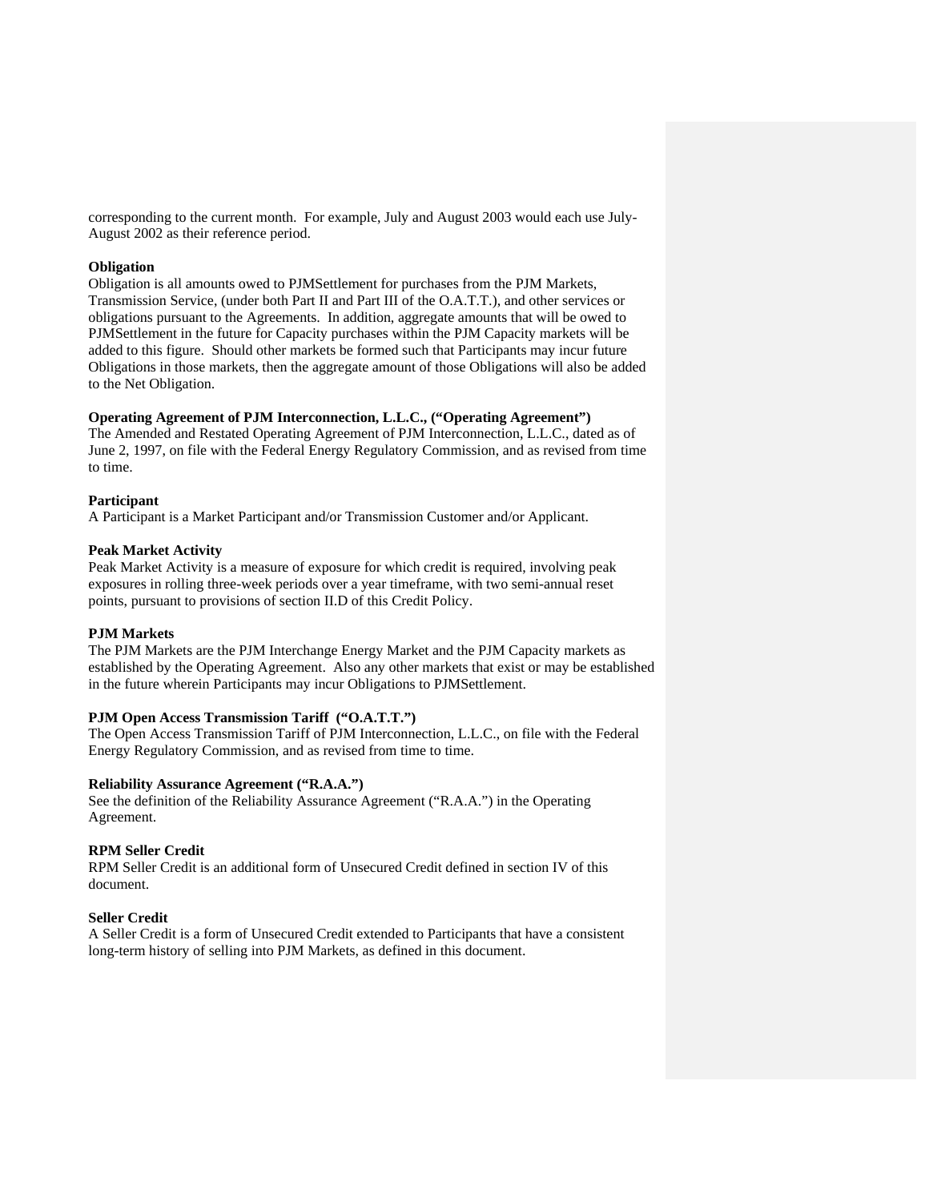corresponding to the current month. For example, July and August 2003 would each use July-August 2002 as their reference period.

**Obligation**

Obligation is all amounts owed to PJMSettlement for purchases from the PJM Markets, Transmission Service, (under both Part II and Part III of the O.A.T.T.), and other services or obligations pursuant to the Agreements. In addition, aggregate amounts that will be owed to PJMSettlement in the future for Capacity purchases within the PJM Capacity markets will be added to this figure. Should other markets be formed such that Participants may incur future Obligations in those markets, then the aggregate amount of those Obligations will also be added to the Net Obligation.

**Operating Agreement of PJM Interconnection, L.L.C., ("Operating Agreement")**

The Amended and Restated Operating Agreement of PJM Interconnection, L.L.C., dated as of June 2, 1997, on file with the Federal Energy Regulatory Commission, and as revised from time to time.

**Participant**

A Participant is a Market Participant and/or Transmission Customer and/or Applicant.

**Peak Market Activity**

Peak Market Activity is a measure of exposure for which credit is required, involving peak exposures in rolling three-week periods over a year timeframe, with two semi-annual reset points, pursuant to provisions of section II.D of this Credit Policy.

**PJM Markets**

The PJM Markets are the PJM Interchange Energy Market and the PJM Capacity markets as established by the Operating Agreement. Also any other markets that exist or may be established in the future wherein Participants may incur Obligations to PJMSettlement.

**PJM Open Access Transmission Tariff ("O.A.T.T.")**

The Open Access Transmission Tariff of PJM Interconnection, L.L.C., on file with the Federal Energy Regulatory Commission, and as revised from time to time.

**Reliability Assurance Agreement ("R.A.A.")**

See the definition of the Reliability Assurance Agreement ("R.A.A.") in the Operating Agreement.

**RPM Seller Credit**

RPM Seller Credit is an additional form of Unsecured Credit defined in section IV of this document.

**Seller Credit**

A Seller Credit is a form of Unsecured Credit extended to Participants that have a consistent long-term history of selling into PJM Markets, as defined in this document.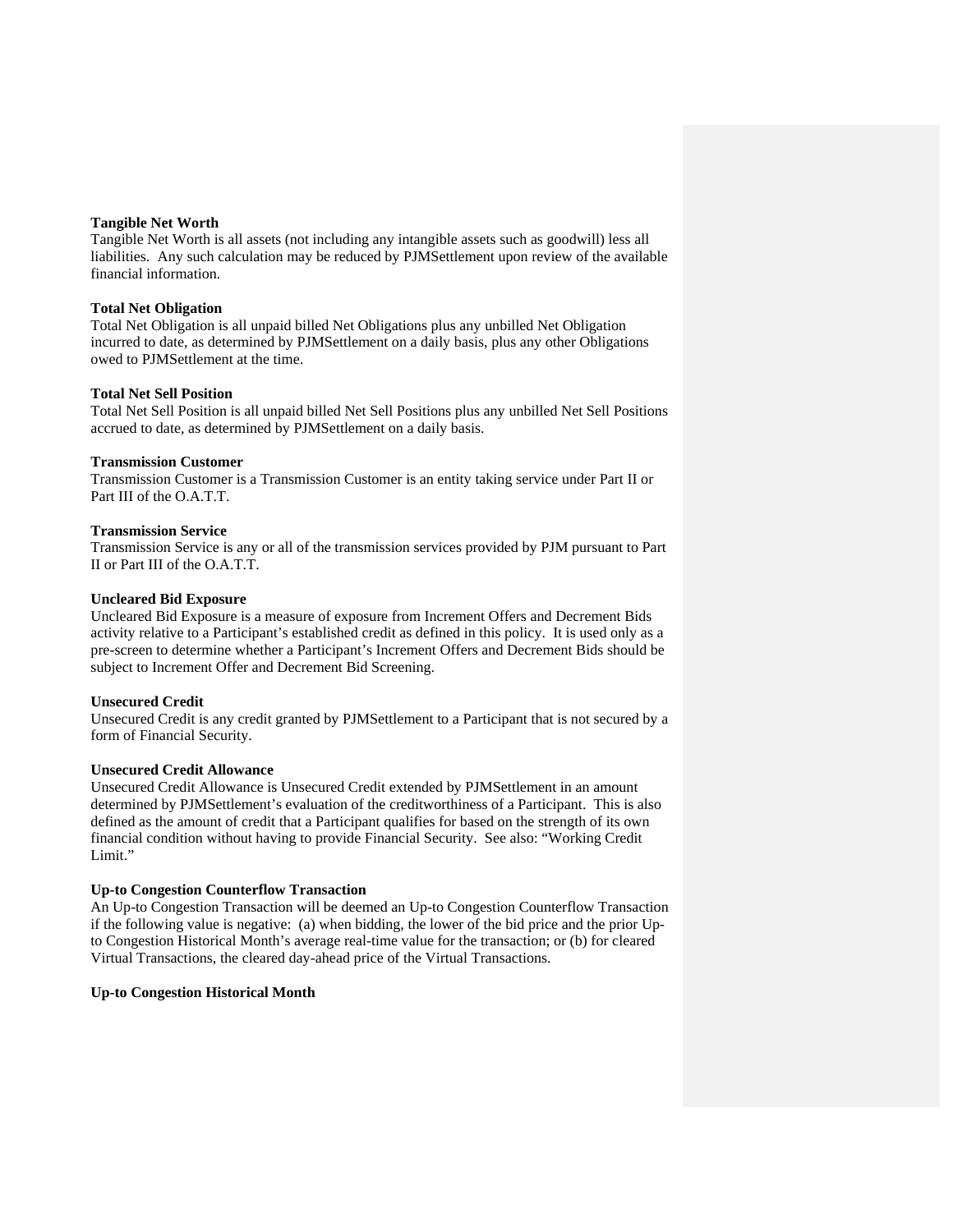**Tangible Net Worth**

Tangible Net Worth is all assets (not including any intangible assets such as goodwill) less all liabilities. Any such calculation may be reduced by PJMSettlement upon review of the available financial information.

**Total Net Obligation**

Total Net Obligation is all unpaid billed Net Obligations plus any unbilled Net Obligation incurred to date, as determined by PJMSettlement on a daily basis, plus any other Obligations owed to PJMSettlement at the time.

**Total Net Sell Position**

Total Net Sell Position is all unpaid billed Net Sell Positions plus any unbilled Net Sell Positions accrued to date, as determined by PJMSettlement on a daily basis.

**Transmission Customer**

Transmission Customer is a Transmission Customer is an entity taking service under Part II or Part III of the O.A.T.T.

**Transmission Service**

Transmission Service is any or all of the transmission services provided by PJM pursuant to Part II or Part III of the O.A.T.T.

**Uncleared Bid Exposure**

Uncleared Bid Exposure is a measure of exposure from Increment Offers and Decrement Bids activity relative to a Participant's established credit as defined in this policy. It is used only as a pre-screen to determine whether a Participant's Increment Offers and Decrement Bids should be subject to Increment Offer and Decrement Bid Screening.

**Unsecured Credit**

Unsecured Credit is any credit granted by PJMSettlement to a Participant that is not secured by a form of Financial Security.

**Unsecured Credit Allowance**

Unsecured Credit Allowance is Unsecured Credit extended by PJMSettlement in an amount determined by PJMSettlement's evaluation of the creditworthiness of a Participant. This is also defined as the amount of credit that a Participant qualifies for based on the strength of its own financial condition without having to provide Financial Security. See also: "Working Credit Limit."

**Up-to Congestion Counterflow Transaction**

An Up-to Congestion Transaction will be deemed an Up-to Congestion Counterflow Transaction if the following value is negative: (a) when bidding, the lower of the bid price and the prior Up-to Congestion Historical Month's average real-time value for the transaction; or (b) for cleared Virtual Transactions, the cleared day-ahead price of the Virtual Transactions.

**Up-to Congestion Historical Month**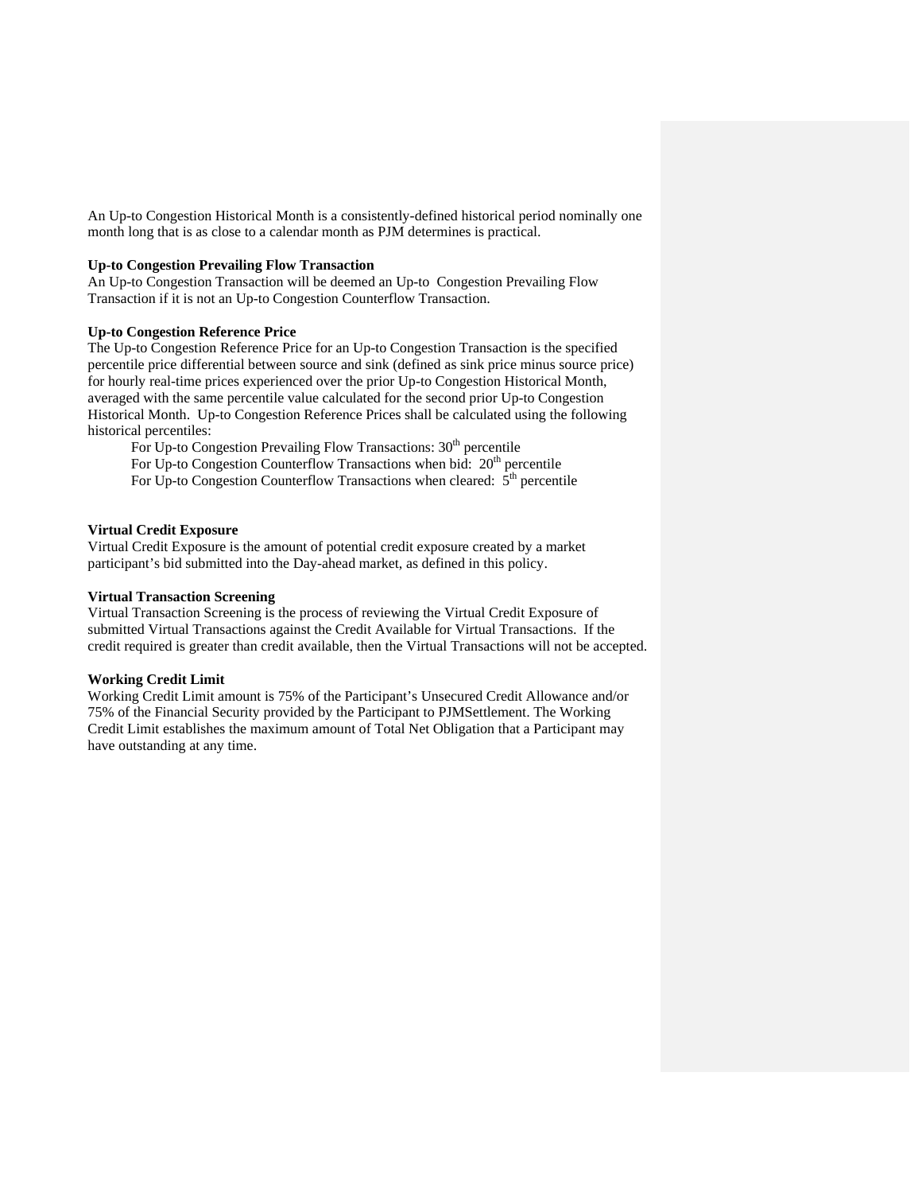An Up-to Congestion Historical Month is a consistently-defined historical period nominally one month long that is as close to a calendar month as PJM determines is practical.

**Up-to Congestion Prevailing Flow Transaction**

An Up-to Congestion Transaction will be deemed an Up-to Congestion Prevailing Flow Transaction if it is not an Up-to Congestion Counterflow Transaction.

**Up-to Congestion Reference Price**

The Up-to Congestion Reference Price for an Up-to Congestion Transaction is the specified percentile price differential between source and sink (defined as sink price minus source price) for hourly real-time prices experienced over the prior Up-to Congestion Historical Month, averaged with the same percentile value calculated for the second prior Up-to Congestion Historical Month. Up-to Congestion Reference Prices shall be calculated using the following historical percentiles:

For Up-to Congestion Prevailing Flow Transactions: $30^{th}$ percentile
For Up-to Congestion Counterflow Transactions when bid: $20^{th}$ percentile
For Up-to Congestion Counterflow Transactions when cleared: $5^{th}$ percentile

**Virtual Credit Exposure**

Virtual Credit Exposure is the amount of potential credit exposure created by a market participant's bid submitted into the Day-ahead market, as defined in this policy.

**Virtual Transaction Screening**

Virtual Transaction Screening is the process of reviewing the Virtual Credit Exposure of submitted Virtual Transactions against the Credit Available for Virtual Transactions. If the credit required is greater than credit available, then the Virtual Transactions will not be accepted.

**Working Credit Limit**

Working Credit Limit amount is 75% of the Participant's Unsecured Credit Allowance and/or 75% of the Financial Security provided by the Participant to PJMSettlement. The Working Credit Limit establishes the maximum amount of Total Net Obligation that a Participant may have outstanding at any time.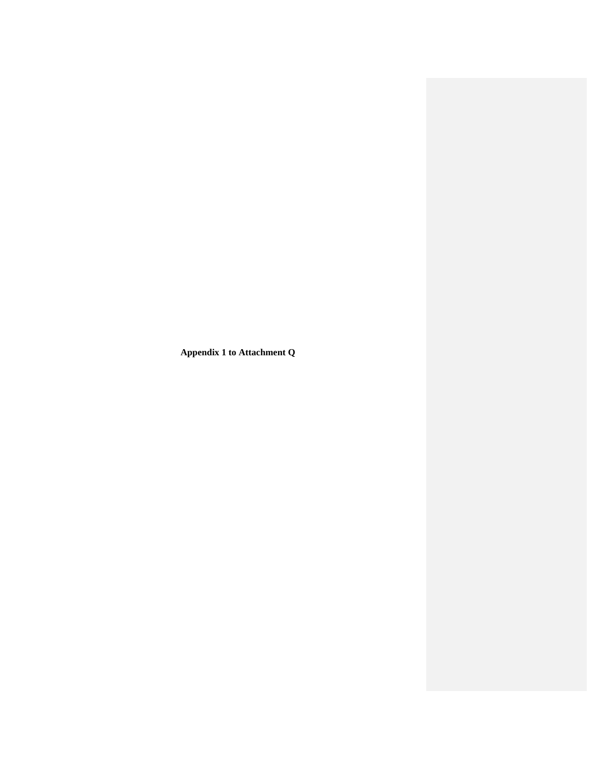**Appendix 1 to Attachment Q**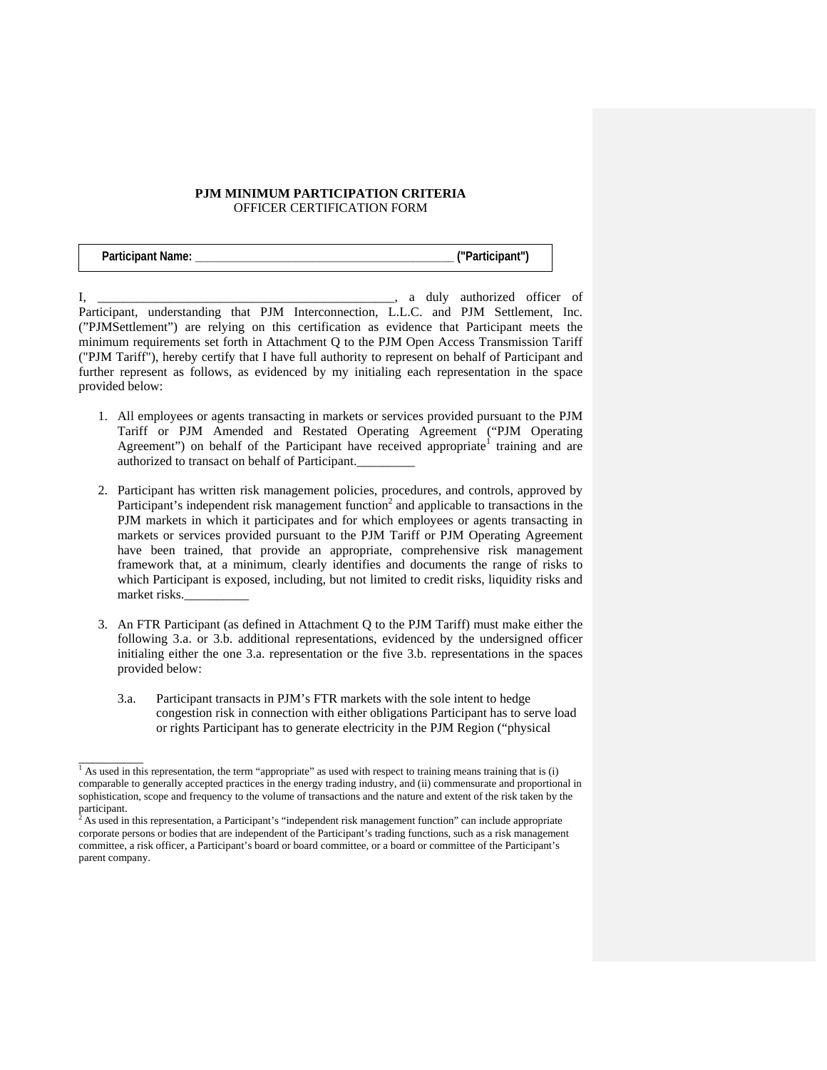**PJM MINIMUM PARTICIPATION CRITERIA**
OFFICER CERTIFICATION FORM

| **Participant Name: ________________________________________ ("Participant")** |
|---|

I, _____________________________________________, a duly authorized officer of Participant, understanding that PJM Interconnection, L.L.C. and PJM Settlement, Inc. ("PJMSettlement") are relying on this certification as evidence that Participant meets the minimum requirements set forth in Attachment Q to the PJM Open Access Transmission Tariff ("PJM Tariff"), hereby certify that I have full authority to represent on behalf of Participant and further represent as follows, as evidenced by my initialing each representation in the space provided below:

1. All employees or agents transacting in markets or services provided pursuant to the PJM Tariff or PJM Amended and Restated Operating Agreement ("PJM Operating Agreement") on behalf of the Participant have received appropriate[1] training and are authorized to transact on behalf of Participant._________

2. Participant has written risk management policies, procedures, and controls, approved by Participant's independent risk management function[2] and applicable to transactions in the PJM markets in which it participates and for which employees or agents transacting in markets or services provided pursuant to the PJM Tariff or PJM Operating Agreement have been trained, that provide an appropriate, comprehensive risk management framework that, at a minimum, clearly identifies and documents the range of risks to which Participant is exposed, including, but not limited to credit risks, liquidity risks and market risks.__________

3. An FTR Participant (as defined in Attachment Q to the PJM Tariff) must make either the following 3.a. or 3.b. additional representations, evidenced by the undersigned officer initialing either the one 3.a. representation or the five 3.b. representations in the spaces provided below:

   3.a. Participant transacts in PJM's FTR markets with the sole intent to hedge congestion risk in connection with either obligations Participant has to serve load or rights Participant has to generate electricity in the PJM Region ("physical

---

[1] As used in this representation, the term "appropriate" as used with respect to training means training that is (i) comparable to generally accepted practices in the energy trading industry, and (ii) commensurate and proportional in sophistication, scope and frequency to the volume of transactions and the nature and extent of the risk taken by the participant.

[2] As used in this representation, a Participant's "independent risk management function" can include appropriate corporate persons or bodies that are independent of the Participant's trading functions, such as a risk management committee, a risk officer, a Participant's board or board committee, or a board or committee of the Participant's parent company.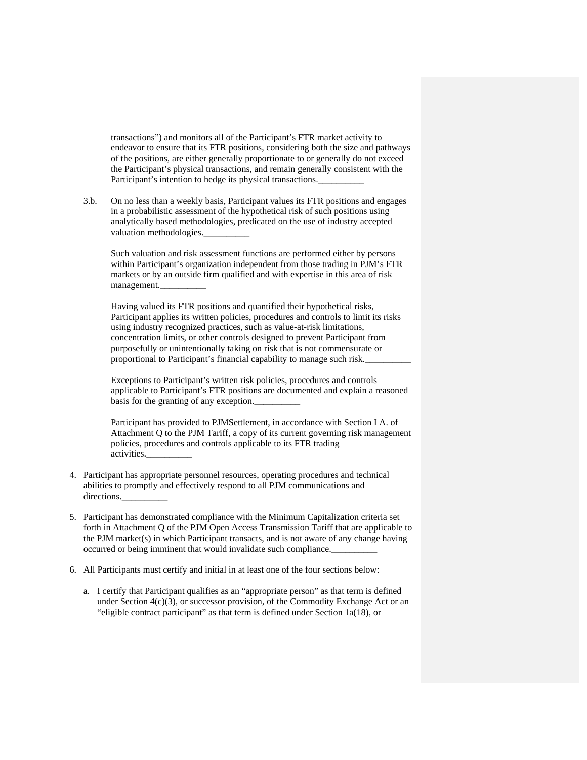transactions") and monitors all of the Participant's FTR market activity to endeavor to ensure that its FTR positions, considering both the size and pathways of the positions, are either generally proportionate to or generally do not exceed the Participant's physical transactions, and remain generally consistent with the Participant's intention to hedge its physical transactions.__________

3.b. On no less than a weekly basis, Participant values its FTR positions and engages in a probabilistic assessment of the hypothetical risk of such positions using analytically based methodologies, predicated on the use of industry accepted valuation methodologies.__________

Such valuation and risk assessment functions are performed either by persons within Participant's organization independent from those trading in PJM's FTR markets or by an outside firm qualified and with expertise in this area of risk management.__________

Having valued its FTR positions and quantified their hypothetical risks, Participant applies its written policies, procedures and controls to limit its risks using industry recognized practices, such as value-at-risk limitations, concentration limits, or other controls designed to prevent Participant from purposefully or unintentionally taking on risk that is not commensurate or proportional to Participant's financial capability to manage such risk.__________

Exceptions to Participant's written risk policies, procedures and controls applicable to Participant's FTR positions are documented and explain a reasoned basis for the granting of any exception.__________

Participant has provided to PJMSettlement, in accordance with Section I A. of Attachment Q to the PJM Tariff, a copy of its current governing risk management policies, procedures and controls applicable to its FTR trading activities.__________

4. Participant has appropriate personnel resources, operating procedures and technical abilities to promptly and effectively respond to all PJM communications and directions.__________

5. Participant has demonstrated compliance with the Minimum Capitalization criteria set forth in Attachment Q of the PJM Open Access Transmission Tariff that are applicable to the PJM market(s) in which Participant transacts, and is not aware of any change having occurred or being imminent that would invalidate such compliance.__________

6. All Participants must certify and initial in at least one of the four sections below:

   a. I certify that Participant qualifies as an "appropriate person" as that term is defined under Section 4(c)(3), or successor provision, of the Commodity Exchange Act or an "eligible contract participant" as that term is defined under Section 1a(18), or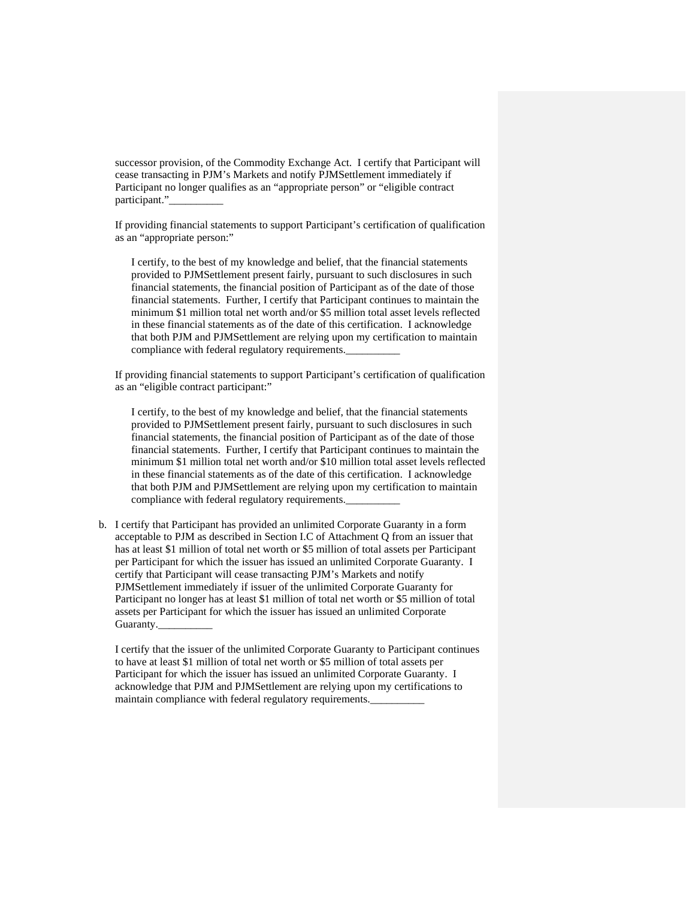successor provision, of the Commodity Exchange Act. I certify that Participant will cease transacting in PJM's Markets and notify PJMSettlement immediately if Participant no longer qualifies as an "appropriate person" or "eligible contract participant."__________

If providing financial statements to support Participant's certification of qualification as an "appropriate person:"

> I certify, to the best of my knowledge and belief, that the financial statements provided to PJMSettlement present fairly, pursuant to such disclosures in such financial statements, the financial position of Participant as of the date of those financial statements. Further, I certify that Participant continues to maintain the minimum $1 million total net worth and/or $5 million total asset levels reflected in these financial statements as of the date of this certification. I acknowledge that both PJM and PJMSettlement are relying upon my certification to maintain compliance with federal regulatory requirements.__________

If providing financial statements to support Participant's certification of qualification as an "eligible contract participant:"

> I certify, to the best of my knowledge and belief, that the financial statements provided to PJMSettlement present fairly, pursuant to such disclosures in such financial statements, the financial position of Participant as of the date of those financial statements. Further, I certify that Participant continues to maintain the minimum $1 million total net worth and/or $10 million total asset levels reflected in these financial statements as of the date of this certification. I acknowledge that both PJM and PJMSettlement are relying upon my certification to maintain compliance with federal regulatory requirements.__________

b. I certify that Participant has provided an unlimited Corporate Guaranty in a form acceptable to PJM as described in Section I.C of Attachment Q from an issuer that has at least $1 million of total net worth or $5 million of total assets per Participant per Participant for which the issuer has issued an unlimited Corporate Guaranty. I certify that Participant will cease transacting PJM's Markets and notify PJMSettlement immediately if issuer of the unlimited Corporate Guaranty for Participant no longer has at least $1 million of total net worth or $5 million of total assets per Participant for which the issuer has issued an unlimited Corporate Guaranty.__________

   I certify that the issuer of the unlimited Corporate Guaranty to Participant continues to have at least $1 million of total net worth or $5 million of total assets per Participant for which the issuer has issued an unlimited Corporate Guaranty. I acknowledge that PJM and PJMSettlement are relying upon my certifications to maintain compliance with federal regulatory requirements.__________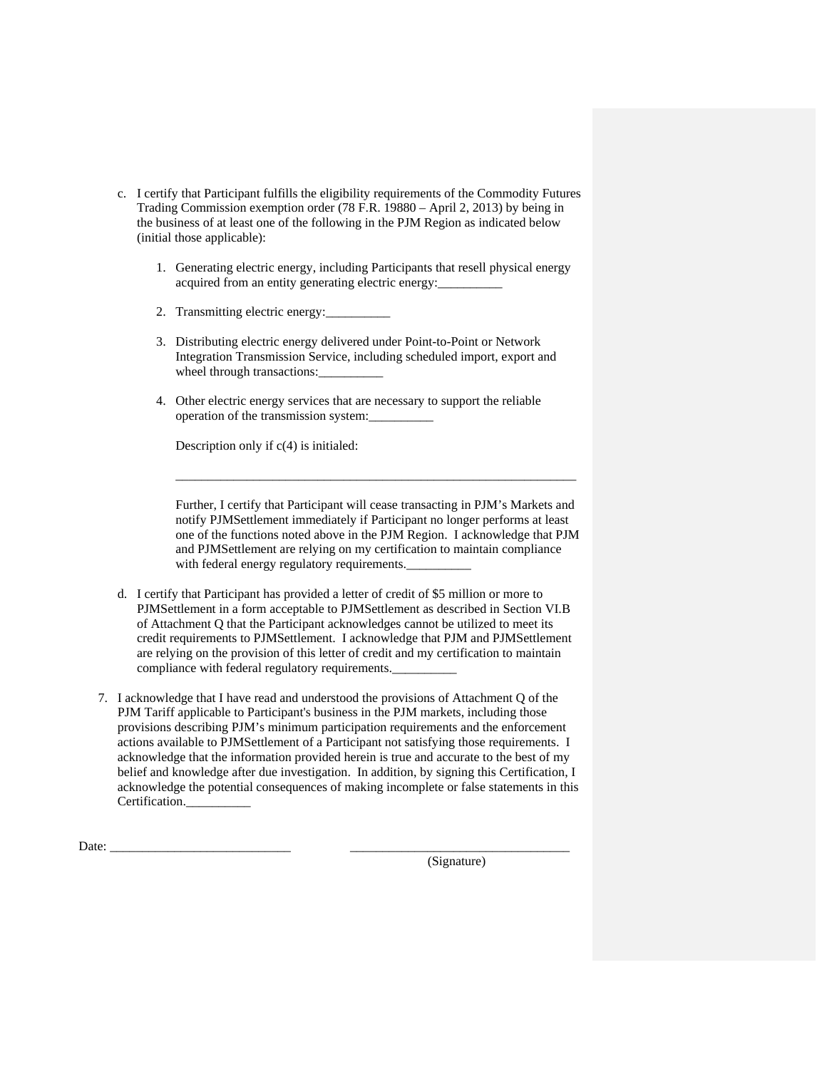c. I certify that Participant fulfills the eligibility requirements of the Commodity Futures Trading Commission exemption order (78 F.R. 19880 – April 2, 2013) by being in the business of at least one of the following in the PJM Region as indicated below (initial those applicable):

   1. Generating electric energy, including Participants that resell physical energy acquired from an entity generating electric energy:__________

   2. Transmitting electric energy:__________

   3. Distributing electric energy delivered under Point-to-Point or Network Integration Transmission Service, including scheduled import, export and wheel through transactions:__________

   4. Other electric energy services that are necessary to support the reliable operation of the transmission system:__________

      Description only if c(4) is initialed:

      _________________________________________________________________

      Further, I certify that Participant will cease transacting in PJM's Markets and notify PJMSettlement immediately if Participant no longer performs at least one of the functions noted above in the PJM Region. I acknowledge that PJM and PJMSettlement are relying on my certification to maintain compliance with federal energy regulatory requirements.__________

d. I certify that Participant has provided a letter of credit of $5 million or more to PJMSettlement in a form acceptable to PJMSettlement as described in Section VI.B of Attachment Q that the Participant acknowledges cannot be utilized to meet its credit requirements to PJMSettlement. I acknowledge that PJM and PJMSettlement are relying on the provision of this letter of credit and my certification to maintain compliance with federal regulatory requirements.__________

7. I acknowledge that I have read and understood the provisions of Attachment Q of the PJM Tariff applicable to Participant's business in the PJM markets, including those provisions describing PJM's minimum participation requirements and the enforcement actions available to PJMSettlement of a Participant not satisfying those requirements. I acknowledge that the information provided herein is true and accurate to the best of my belief and knowledge after due investigation. In addition, by signing this Certification, I acknowledge the potential consequences of making incomplete or false statements in this Certification.__________

Date: ____________________________ ___________________________________
(Signature)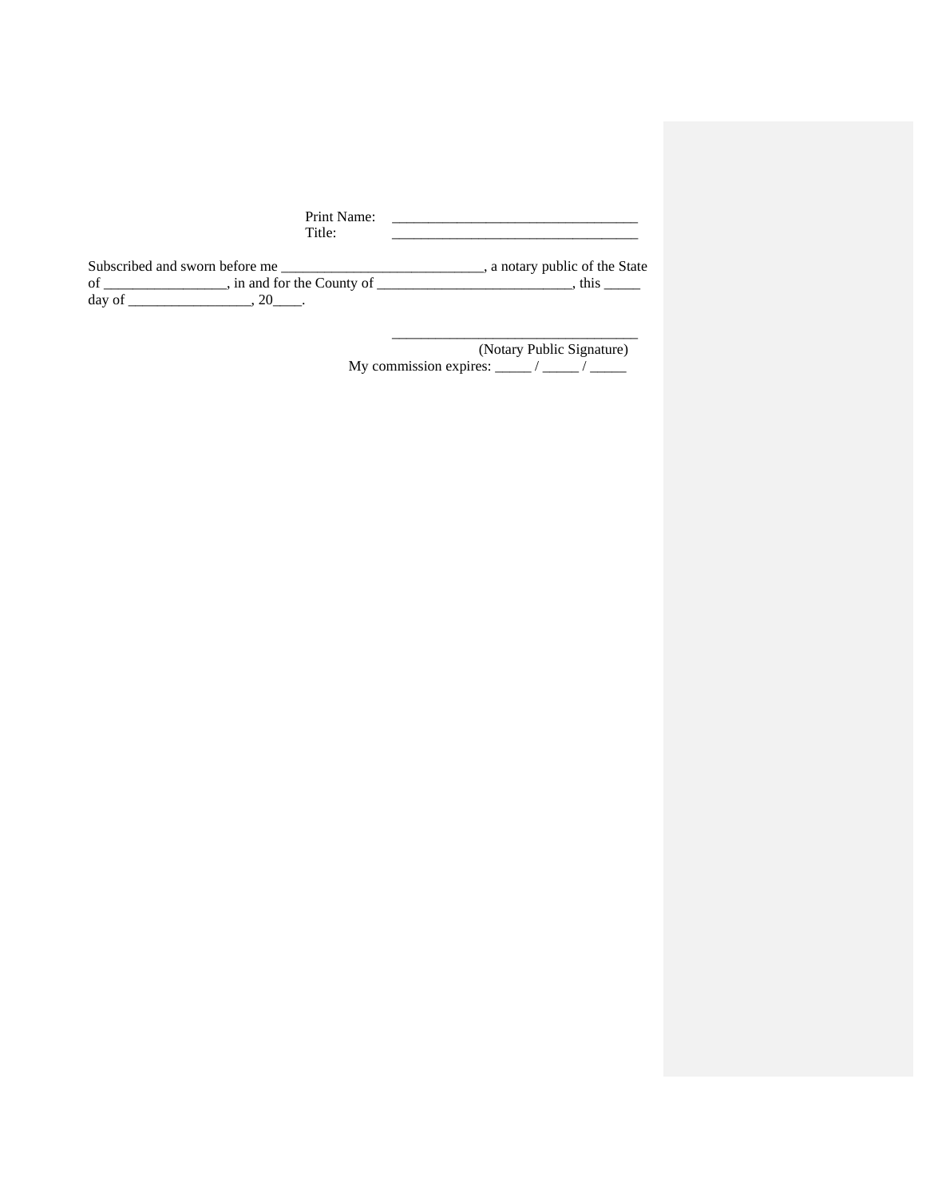Print Name: ___________________________________
Title: ___________________________________

Subscribed and sworn before me ____________________________, a notary public of the State of _________________, in and for the County of ___________________________, this _____ day of _________________, 20____.

___________________________________
(Notary Public Signature)
My commission expires: _____ / _____ / _____